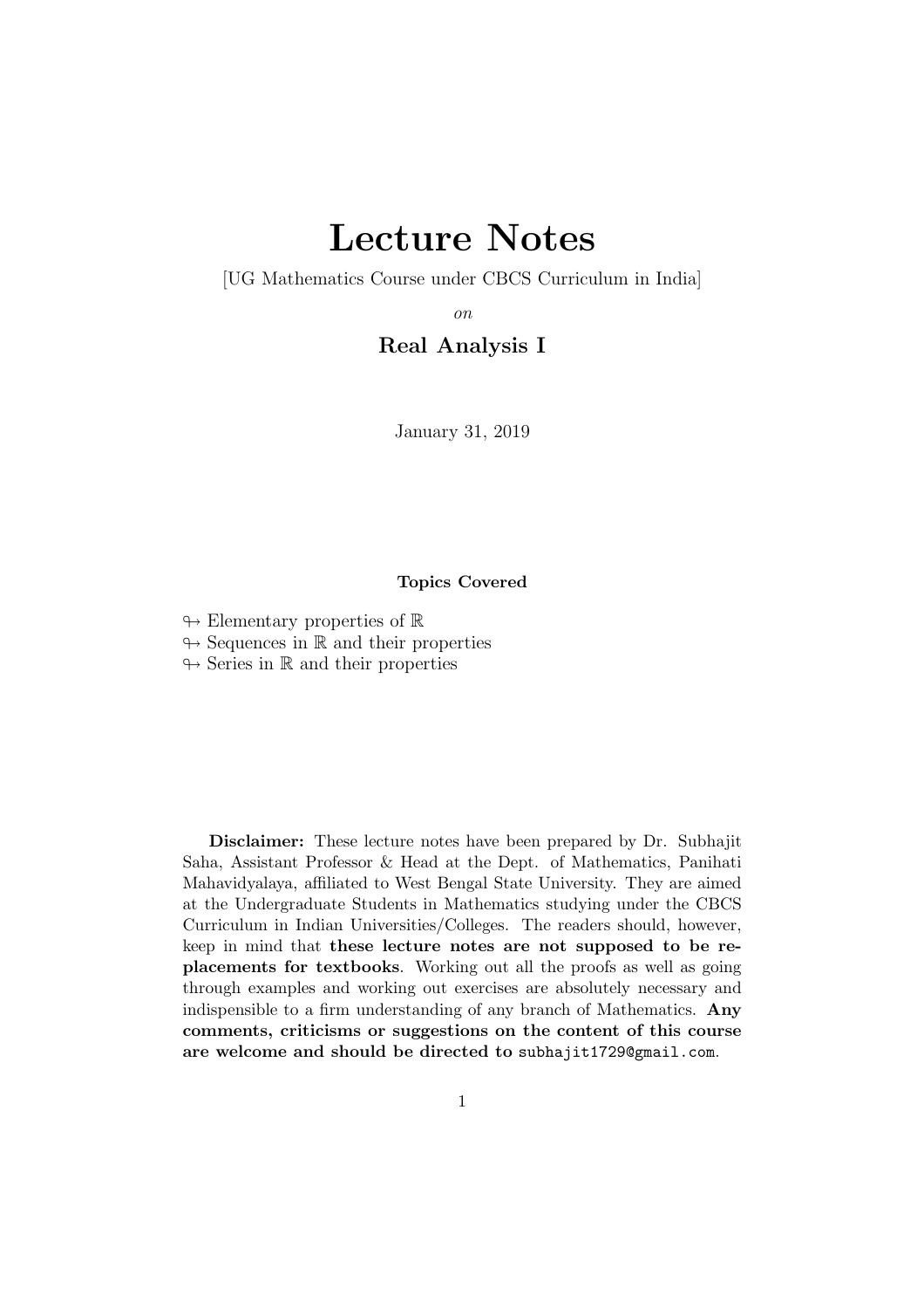# Lecture Notes

[UG Mathematics Course under CBCS Curriculum in India]

*on*

## Real Analysis I

January 31, 2019

**Topics Covered**

- Elementary properties of $\mathbb{R}$
- Sequences in $\mathbb{R}$ and their properties
- Series in $\mathbb{R}$ and their properties

**Disclaimer:** These lecture notes have been prepared by Dr. Subhajit Saha, Assistant Professor & Head at the Dept. of Mathematics, Panihati Mahavidyalaya, affiliated to West Bengal State University. They are aimed at the Undergraduate Students in Mathematics studying under the CBCS Curriculum in Indian Universities/Colleges. The readers should, however, keep in mind that **these lecture notes are not supposed to be replacements for textbooks**. Working out all the proofs as well as going through examples and working out exercises are absolutely necessary and indispensible to a firm understanding of any branch of Mathematics. **Any comments, criticisms or suggestions on the content of this course are welcome and should be directed to** `subhajit1729@gmail.com`.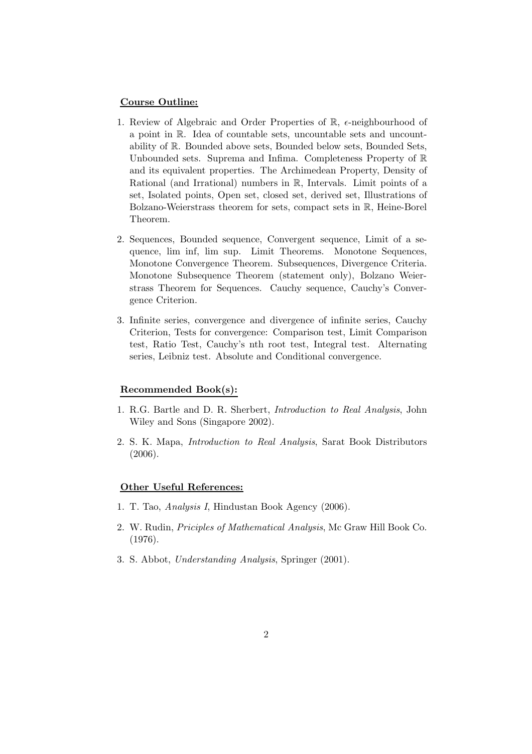**Course Outline:**

1. Review of Algebraic and Order Properties of $\mathbb{R}$, $\epsilon$-neighbourhood of a point in $\mathbb{R}$. Idea of countable sets, uncountable sets and uncountability of $\mathbb{R}$. Bounded above sets, Bounded below sets, Bounded Sets, Unbounded sets. Suprema and Infima. Completeness Property of $\mathbb{R}$ and its equivalent properties. The Archimedean Property, Density of Rational (and Irrational) numbers in $\mathbb{R}$, Intervals. Limit points of a set, Isolated points, Open set, closed set, derived set, Illustrations of Bolzano-Weierstrass theorem for sets, compact sets in $\mathbb{R}$, Heine-Borel Theorem.

2. Sequences, Bounded sequence, Convergent sequence, Limit of a sequence, lim inf, lim sup. Limit Theorems. Monotone Sequences, Monotone Convergence Theorem. Subsequences, Divergence Criteria. Monotone Subsequence Theorem (statement only), Bolzano Weierstrass Theorem for Sequences. Cauchy sequence, Cauchy's Convergence Criterion.

3. Infinite series, convergence and divergence of infinite series, Cauchy Criterion, Tests for convergence: Comparison test, Limit Comparison test, Ratio Test, Cauchy's nth root test, Integral test. Alternating series, Leibniz test. Absolute and Conditional convergence.

**Recommended Book(s):**

1. R.G. Bartle and D. R. Sherbert, *Introduction to Real Analysis*, John Wiley and Sons (Singapore 2002).

2. S. K. Mapa, *Introduction to Real Analysis*, Sarat Book Distributors (2006).

**Other Useful References:**

1. T. Tao, *Analysis I*, Hindustan Book Agency (2006).

2. W. Rudin, *Priciples of Mathematical Analysis*, Mc Graw Hill Book Co. (1976).

3. S. Abbot, *Understanding Analysis*, Springer (2001).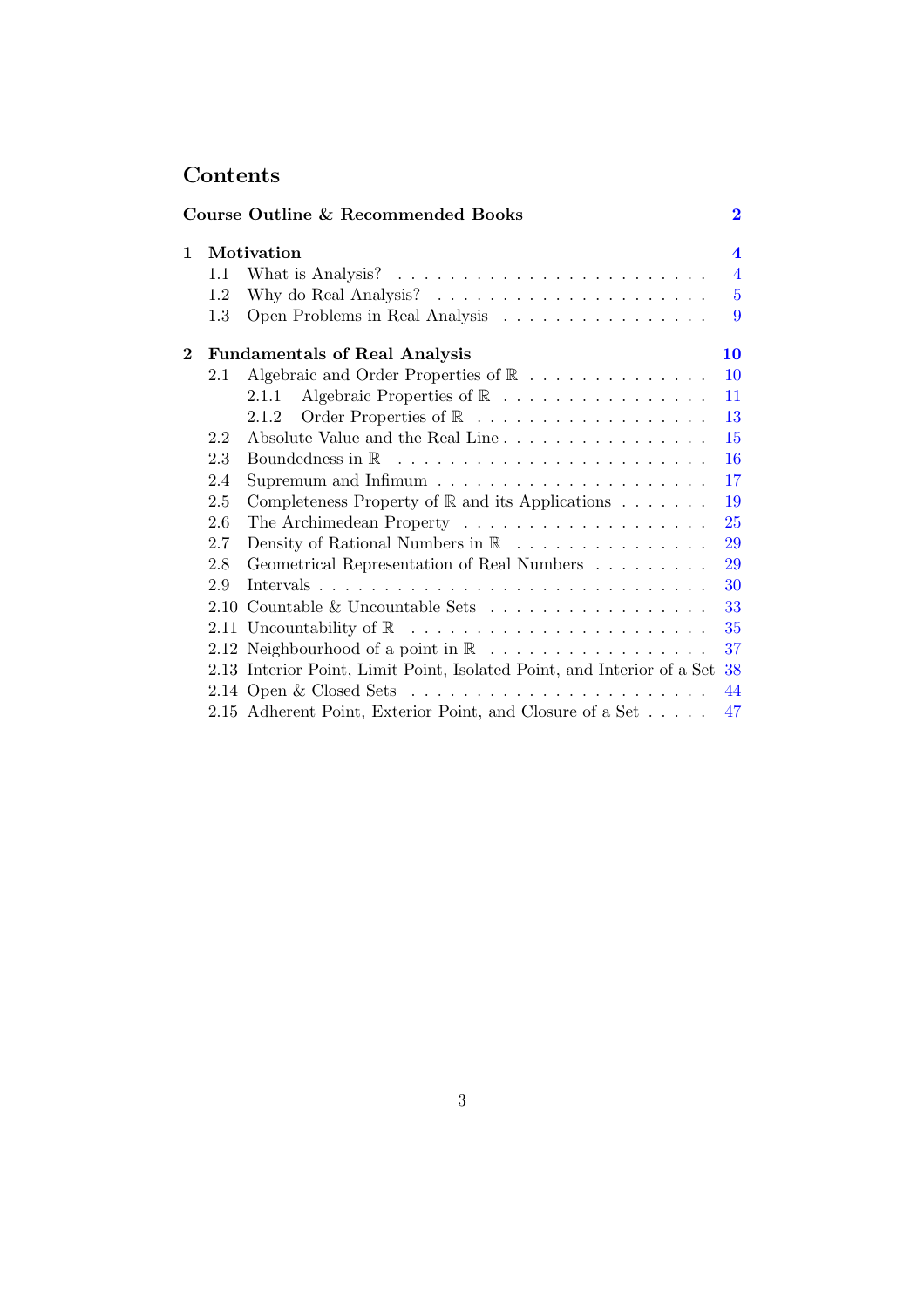# Contents

**Course Outline & Recommended Books** **2**

**1 Motivation** **4**
- 1.1 What is Analysis? 4
- 1.2 Why do Real Analysis? 5
- 1.3 Open Problems in Real Analysis 9

**2 Fundamentals of Real Analysis** **10**
- 2.1 Algebraic and Order Properties of $\mathbb{R}$ 10
  - 2.1.1 Algebraic Properties of $\mathbb{R}$ 11
  - 2.1.2 Order Properties of $\mathbb{R}$ 13
- 2.2 Absolute Value and the Real Line 15
- 2.3 Boundedness in $\mathbb{R}$ 16
- 2.4 Supremum and Infimum 17
- 2.5 Completeness Property of $\mathbb{R}$ and its Applications 19
- 2.6 The Archimedean Property 25
- 2.7 Density of Rational Numbers in $\mathbb{R}$ 29
- 2.8 Geometrical Representation of Real Numbers 29
- 2.9 Intervals 30
- 2.10 Countable & Uncountable Sets 33
- 2.11 Uncountability of $\mathbb{R}$ 35
- 2.12 Neighbourhood of a point in $\mathbb{R}$ 37
- 2.13 Interior Point, Limit Point, Isolated Point, and Interior of a Set 38
- 2.14 Open & Closed Sets 44
- 2.15 Adherent Point, Exterior Point, and Closure of a Set 47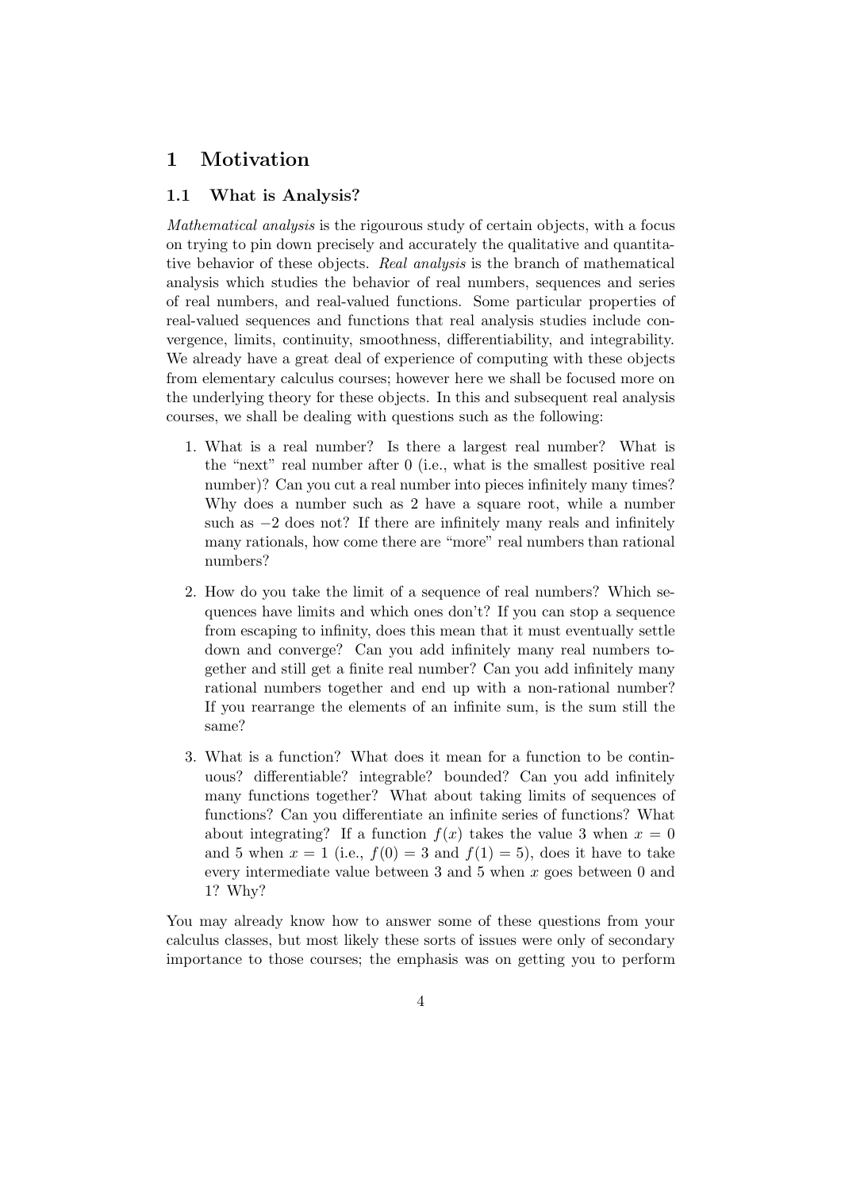# 1 Motivation

## 1.1 What is Analysis?

*Mathematical analysis* is the rigourous study of certain objects, with a focus on trying to pin down precisely and accurately the qualitative and quantitative behavior of these objects. *Real analysis* is the branch of mathematical analysis which studies the behavior of real numbers, sequences and series of real numbers, and real-valued functions. Some particular properties of real-valued sequences and functions that real analysis studies include convergence, limits, continuity, smoothness, differentiability, and integrability. We already have a great deal of experience of computing with these objects from elementary calculus courses; however here we shall be focused more on the underlying theory for these objects. In this and subsequent real analysis courses, we shall be dealing with questions such as the following:

1. What is a real number? Is there a largest real number? What is the "next" real number after 0 (i.e., what is the smallest positive real number)? Can you cut a real number into pieces infinitely many times? Why does a number such as 2 have a square root, while a number such as $-2$ does not? If there are infinitely many reals and infinitely many rationals, how come there are "more" real numbers than rational numbers?

2. How do you take the limit of a sequence of real numbers? Which sequences have limits and which ones don't? If you can stop a sequence from escaping to infinity, does this mean that it must eventually settle down and converge? Can you add infinitely many real numbers together and still get a finite real number? Can you add infinitely many rational numbers together and end up with a non-rational number? If you rearrange the elements of an infinite sum, is the sum still the same?

3. What is a function? What does it mean for a function to be continuous? differentiable? integrable? bounded? Can you add infinitely many functions together? What about taking limits of sequences of functions? Can you differentiate an infinite series of functions? What about integrating? If a function $f(x)$ takes the value 3 when $x = 0$ and 5 when $x = 1$ (i.e., $f(0) = 3$ and $f(1) = 5$), does it have to take every intermediate value between 3 and 5 when $x$ goes between 0 and 1? Why?

You may already know how to answer some of these questions from your calculus classes, but most likely these sorts of issues were only of secondary importance to those courses; the emphasis was on getting you to perform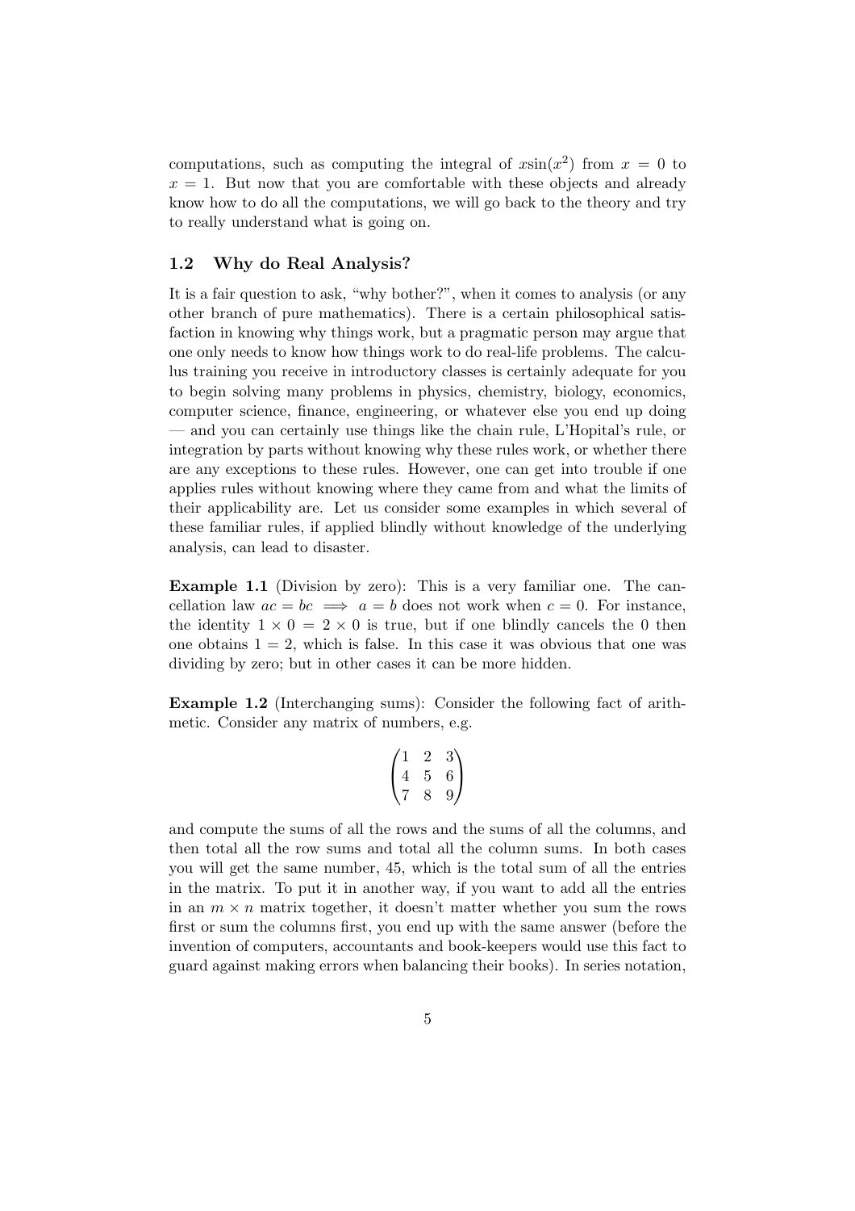computations, such as computing the integral of $x\sin(x^2)$ from $x = 0$ to $x = 1$. But now that you are comfortable with these objects and already know how to do all the computations, we will go back to the theory and try to really understand what is going on.

### 1.2 Why do Real Analysis?

It is a fair question to ask, "why bother?", when it comes to analysis (or any other branch of pure mathematics). There is a certain philosophical satisfaction in knowing why things work, but a pragmatic person may argue that one only needs to know how things work to do real-life problems. The calculus training you receive in introductory classes is certainly adequate for you to begin solving many problems in physics, chemistry, biology, economics, computer science, finance, engineering, or whatever else you end up doing — and you can certainly use things like the chain rule, L'Hopital's rule, or integration by parts without knowing why these rules work, or whether there are any exceptions to these rules. However, one can get into trouble if one applies rules without knowing where they came from and what the limits of their applicability are. Let us consider some examples in which several of these familiar rules, if applied blindly without knowledge of the underlying analysis, can lead to disaster.

**Example 1.1** (Division by zero): This is a very familiar one. The cancellation law $ac = bc \implies a = b$ does not work when $c = 0$. For instance, the identity $1 \times 0 = 2 \times 0$ is true, but if one blindly cancels the 0 then one obtains $1 = 2$, which is false. In this case it was obvious that one was dividing by zero; but in other cases it can be more hidden.

**Example 1.2** (Interchanging sums): Consider the following fact of arithmetic. Consider any matrix of numbers, e.g.

$$\begin{pmatrix} 1 & 2 & 3 \\ 4 & 5 & 6 \\ 7 & 8 & 9 \end{pmatrix}$$

and compute the sums of all the rows and the sums of all the columns, and then total all the row sums and total all the column sums. In both cases you will get the same number, 45, which is the total sum of all the entries in the matrix. To put it in another way, if you want to add all the entries in an $m \times n$ matrix together, it doesn't matter whether you sum the rows first or sum the columns first, you end up with the same answer (before the invention of computers, accountants and book-keepers would use this fact to guard against making errors when balancing their books). In series notation,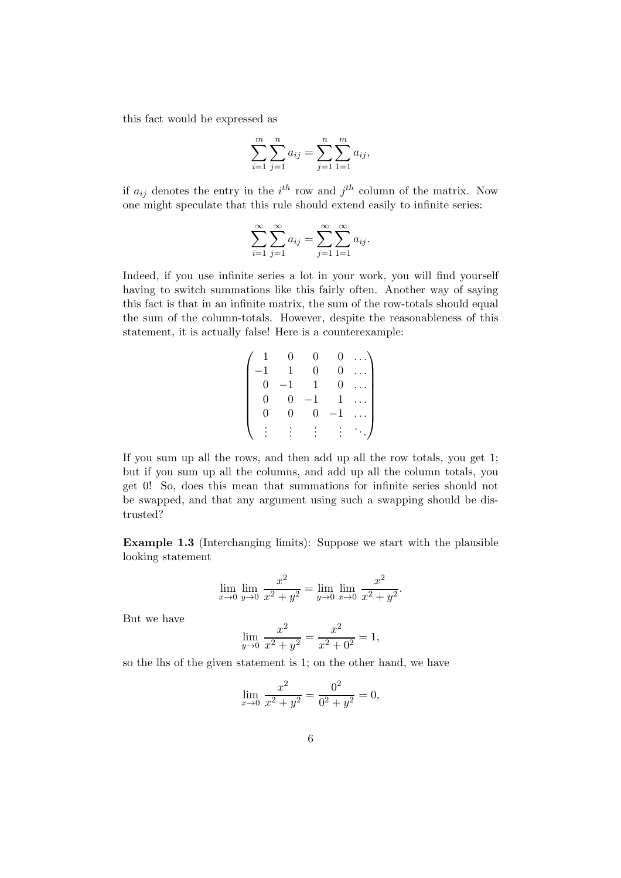this fact would be expressed as

$$\sum_{i=1}^{m} \sum_{j=1}^{n} a_{ij} = \sum_{j=1}^{n} \sum_{1=1}^{m} a_{ij},$$

if $a_{ij}$ denotes the entry in the $i^{th}$ row and $j^{th}$ column of the matrix. Now one might speculate that this rule should extend easily to infinite series:

$$\sum_{i=1}^{\infty} \sum_{j=1}^{\infty} a_{ij} = \sum_{j=1}^{\infty} \sum_{1=1}^{\infty} a_{ij}.$$

Indeed, if you use infinite series a lot in your work, you will find yourself having to switch summations like this fairly often. Another way of saying this fact is that in an infinite matrix, the sum of the row-totals should equal the sum of the column-totals. However, despite the reasonableness of this statement, it is actually false! Here is a counterexample:

$$\begin{pmatrix} 1 & 0 & 0 & 0 & \dots \\ -1 & 1 & 0 & 0 & \dots \\ 0 & -1 & 1 & 0 & \dots \\ 0 & 0 & -1 & 1 & \dots \\ 0 & 0 & 0 & -1 & \dots \\ \vdots & \vdots & \vdots & \vdots & \ddots \end{pmatrix}$$

If you sum up all the rows, and then add up all the row totals, you get 1; but if you sum up all the columns, and add up all the column totals, you get 0! So, does this mean that summations for infinite series should not be swapped, and that any argument using such a swapping should be distrusted?

**Example 1.3** (Interchanging limits): Suppose we start with the plausible looking statement

$$\lim_{x \to 0} \lim_{y \to 0} \frac{x^2}{x^2 + y^2} = \lim_{y \to 0} \lim_{x \to 0} \frac{x^2}{x^2 + y^2}.$$

But we have

$$\lim_{y \to 0} \frac{x^2}{x^2 + y^2} = \frac{x^2}{x^2 + 0^2} = 1,$$

so the lhs of the given statement is 1; on the other hand, we have

$$\lim_{x \to 0} \frac{x^2}{x^2 + y^2} = \frac{0^2}{0^2 + y^2} = 0,$$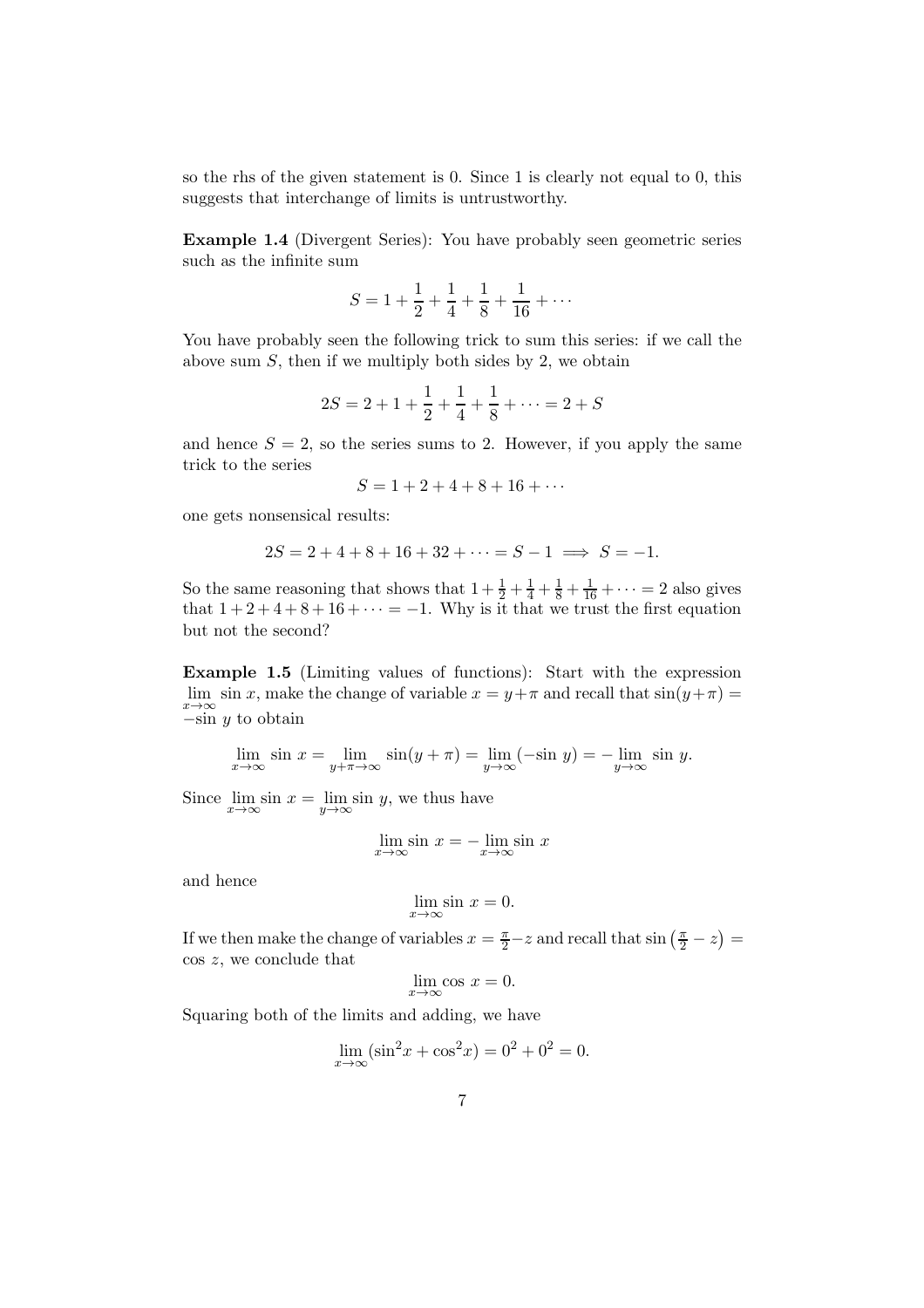so the rhs of the given statement is 0. Since 1 is clearly not equal to 0, this suggests that interchange of limits is untrustworthy.

**Example 1.4** (Divergent Series): You have probably seen geometric series such as the infinite sum

$$S = 1 + \frac{1}{2} + \frac{1}{4} + \frac{1}{8} + \frac{1}{16} + \cdots$$

You have probably seen the following trick to sum this series: if we call the above sum $S$, then if we multiply both sides by 2, we obtain

$$2S = 2 + 1 + \frac{1}{2} + \frac{1}{4} + \frac{1}{8} + \cdots = 2 + S$$

and hence $S = 2$, so the series sums to 2. However, if you apply the same trick to the series

$$S = 1 + 2 + 4 + 8 + 16 + \cdots$$

one gets nonsensical results:

$$2S = 2 + 4 + 8 + 16 + 32 + \cdots = S - 1 \implies S = -1.$$

So the same reasoning that shows that $1 + \frac{1}{2} + \frac{1}{4} + \frac{1}{8} + \frac{1}{16} + \cdots = 2$ also gives that $1 + 2 + 4 + 8 + 16 + \cdots = -1$. Why is it that we trust the first equation but not the second?

**Example 1.5** (Limiting values of functions): Start with the expression $\lim_{x\to\infty} \sin x$, make the change of variable $x = y + \pi$ and recall that $\sin(y + \pi) = -\sin y$ to obtain

$$\lim_{x\to\infty} \sin x = \lim_{y+\pi\to\infty} \sin(y + \pi) = \lim_{y\to\infty} (-\sin y) = -\lim_{y\to\infty} \sin y.$$

Since $\lim_{x\to\infty} \sin x = \lim_{y\to\infty} \sin y$, we thus have

$$\lim_{x\to\infty} \sin x = -\lim_{x\to\infty} \sin x$$

and hence

$$\lim_{x\to\infty} \sin x = 0.$$

If we then make the change of variables $x = \frac{\pi}{2} - z$ and recall that $\sin\left(\frac{\pi}{2} - z\right) = \cos z$, we conclude that

$$\lim_{x\to\infty} \cos x = 0.$$

Squaring both of the limits and adding, we have

$$\lim_{x\to\infty} (\sin^2 x + \cos^2 x) = 0^2 + 0^2 = 0.$$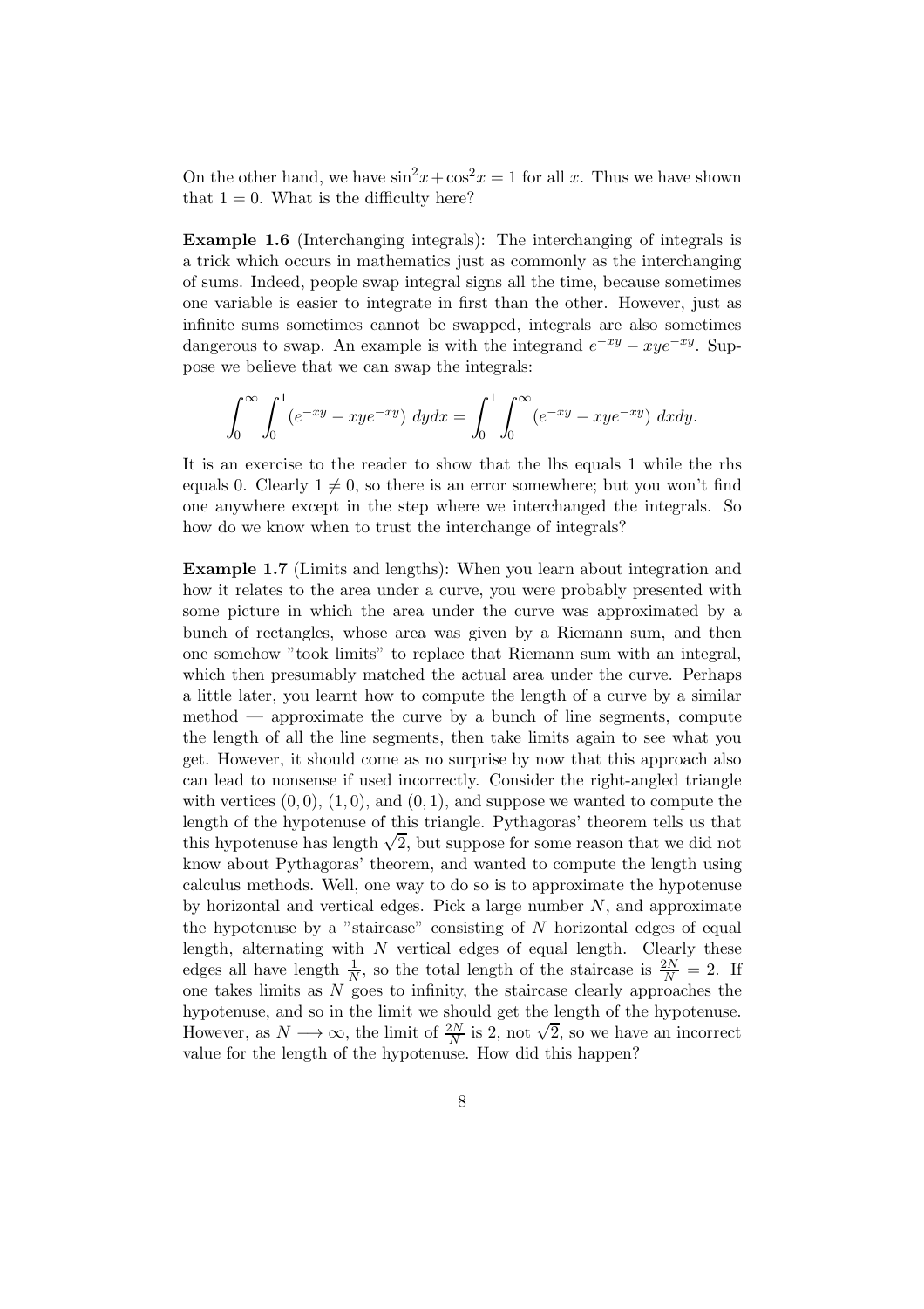On the other hand, we have $\sin^2 x + \cos^2 x = 1$ for all $x$. Thus we have shown that $1 = 0$. What is the difficulty here?

**Example 1.6** (Interchanging integrals): The interchanging of integrals is a trick which occurs in mathematics just as commonly as the interchanging of sums. Indeed, people swap integral signs all the time, because sometimes one variable is easier to integrate in first than the other. However, just as infinite sums sometimes cannot be swapped, integrals are also sometimes dangerous to swap. An example is with the integrand $e^{-xy} - xye^{-xy}$. Suppose we believe that we can swap the integrals:

$$\int_0^\infty \int_0^1 (e^{-xy} - xye^{-xy})\ dydx = \int_0^1 \int_0^\infty (e^{-xy} - xye^{-xy})\ dxdy.$$

It is an exercise to the reader to show that the lhs equals 1 while the rhs equals 0. Clearly $1 \neq 0$, so there is an error somewhere; but you won't find one anywhere except in the step where we interchanged the integrals. So how do we know when to trust the interchange of integrals?

**Example 1.7** (Limits and lengths): When you learn about integration and how it relates to the area under a curve, you were probably presented with some picture in which the area under the curve was approximated by a bunch of rectangles, whose area was given by a Riemann sum, and then one somehow "took limits" to replace that Riemann sum with an integral, which then presumably matched the actual area under the curve. Perhaps a little later, you learnt how to compute the length of a curve by a similar method — approximate the curve by a bunch of line segments, compute the length of all the line segments, then take limits again to see what you get. However, it should come as no surprise by now that this approach also can lead to nonsense if used incorrectly. Consider the right-angled triangle with vertices $(0, 0)$, $(1, 0)$, and $(0, 1)$, and suppose we wanted to compute the length of the hypotenuse of this triangle. Pythagoras' theorem tells us that this hypotenuse has length $\sqrt{2}$, but suppose for some reason that we did not know about Pythagoras' theorem, and wanted to compute the length using calculus methods. Well, one way to do so is to approximate the hypotenuse by horizontal and vertical edges. Pick a large number $N$, and approximate the hypotenuse by a "staircase" consisting of $N$ horizontal edges of equal length, alternating with $N$ vertical edges of equal length. Clearly these edges all have length $\frac{1}{N}$, so the total length of the staircase is $\frac{2N}{N} = 2$. If one takes limits as $N$ goes to infinity, the staircase clearly approaches the hypotenuse, and so in the limit we should get the length of the hypotenuse. However, as $N \longrightarrow \infty$, the limit of $\frac{2N}{N}$ is 2, not $\sqrt{2}$, so we have an incorrect value for the length of the hypotenuse. How did this happen?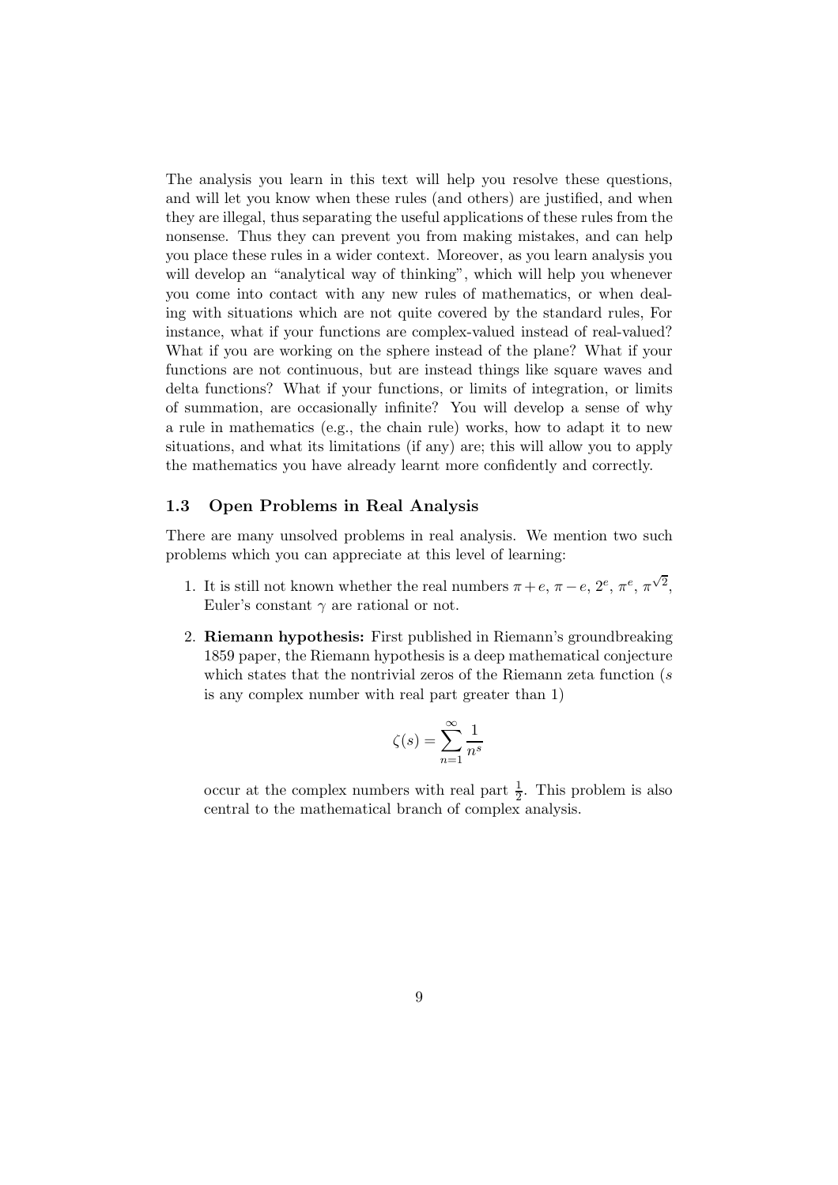The analysis you learn in this text will help you resolve these questions, and will let you know when these rules (and others) are justified, and when they are illegal, thus separating the useful applications of these rules from the nonsense. Thus they can prevent you from making mistakes, and can help you place these rules in a wider context. Moreover, as you learn analysis you will develop an "analytical way of thinking", which will help you whenever you come into contact with any new rules of mathematics, or when dealing with situations which are not quite covered by the standard rules, For instance, what if your functions are complex-valued instead of real-valued? What if you are working on the sphere instead of the plane? What if your functions are not continuous, but are instead things like square waves and delta functions? What if your functions, or limits of integration, or limits of summation, are occasionally infinite? You will develop a sense of why a rule in mathematics (e.g., the chain rule) works, how to adapt it to new situations, and what its limitations (if any) are; this will allow you to apply the mathematics you have already learnt more confidently and correctly.

### 1.3 Open Problems in Real Analysis

There are many unsolved problems in real analysis. We mention two such problems which you can appreciate at this level of learning:

1. It is still not known whether the real numbers $\pi + e$, $\pi - e$, $2^e$, $\pi^e$, $\pi^{\sqrt{2}}$, Euler's constant $\gamma$ are rational or not.

2. **Riemann hypothesis:** First published in Riemann's groundbreaking 1859 paper, the Riemann hypothesis is a deep mathematical conjecture which states that the nontrivial zeros of the Riemann zeta function ($s$ is any complex number with real part greater than 1)

$$\zeta(s) = \sum_{n=1}^{\infty} \frac{1}{n^s}$$

occur at the complex numbers with real part $\frac{1}{2}$. This problem is also central to the mathematical branch of complex analysis.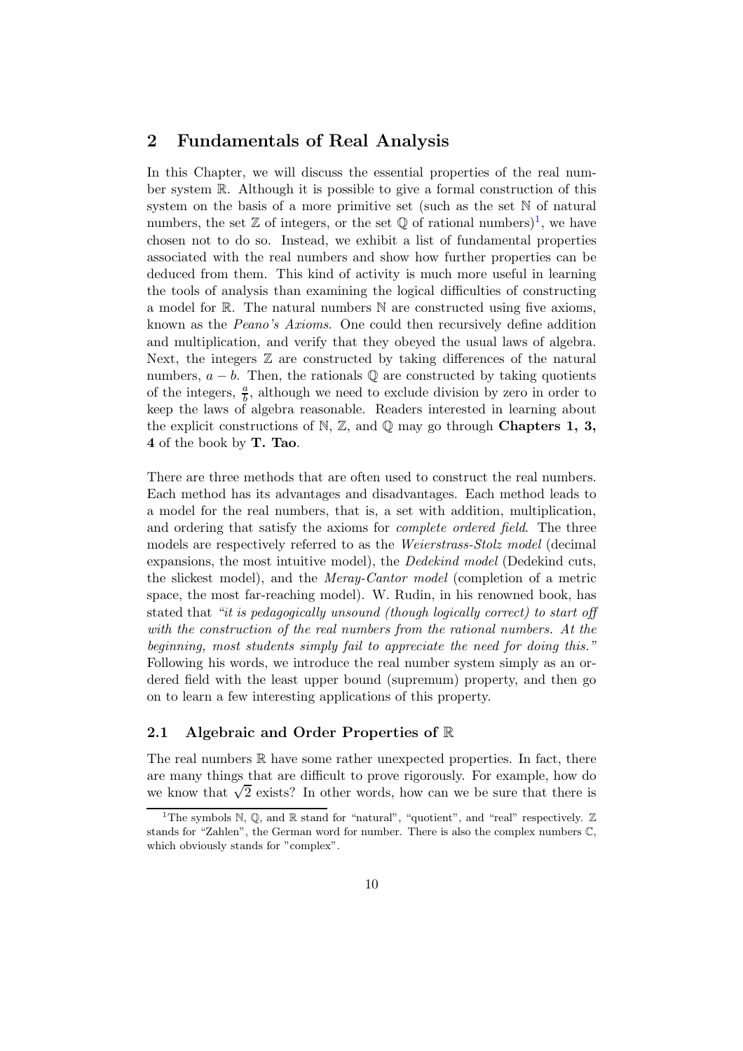## 2 Fundamentals of Real Analysis

In this Chapter, we will discuss the essential properties of the real number system $\mathbb{R}$. Although it is possible to give a formal construction of this system on the basis of a more primitive set (such as the set $\mathbb{N}$ of natural numbers, the set $\mathbb{Z}$ of integers, or the set $\mathbb{Q}$ of rational numbers)[1], we have chosen not to do so. Instead, we exhibit a list of fundamental properties associated with the real numbers and show how further properties can be deduced from them. This kind of activity is much more useful in learning the tools of analysis than examining the logical difficulties of constructing a model for $\mathbb{R}$. The natural numbers $\mathbb{N}$ are constructed using five axioms, known as the *Peano's Axioms*. One could then recursively define addition and multiplication, and verify that they obeyed the usual laws of algebra. Next, the integers $\mathbb{Z}$ are constructed by taking differences of the natural numbers, $a - b$. Then, the rationals $\mathbb{Q}$ are constructed by taking quotients of the integers, $\frac{a}{b}$, although we need to exclude division by zero in order to keep the laws of algebra reasonable. Readers interested in learning about the explicit constructions of $\mathbb{N}$, $\mathbb{Z}$, and $\mathbb{Q}$ may go through **Chapters 1, 3, 4** of the book by **T. Tao**.

There are three methods that are often used to construct the real numbers. Each method has its advantages and disadvantages. Each method leads to a model for the real numbers, that is, a set with addition, multiplication, and ordering that satisfy the axioms for *complete ordered field*. The three models are respectively referred to as the *Weierstrass-Stolz model* (decimal expansions, the most intuitive model), the *Dedekind model* (Dedekind cuts, the slickest model), and the *Meray-Cantor model* (completion of a metric space, the most far-reaching model). W. Rudin, in his renowned book, has stated that *"it is pedagogically unsound (though logically correct) to start off with the construction of the real numbers from the rational numbers. At the beginning, most students simply fail to appreciate the need for doing this."* Following his words, we introduce the real number system simply as an ordered field with the least upper bound (supremum) property, and then go on to learn a few interesting applications of this property.

### 2.1 Algebraic and Order Properties of $\mathbb{R}$

The real numbers $\mathbb{R}$ have some rather unexpected properties. In fact, there are many things that are difficult to prove rigorously. For example, how do we know that $\sqrt{2}$ exists? In other words, how can we be sure that there is

[1] The symbols $\mathbb{N}$, $\mathbb{Q}$, and $\mathbb{R}$ stand for "natural", "quotient", and "real" respectively. $\mathbb{Z}$ stands for "Zahlen", the German word for number. There is also the complex numbers $\mathbb{C}$, which obviously stands for "complex".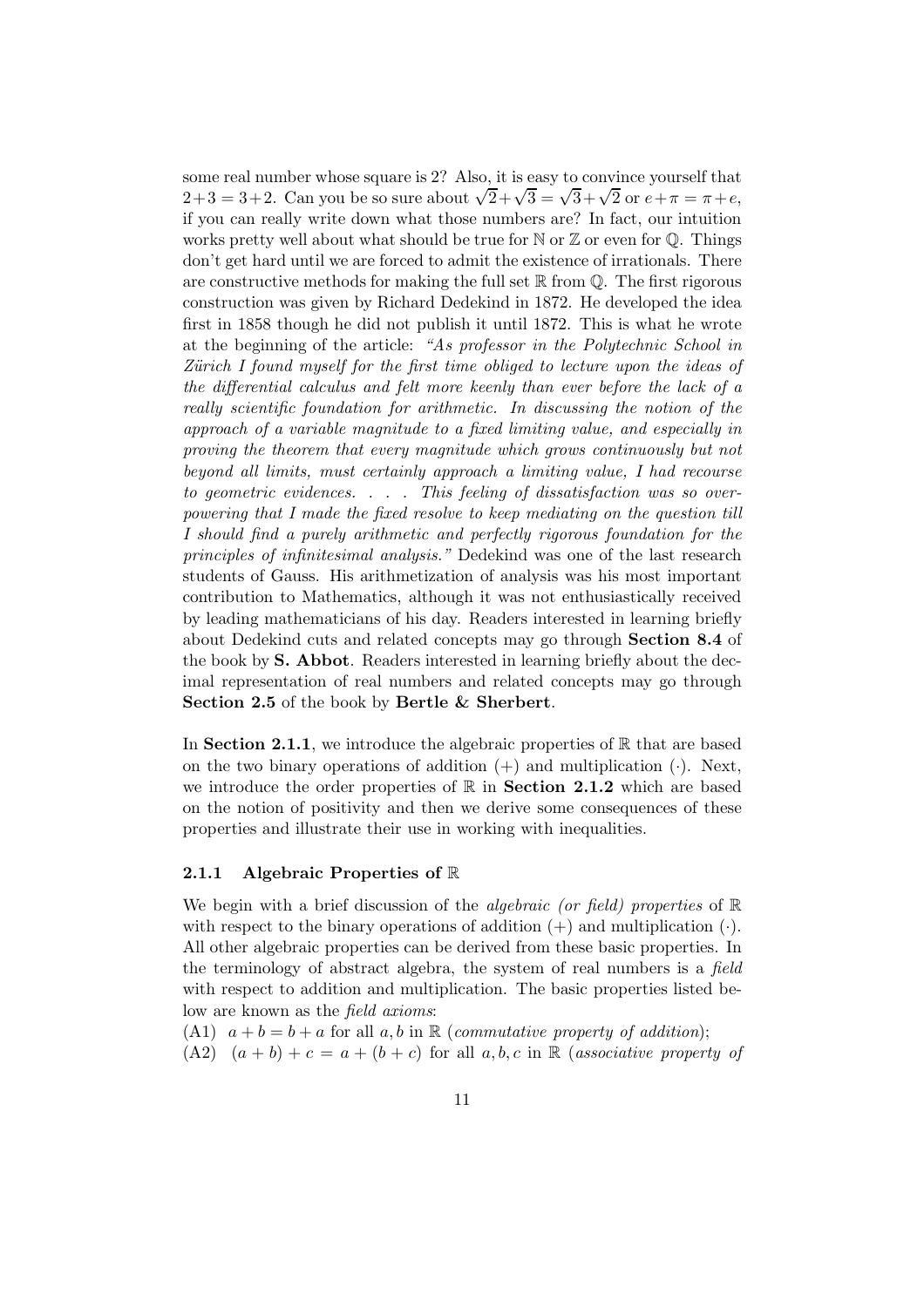some real number whose square is 2? Also, it is easy to convince yourself that $2+3 = 3+2$. Can you be so sure about $\sqrt{2}+\sqrt{3} = \sqrt{3}+\sqrt{2}$ or $e+\pi = \pi+e$, if you can really write down what those numbers are? In fact, our intuition works pretty well about what should be true for $\mathbb{N}$ or $\mathbb{Z}$ or even for $\mathbb{Q}$. Things don't get hard until we are forced to admit the existence of irrationals. There are constructive methods for making the full set $\mathbb{R}$ from $\mathbb{Q}$. The first rigorous construction was given by Richard Dedekind in 1872. He developed the idea first in 1858 though he did not publish it until 1872. This is what he wrote at the beginning of the article: *"As professor in the Polytechnic School in Zürich I found myself for the first time obliged to lecture upon the ideas of the differential calculus and felt more keenly than ever before the lack of a really scientific foundation for arithmetic. In discussing the notion of the approach of a variable magnitude to a fixed limiting value, and especially in proving the theorem that every magnitude which grows continuously but not beyond all limits, must certainly approach a limiting value, I had recourse to geometric evidences. . . . This feeling of dissatisfaction was so overpowering that I made the fixed resolve to keep mediating on the question till I should find a purely arithmetic and perfectly rigorous foundation for the principles of infinitesimal analysis."* Dedekind was one of the last research students of Gauss. His arithmetization of analysis was his most important contribution to Mathematics, although it was not enthusiastically received by leading mathematicians of his day. Readers interested in learning briefly about Dedekind cuts and related concepts may go through **Section 8.4** of the book by **S. Abbot**. Readers interested in learning briefly about the decimal representation of real numbers and related concepts may go through **Section 2.5** of the book by **Bertle & Sherbert**.

In **Section 2.1.1**, we introduce the algebraic properties of $\mathbb{R}$ that are based on the two binary operations of addition $(+)$ and multiplication $(\cdot)$. Next, we introduce the order properties of $\mathbb{R}$ in **Section 2.1.2** which are based on the notion of positivity and then we derive some consequences of these properties and illustrate their use in working with inequalities.

### 2.1.1 Algebraic Properties of $\mathbb{R}$

We begin with a brief discussion of the *algebraic (or field) properties* of $\mathbb{R}$ with respect to the binary operations of addition $(+)$ and multiplication $(\cdot)$. All other algebraic properties can be derived from these basic properties. In the terminology of abstract algebra, the system of real numbers is a *field* with respect to addition and multiplication. The basic properties listed below are known as the *field axioms*:

(A1) $a+b = b+a$ for all $a, b$ in $\mathbb{R}$ (*commutative property of addition*);

(A2) $(a+b)+c = a+(b+c)$ for all $a, b, c$ in $\mathbb{R}$ (*associative property of*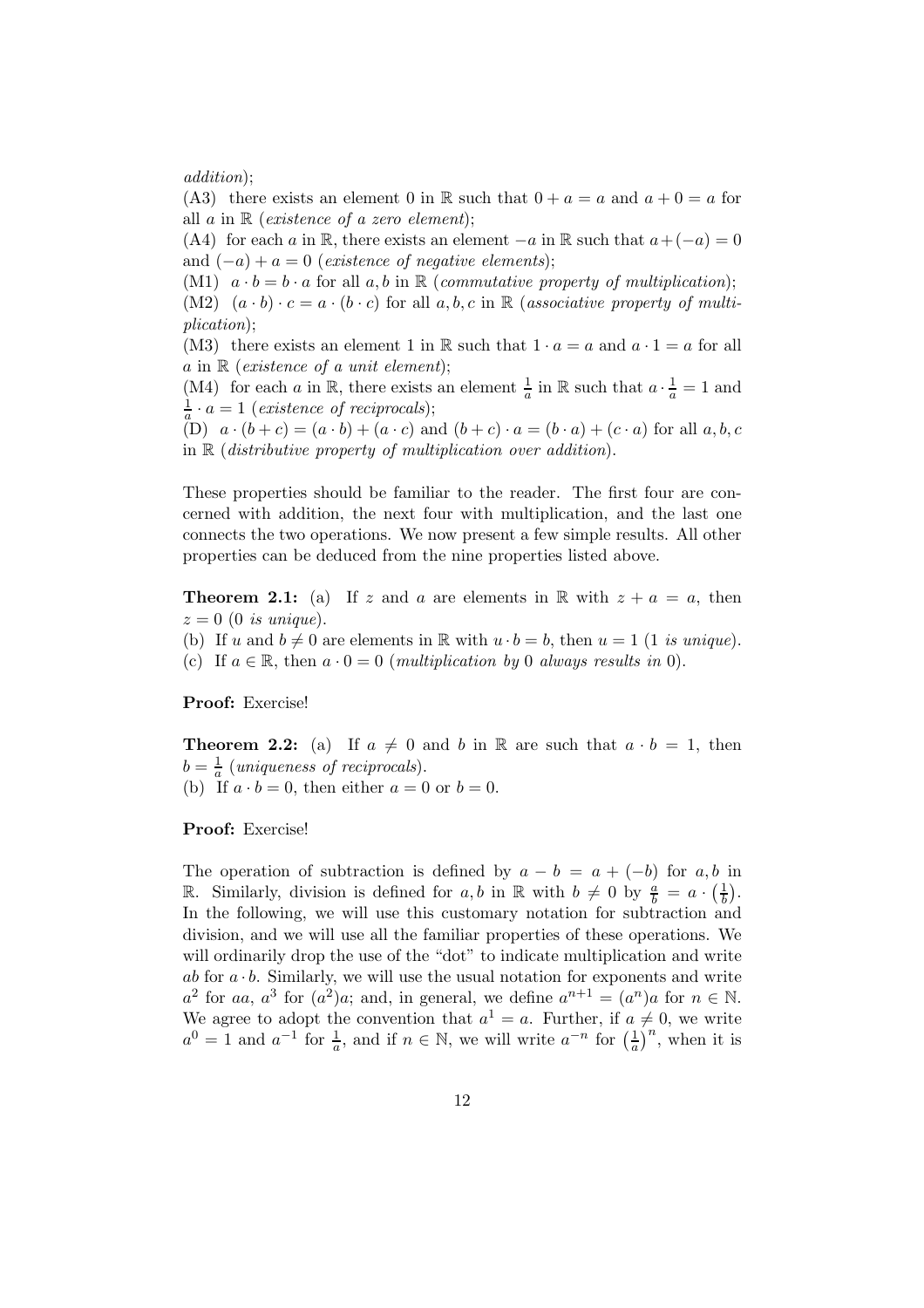*addition*);

(A3) there exists an element 0 in $\mathbb{R}$ such that $0 + a = a$ and $a + 0 = a$ for all $a$ in $\mathbb{R}$ (*existence of a zero element*);

(A4) for each $a$ in $\mathbb{R}$, there exists an element $-a$ in $\mathbb{R}$ such that $a + (-a) = 0$ and $(-a) + a = 0$ (*existence of negative elements*);

(M1) $a \cdot b = b \cdot a$ for all $a, b$ in $\mathbb{R}$ (*commutative property of multiplication*);

(M2) $(a \cdot b) \cdot c = a \cdot (b \cdot c)$ for all $a, b, c$ in $\mathbb{R}$ (*associative property of multiplication*);

(M3) there exists an element 1 in $\mathbb{R}$ such that $1 \cdot a = a$ and $a \cdot 1 = a$ for all $a$ in $\mathbb{R}$ (*existence of a unit element*);

(M4) for each $a$ in $\mathbb{R}$, there exists an element $\frac{1}{a}$ in $\mathbb{R}$ such that $a \cdot \frac{1}{a} = 1$ and $\frac{1}{a} \cdot a = 1$ (*existence of reciprocals*);

(D) $a \cdot (b + c) = (a \cdot b) + (a \cdot c)$ and $(b + c) \cdot a = (b \cdot a) + (c \cdot a)$ for all $a, b, c$ in $\mathbb{R}$ (*distributive property of multiplication over addition*).

These properties should be familiar to the reader. The first four are concerned with addition, the next four with multiplication, and the last one connects the two operations. We now present a few simple results. All other properties can be deduced from the nine properties listed above.

**Theorem 2.1:** (a) If $z$ and $a$ are elements in $\mathbb{R}$ with $z + a = a$, then $z = 0$ (0 *is unique*).

(b) If $u$ and $b \neq 0$ are elements in $\mathbb{R}$ with $u \cdot b = b$, then $u = 1$ (1 *is unique*).

(c) If $a \in \mathbb{R}$, then $a \cdot 0 = 0$ (*multiplication by* 0 *always results in* 0).

**Proof:** Exercise!

**Theorem 2.2:** (a) If $a \neq 0$ and $b$ in $\mathbb{R}$ are such that $a \cdot b = 1$, then $b = \frac{1}{a}$ (*uniqueness of reciprocals*).

(b) If $a \cdot b = 0$, then either $a = 0$ or $b = 0$.

**Proof:** Exercise!

The operation of subtraction is defined by $a - b = a + (-b)$ for $a, b$ in $\mathbb{R}$. Similarly, division is defined for $a, b$ in $\mathbb{R}$ with $b \neq 0$ by $\frac{a}{b} = a \cdot \left(\frac{1}{b}\right)$. In the following, we will use this customary notation for subtraction and division, and we will use all the familiar properties of these operations. We will ordinarily drop the use of the "dot" to indicate multiplication and write $ab$ for $a \cdot b$. Similarly, we will use the usual notation for exponents and write $a^2$ for $aa$, $a^3$ for $(a^2)a$; and, in general, we define $a^{n+1} = (a^n)a$ for $n \in \mathbb{N}$. We agree to adopt the convention that $a^1 = a$. Further, if $a \neq 0$, we write $a^0 = 1$ and $a^{-1}$ for $\frac{1}{a}$, and if $n \in \mathbb{N}$, we will write $a^{-n}$ for $\left(\frac{1}{a}\right)^n$, when it is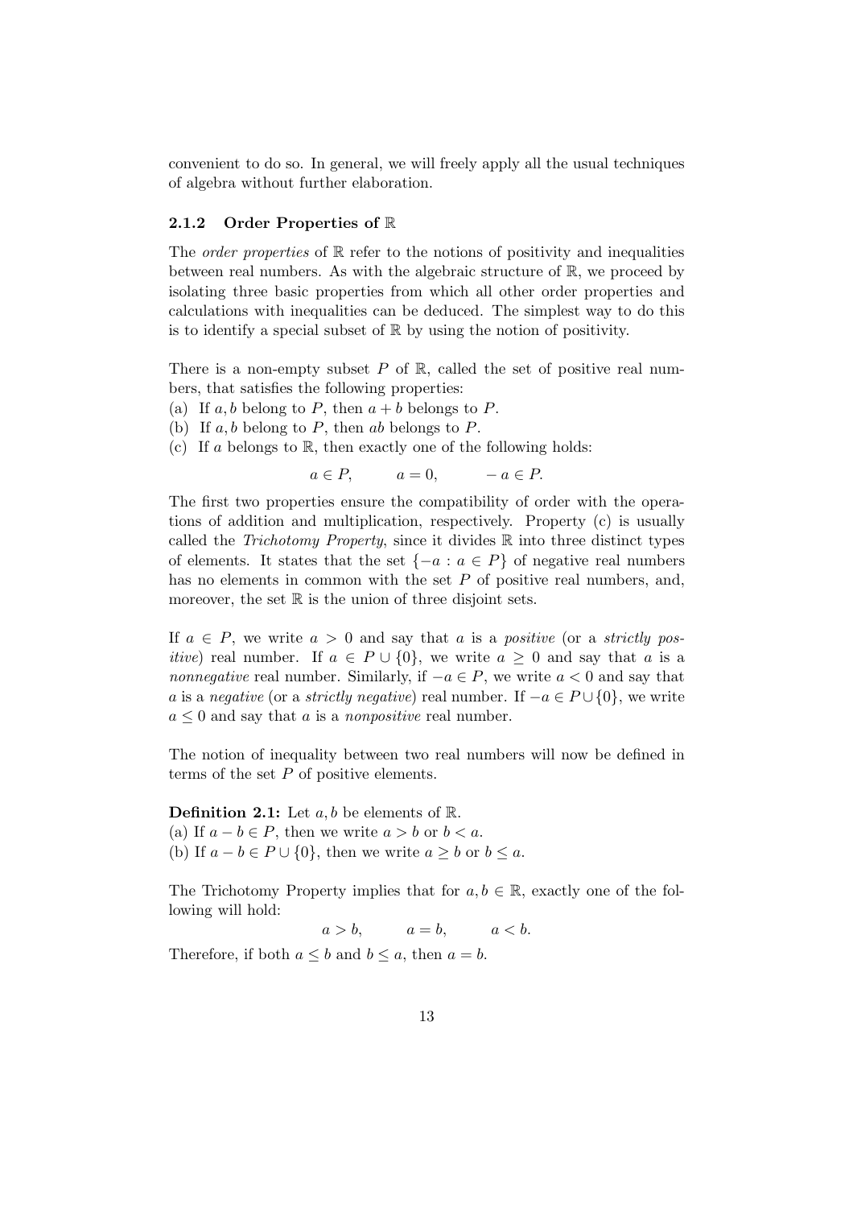convenient to do so. In general, we will freely apply all the usual techniques of algebra without further elaboration.

### 2.1.2 Order Properties of $\mathbb{R}$

The *order properties* of $\mathbb{R}$ refer to the notions of positivity and inequalities between real numbers. As with the algebraic structure of $\mathbb{R}$, we proceed by isolating three basic properties from which all other order properties and calculations with inequalities can be deduced. The simplest way to do this is to identify a special subset of $\mathbb{R}$ by using the notion of positivity.

There is a non-empty subset $P$ of $\mathbb{R}$, called the set of positive real numbers, that satisfies the following properties:

(a) If $a, b$ belong to $P$, then $a + b$ belongs to $P$.
(b) If $a, b$ belong to $P$, then $ab$ belongs to $P$.
(c) If $a$ belongs to $\mathbb{R}$, then exactly one of the following holds:

$$a \in P, \qquad a = 0, \qquad -a \in P.$$

The first two properties ensure the compatibility of order with the operations of addition and multiplication, respectively. Property (c) is usually called the *Trichotomy Property*, since it divides $\mathbb{R}$ into three distinct types of elements. It states that the set $\{-a : a \in P\}$ of negative real numbers has no elements in common with the set $P$ of positive real numbers, and, moreover, the set $\mathbb{R}$ is the union of three disjoint sets.

If $a \in P$, we write $a > 0$ and say that $a$ is a *positive* (or a *strictly positive*) real number. If $a \in P \cup \{0\}$, we write $a \geq 0$ and say that $a$ is a *nonnegative* real number. Similarly, if $-a \in P$, we write $a < 0$ and say that $a$ is a *negative* (or a *strictly negative*) real number. If $-a \in P \cup \{0\}$, we write $a \leq 0$ and say that $a$ is a *nonpositive* real number.

The notion of inequality between two real numbers will now be defined in terms of the set $P$ of positive elements.

**Definition 2.1:** Let $a, b$ be elements of $\mathbb{R}$.
(a) If $a - b \in P$, then we write $a > b$ or $b < a$.
(b) If $a - b \in P \cup \{0\}$, then we write $a \geq b$ or $b \leq a$.

The Trichotomy Property implies that for $a, b \in \mathbb{R}$, exactly one of the following will hold:

$$a > b, \qquad a = b, \qquad a < b.$$

Therefore, if both $a \leq b$ and $b \leq a$, then $a = b$.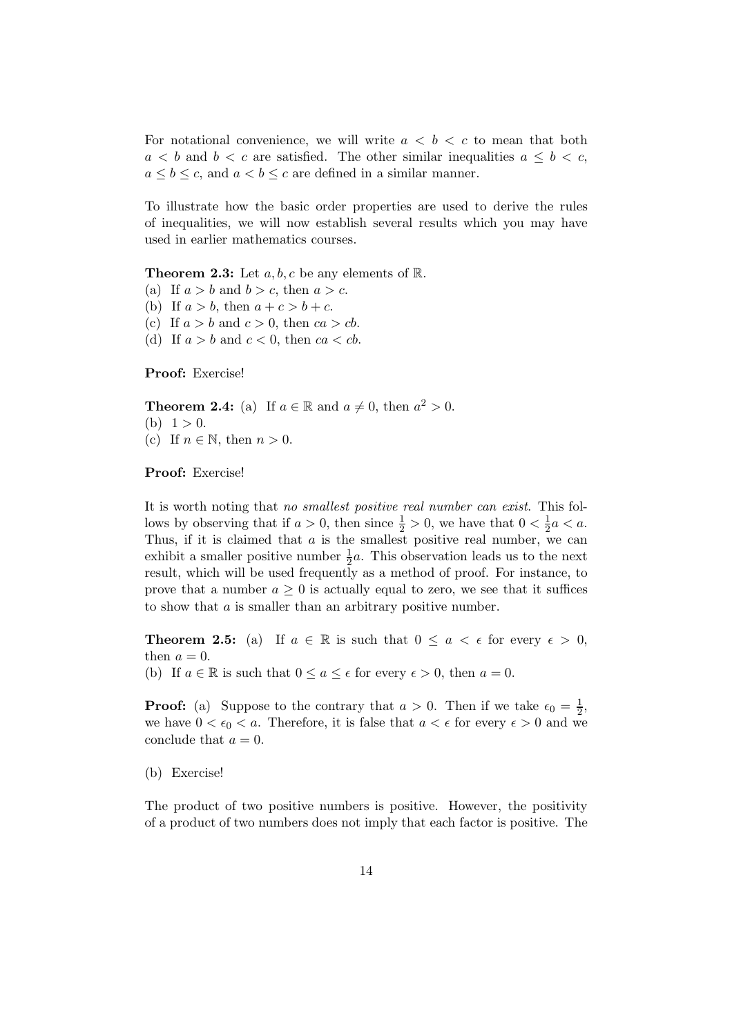For notational convenience, we will write $a < b < c$ to mean that both $a < b$ and $b < c$ are satisfied. The other similar inequalities $a \le b < c$, $a \le b \le c$, and $a < b \le c$ are defined in a similar manner.

To illustrate how the basic order properties are used to derive the rules of inequalities, we will now establish several results which you may have used in earlier mathematics courses.

**Theorem 2.3:** Let $a, b, c$ be any elements of $\mathbb{R}$.
(a) If $a > b$ and $b > c$, then $a > c$.
(b) If $a > b$, then $a + c > b + c$.
(c) If $a > b$ and $c > 0$, then $ca > cb$.
(d) If $a > b$ and $c < 0$, then $ca < cb$.

**Proof:** Exercise!

**Theorem 2.4:** (a) If $a \in \mathbb{R}$ and $a \neq 0$, then $a^2 > 0$.
(b) $1 > 0$.
(c) If $n \in \mathbb{N}$, then $n > 0$.

**Proof:** Exercise!

It is worth noting that *no smallest positive real number can exist*. This follows by observing that if $a > 0$, then since $\frac{1}{2} > 0$, we have that $0 < \frac{1}{2}a < a$. Thus, if it is claimed that $a$ is the smallest positive real number, we can exhibit a smaller positive number $\frac{1}{2}a$. This observation leads us to the next result, which will be used frequently as a method of proof. For instance, to prove that a number $a \ge 0$ is actually equal to zero, we see that it suffices to show that $a$ is smaller than an arbitrary positive number.

**Theorem 2.5:** (a) If $a \in \mathbb{R}$ is such that $0 \le a < \epsilon$ for every $\epsilon > 0$, then $a = 0$.
(b) If $a \in \mathbb{R}$ is such that $0 \le a \le \epsilon$ for every $\epsilon > 0$, then $a = 0$.

**Proof:** (a) Suppose to the contrary that $a > 0$. Then if we take $\epsilon_0 = \frac{1}{2}$, we have $0 < \epsilon_0 < a$. Therefore, it is false that $a < \epsilon$ for every $\epsilon > 0$ and we conclude that $a = 0$.

(b) Exercise!

The product of two positive numbers is positive. However, the positivity of a product of two numbers does not imply that each factor is positive. The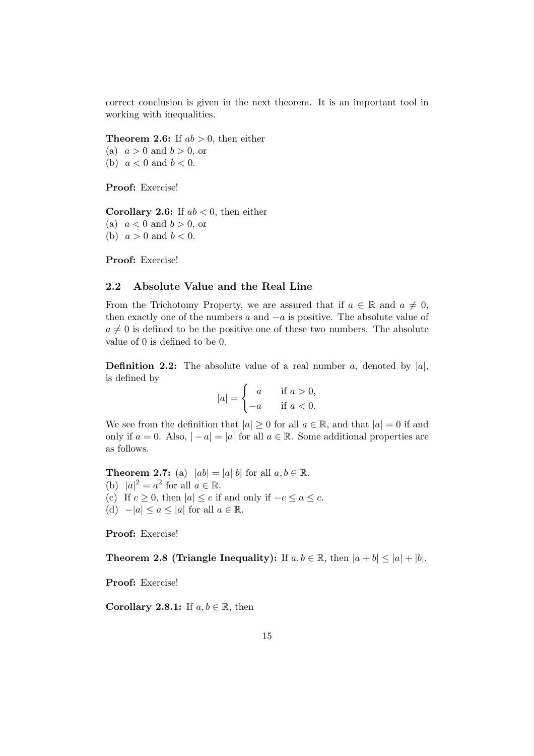correct conclusion is given in the next theorem. It is an important tool in working with inequalities.

**Theorem 2.6:** If $ab > 0$, then either
(a) $a > 0$ and $b > 0$, or
(b) $a < 0$ and $b < 0$.

**Proof:** Exercise!

**Corollary 2.6:** If $ab < 0$, then either
(a) $a < 0$ and $b > 0$, or
(b) $a > 0$ and $b < 0$.

**Proof:** Exercise!

## 2.2 Absolute Value and the Real Line

From the Trichotomy Property, we are assured that if $a \in \mathbb{R}$ and $a \neq 0$, then exactly one of the numbers $a$ and $-a$ is positive. The absolute value of $a \neq 0$ is defined to be the positive one of these two numbers. The absolute value of 0 is defined to be 0.

**Definition 2.2:** The absolute value of a real number $a$, denoted by $|a|$, is defined by

$$|a| = \begin{cases} a & \text{if } a > 0, \\ -a & \text{if } a < 0. \end{cases}$$

We see from the definition that $|a| \geq 0$ for all $a \in \mathbb{R}$, and that $|a| = 0$ if and only if $a = 0$. Also, $|-a| = |a|$ for all $a \in \mathbb{R}$. Some additional properties are as follows.

**Theorem 2.7:** (a) $|ab| = |a||b|$ for all $a, b \in \mathbb{R}$.
(b) $|a|^2 = a^2$ for all $a \in \mathbb{R}$.
(c) If $c \geq 0$, then $|a| \leq c$ if and only if $-c \leq a \leq c$.
(d) $-|a| \leq a \leq |a|$ for all $a \in \mathbb{R}$.

**Proof:** Exercise!

**Theorem 2.8 (Triangle Inequality):** If $a, b \in \mathbb{R}$, then $|a + b| \leq |a| + |b|$.

**Proof:** Exercise!

**Corollary 2.8.1:** If $a, b \in \mathbb{R}$, then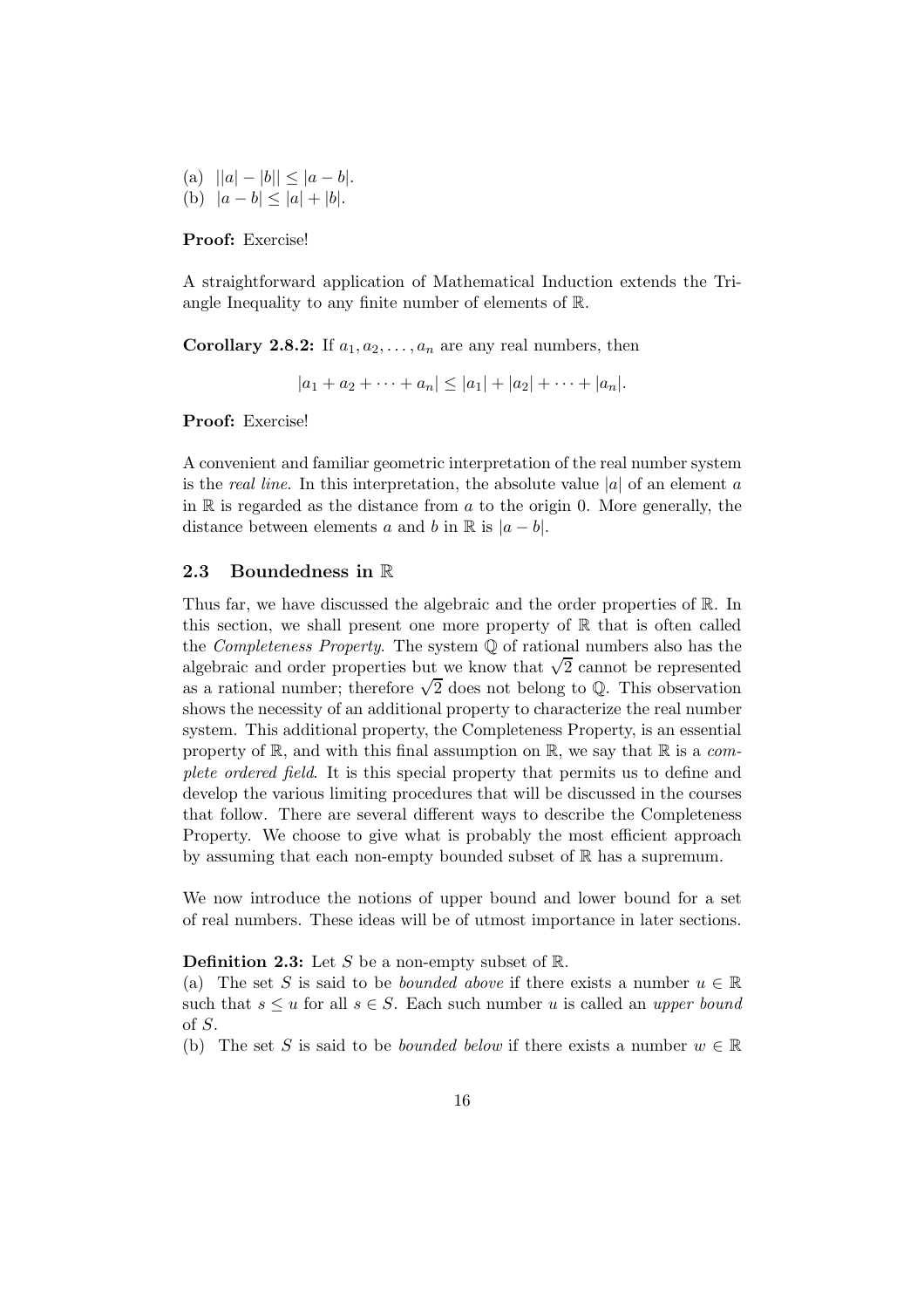(a) $||a| - |b|| \leq |a - b|$.
(b) $|a - b| \leq |a| + |b|$.

**Proof:** Exercise!

A straightforward application of Mathematical Induction extends the Triangle Inequality to any finite number of elements of $\mathbb{R}$.

**Corollary 2.8.2:** If $a_1, a_2, \ldots, a_n$ are any real numbers, then

$$|a_1 + a_2 + \cdots + a_n| \leq |a_1| + |a_2| + \cdots + |a_n|.$$

**Proof:** Exercise!

A convenient and familiar geometric interpretation of the real number system is the *real line*. In this interpretation, the absolute value $|a|$ of an element $a$ in $\mathbb{R}$ is regarded as the distance from $a$ to the origin 0. More generally, the distance between elements $a$ and $b$ in $\mathbb{R}$ is $|a - b|$.

## 2.3 Boundedness in $\mathbb{R}$

Thus far, we have discussed the algebraic and the order properties of $\mathbb{R}$. In this section, we shall present one more property of $\mathbb{R}$ that is often called the *Completeness Property*. The system $\mathbb{Q}$ of rational numbers also has the algebraic and order properties but we know that $\sqrt{2}$ cannot be represented as a rational number; therefore $\sqrt{2}$ does not belong to $\mathbb{Q}$. This observation shows the necessity of an additional property to characterize the real number system. This additional property, the Completeness Property, is an essential property of $\mathbb{R}$, and with this final assumption on $\mathbb{R}$, we say that $\mathbb{R}$ is a *complete ordered field*. It is this special property that permits us to define and develop the various limiting procedures that will be discussed in the courses that follow. There are several different ways to describe the Completeness Property. We choose to give what is probably the most efficient approach by assuming that each non-empty bounded subset of $\mathbb{R}$ has a supremum.

We now introduce the notions of upper bound and lower bound for a set of real numbers. These ideas will be of utmost importance in later sections.

**Definition 2.3:** Let $S$ be a non-empty subset of $\mathbb{R}$.
(a) The set $S$ is said to be *bounded above* if there exists a number $u \in \mathbb{R}$ such that $s \leq u$ for all $s \in S$. Each such number $u$ is called an *upper bound* of $S$.
(b) The set $S$ is said to be *bounded below* if there exists a number $w \in \mathbb{R}$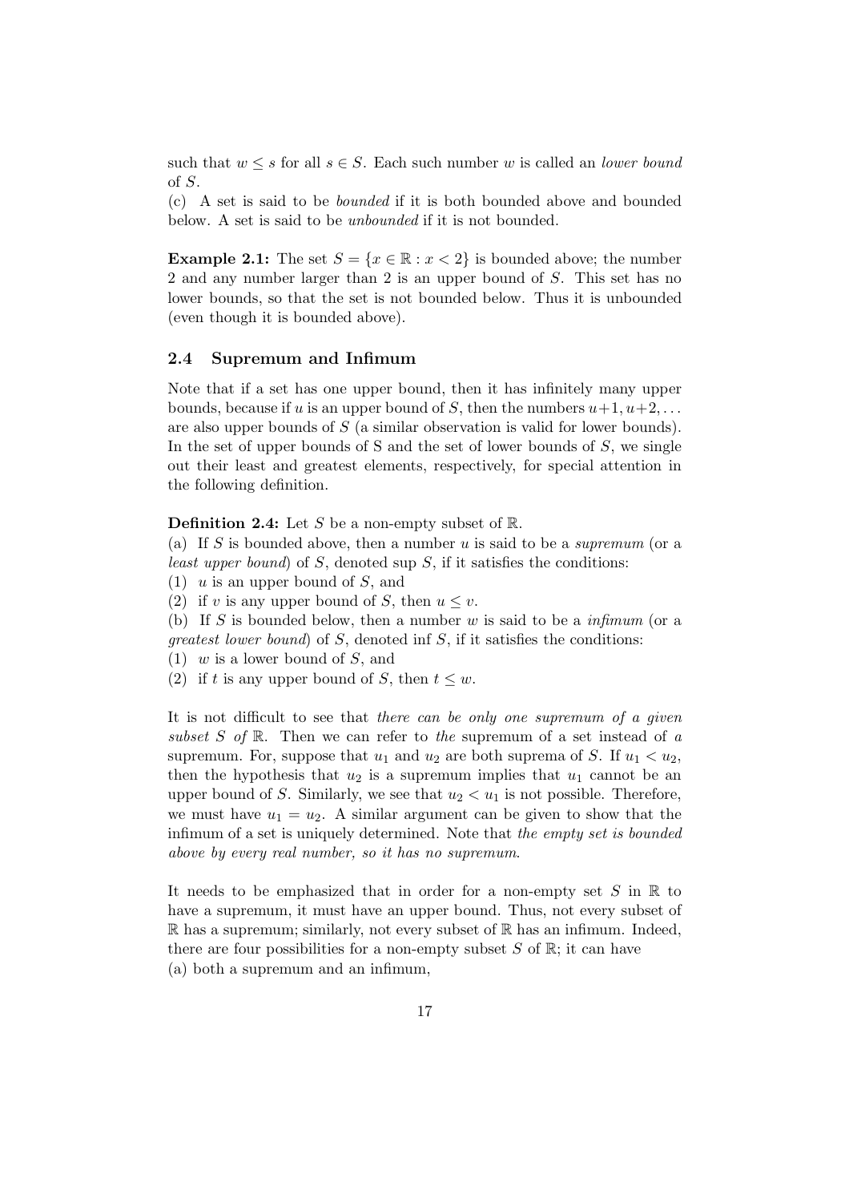such that $w \leq s$ for all $s \in S$. Each such number $w$ is called an *lower bound* of $S$.

(c) A set is said to be *bounded* if it is both bounded above and bounded below. A set is said to be *unbounded* if it is not bounded.

**Example 2.1:** The set $S = \{x \in \mathbb{R} : x < 2\}$ is bounded above; the number 2 and any number larger than 2 is an upper bound of $S$. This set has no lower bounds, so that the set is not bounded below. Thus it is unbounded (even though it is bounded above).

### 2.4 Supremum and Infimum

Note that if a set has one upper bound, then it has infinitely many upper bounds, because if $u$ is an upper bound of $S$, then the numbers $u+1, u+2, \ldots$ are also upper bounds of $S$ (a similar observation is valid for lower bounds). In the set of upper bounds of S and the set of lower bounds of $S$, we single out their least and greatest elements, respectively, for special attention in the following definition.

**Definition 2.4:** Let $S$ be a non-empty subset of $\mathbb{R}$.

(a) If $S$ is bounded above, then a number $u$ is said to be a *supremum* (or a *least upper bound*) of $S$, denoted sup $S$, if it satisfies the conditions:

(1) $u$ is an upper bound of $S$, and

(2) if $v$ is any upper bound of $S$, then $u \leq v$.

(b) If $S$ is bounded below, then a number $w$ is said to be a *infimum* (or a *greatest lower bound*) of $S$, denoted inf $S$, if it satisfies the conditions:

(1) $w$ is a lower bound of $S$, and

(2) if $t$ is any upper bound of $S$, then $t \leq w$.

It is not difficult to see that *there can be only one supremum of a given subset $S$ of $\mathbb{R}$*. Then we can refer to *the* supremum of a set instead of *a* supremum. For, suppose that $u_1$ and $u_2$ are both suprema of $S$. If $u_1 < u_2$, then the hypothesis that $u_2$ is a supremum implies that $u_1$ cannot be an upper bound of $S$. Similarly, we see that $u_2 < u_1$ is not possible. Therefore, we must have $u_1 = u_2$. A similar argument can be given to show that the infimum of a set is uniquely determined. Note that *the empty set is bounded above by every real number, so it has no supremum*.

It needs to be emphasized that in order for a non-empty set $S$ in $\mathbb{R}$ to have a supremum, it must have an upper bound. Thus, not every subset of $\mathbb{R}$ has a supremum; similarly, not every subset of $\mathbb{R}$ has an infimum. Indeed, there are four possibilities for a non-empty subset $S$ of $\mathbb{R}$; it can have

(a) both a supremum and an infimum,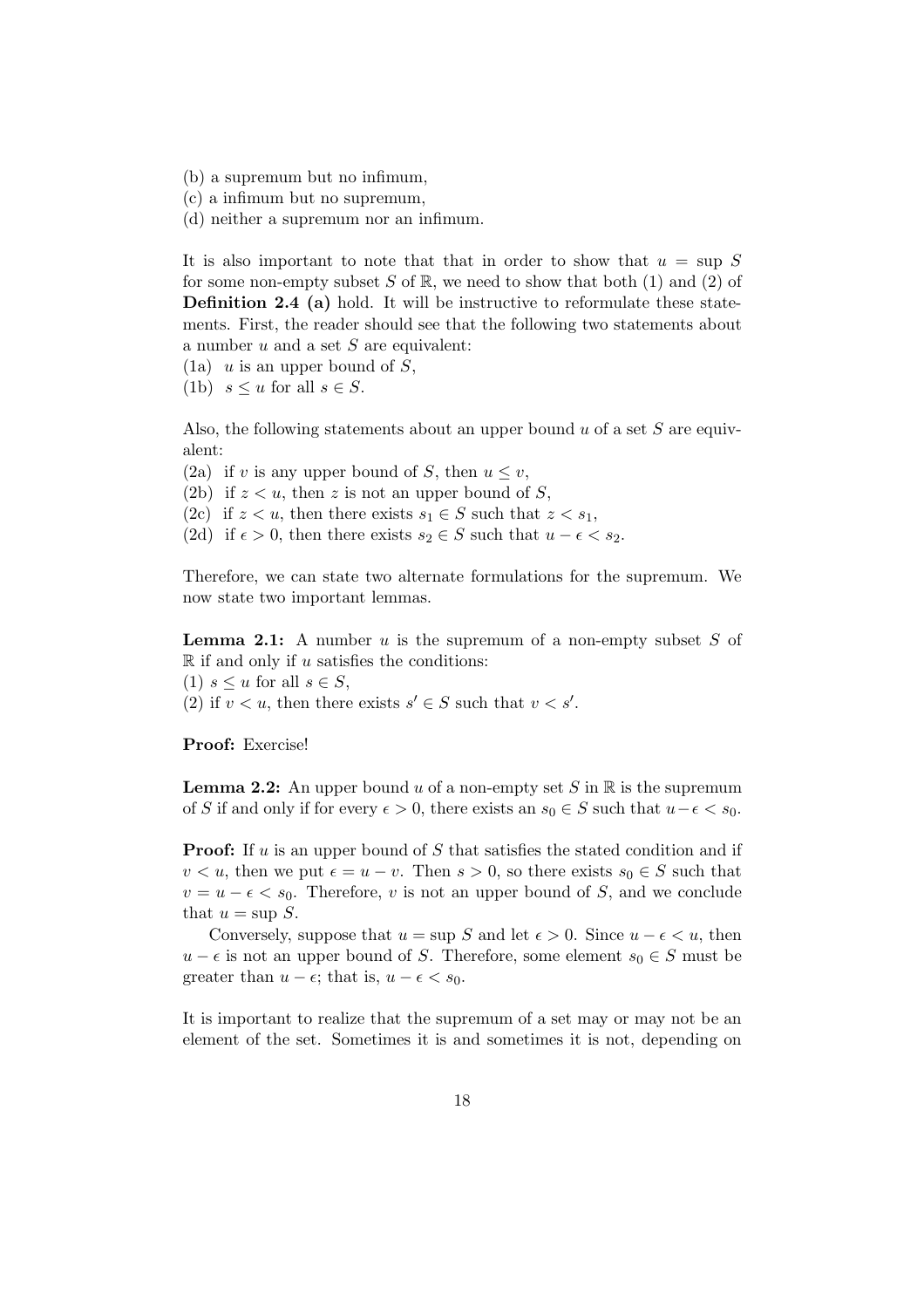(b) a supremum but no infimum,  
(c) a infimum but no supremum,  
(d) neither a supremum nor an infimum.

It is also important to note that that in order to show that $u = \sup S$ for some non-empty subset $S$ of $\mathbb{R}$, we need to show that both (1) and (2) of **Definition 2.4 (a)** hold. It will be instructive to reformulate these statements. First, the reader should see that the following two statements about a number $u$ and a set $S$ are equivalent:  
(1a) $u$ is an upper bound of $S$,  
(1b) $s \leq u$ for all $s \in S$.

Also, the following statements about an upper bound $u$ of a set $S$ are equivalent:  
(2a) if $v$ is any upper bound of $S$, then $u \leq v$,  
(2b) if $z < u$, then $z$ is not an upper bound of $S$,  
(2c) if $z < u$, then there exists $s_1 \in S$ such that $z < s_1$,  
(2d) if $\epsilon > 0$, then there exists $s_2 \in S$ such that $u - \epsilon < s_2$.

Therefore, we can state two alternate formulations for the supremum. We now state two important lemmas.

**Lemma 2.1:** A number $u$ is the supremum of a non-empty subset $S$ of $\mathbb{R}$ if and only if $u$ satisfies the conditions:  
(1) $s \leq u$ for all $s \in S$,  
(2) if $v < u$, then there exists $s' \in S$ such that $v < s'$.

**Proof:** Exercise!

**Lemma 2.2:** An upper bound $u$ of a non-empty set $S$ in $\mathbb{R}$ is the supremum of $S$ if and only if for every $\epsilon > 0$, there exists an $s_0 \in S$ such that $u - \epsilon < s_0$.

**Proof:** If $u$ is an upper bound of $S$ that satisfies the stated condition and if $v < u$, then we put $\epsilon = u - v$. Then $s > 0$, so there exists $s_0 \in S$ such that $v = u - \epsilon < s_0$. Therefore, $v$ is not an upper bound of $S$, and we conclude that $u = \sup S$.

Conversely, suppose that $u = \sup S$ and let $\epsilon > 0$. Since $u - \epsilon < u$, then $u - \epsilon$ is not an upper bound of $S$. Therefore, some element $s_0 \in S$ must be greater than $u - \epsilon$; that is, $u - \epsilon < s_0$.

It is important to realize that the supremum of a set may or may not be an element of the set. Sometimes it is and sometimes it is not, depending on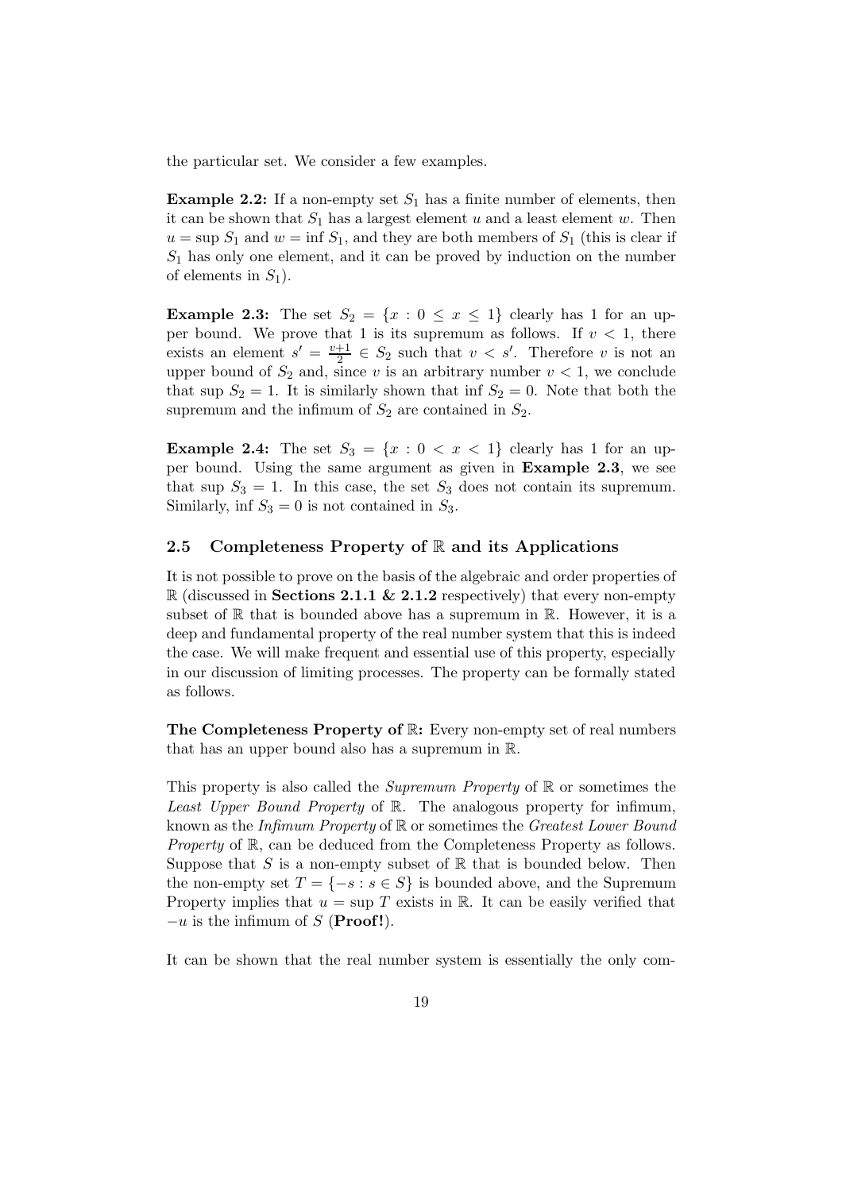the particular set. We consider a few examples.

**Example 2.2:** If a non-empty set $S_1$ has a finite number of elements, then it can be shown that $S_1$ has a largest element $u$ and a least element $w$. Then $u = \sup S_1$ and $w = \inf S_1$, and they are both members of $S_1$ (this is clear if $S_1$ has only one element, and it can be proved by induction on the number of elements in $S_1$).

**Example 2.3:** The set $S_2 = \{x : 0 \leq x \leq 1\}$ clearly has 1 for an upper bound. We prove that 1 is its supremum as follows. If $v < 1$, there exists an element $s' = \frac{v+1}{2} \in S_2$ such that $v < s'$. Therefore $v$ is not an upper bound of $S_2$ and, since $v$ is an arbitrary number $v < 1$, we conclude that $\sup S_2 = 1$. It is similarly shown that $\inf S_2 = 0$. Note that both the supremum and the infimum of $S_2$ are contained in $S_2$.

**Example 2.4:** The set $S_3 = \{x : 0 < x < 1\}$ clearly has 1 for an upper bound. Using the same argument as given in **Example 2.3**, we see that $\sup S_3 = 1$. In this case, the set $S_3$ does not contain its supremum. Similarly, $\inf S_3 = 0$ is not contained in $S_3$.

## 2.5 Completeness Property of $\mathbb{R}$ and its Applications

It is not possible to prove on the basis of the algebraic and order properties of $\mathbb{R}$ (discussed in **Sections 2.1.1 & 2.1.2** respectively) that every non-empty subset of $\mathbb{R}$ that is bounded above has a supremum in $\mathbb{R}$. However, it is a deep and fundamental property of the real number system that this is indeed the case. We will make frequent and essential use of this property, especially in our discussion of limiting processes. The property can be formally stated as follows.

**The Completeness Property of $\mathbb{R}$:** Every non-empty set of real numbers that has an upper bound also has a supremum in $\mathbb{R}$.

This property is also called the *Supremum Property* of $\mathbb{R}$ or sometimes the *Least Upper Bound Property* of $\mathbb{R}$. The analogous property for infimum, known as the *Infimum Property* of $\mathbb{R}$ or sometimes the *Greatest Lower Bound Property* of $\mathbb{R}$, can be deduced from the Completeness Property as follows. Suppose that $S$ is a non-empty subset of $\mathbb{R}$ that is bounded below. Then the non-empty set $T = \{-s : s \in S\}$ is bounded above, and the Supremum Property implies that $u = \sup T$ exists in $\mathbb{R}$. It can be easily verified that $-u$ is the infimum of $S$ (**Proof!**).

It can be shown that the real number system is essentially the only com-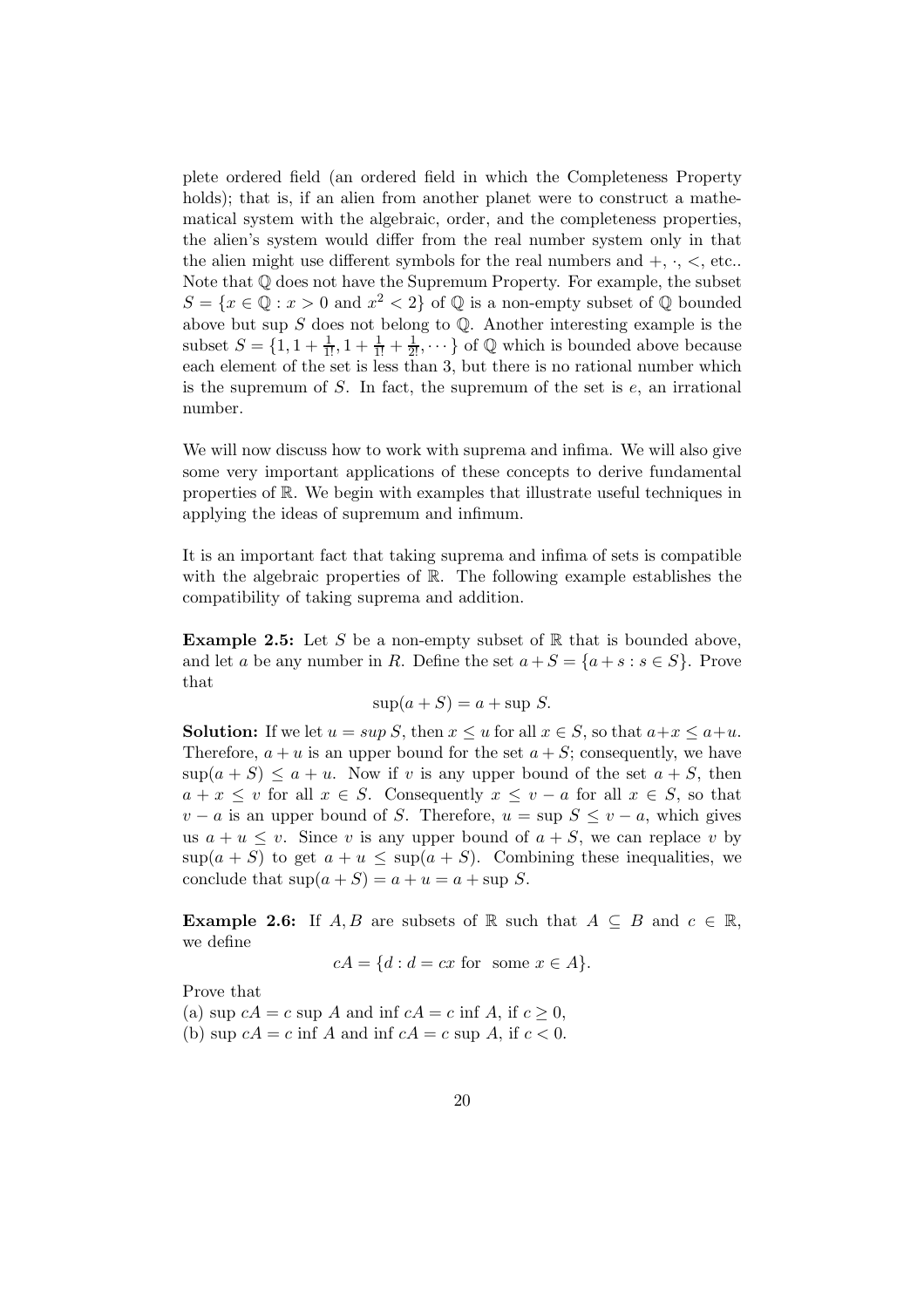plete ordered field (an ordered field in which the Completeness Property holds); that is, if an alien from another planet were to construct a mathematical system with the algebraic, order, and the completeness properties, the alien's system would differ from the real number system only in that the alien might use different symbols for the real numbers and $+$, $\cdot$, $<$, etc.. Note that $\mathbb{Q}$ does not have the Supremum Property. For example, the subset $S = \{x \in \mathbb{Q} : x > 0 \text{ and } x^2 < 2\}$ of $\mathbb{Q}$ is a non-empty subset of $\mathbb{Q}$ bounded above but sup $S$ does not belong to $\mathbb{Q}$. Another interesting example is the subset $S = \{1, 1 + \frac{1}{1!}, 1 + \frac{1}{1!} + \frac{1}{2!}, \cdots\}$ of $\mathbb{Q}$ which is bounded above because each element of the set is less than 3, but there is no rational number which is the supremum of $S$. In fact, the supremum of the set is $e$, an irrational number.

We will now discuss how to work with suprema and infima. We will also give some very important applications of these concepts to derive fundamental properties of $\mathbb{R}$. We begin with examples that illustrate useful techniques in applying the ideas of supremum and infimum.

It is an important fact that taking suprema and infima of sets is compatible with the algebraic properties of $\mathbb{R}$. The following example establishes the compatibility of taking suprema and addition.

**Example 2.5:** Let $S$ be a non-empty subset of $\mathbb{R}$ that is bounded above, and let $a$ be any number in $R$. Define the set $a + S = \{a + s : s \in S\}$. Prove that

$$\sup(a + S) = a + \sup S.$$

**Solution:** If we let $u = sup\, S$, then $x \leq u$ for all $x \in S$, so that $a + x \leq a + u$. Therefore, $a + u$ is an upper bound for the set $a + S$; consequently, we have $\sup(a + S) \leq a + u$. Now if $v$ is any upper bound of the set $a + S$, then $a + x \leq v$ for all $x \in S$. Consequently $x \leq v - a$ for all $x \in S$, so that $v - a$ is an upper bound of $S$. Therefore, $u = \sup S \leq v - a$, which gives us $a + u \leq v$. Since $v$ is any upper bound of $a + S$, we can replace $v$ by $\sup(a + S)$ to get $a + u \leq \sup(a + S)$. Combining these inequalities, we conclude that $\sup(a + S) = a + u = a + \sup S$.

**Example 2.6:** If $A, B$ are subsets of $\mathbb{R}$ such that $A \subseteq B$ and $c \in \mathbb{R}$, we define

$$cA = \{d : d = cx \text{ for some } x \in A\}.$$

Prove that

(a) $\sup cA = c \sup A$ and $\inf cA = c \inf A$, if $c \geq 0$,
(b) $\sup cA = c \inf A$ and $\inf cA = c \sup A$, if $c < 0$.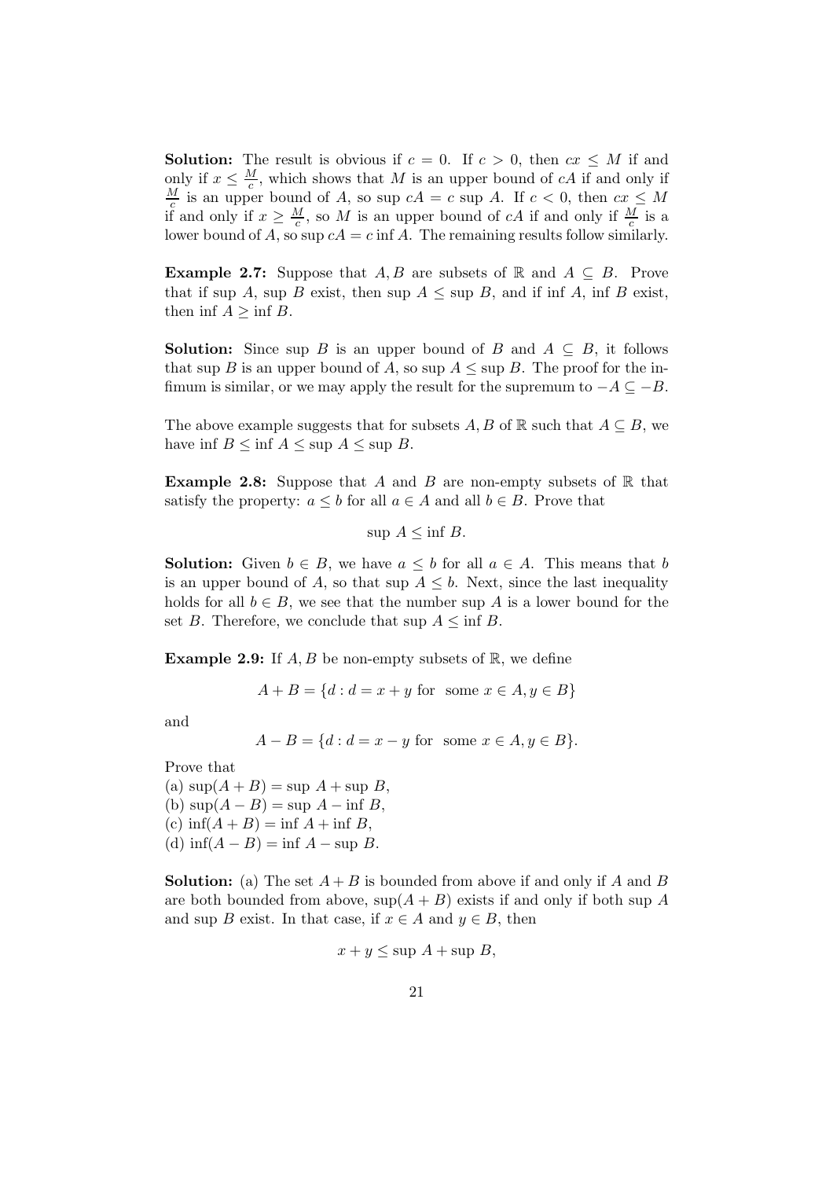**Solution:** The result is obvious if $c = 0$. If $c > 0$, then $cx \leq M$ if and only if $x \leq \frac{M}{c}$, which shows that $M$ is an upper bound of $cA$ if and only if $\frac{M}{c}$ is an upper bound of $A$, so sup $cA = c$ sup $A$. If $c < 0$, then $cx \leq M$ if and only if $x \geq \frac{M}{c}$, so $M$ is an upper bound of $cA$ if and only if $\frac{M}{c}$ is a lower bound of $A$, so sup $cA = c \inf A$. The remaining results follow similarly.

**Example 2.7:** Suppose that $A, B$ are subsets of $\mathbb{R}$ and $A \subseteq B$. Prove that if sup $A$, sup $B$ exist, then sup $A \leq$ sup $B$, and if inf $A$, inf $B$ exist, then inf $A \geq$ inf $B$.

**Solution:** Since sup $B$ is an upper bound of $B$ and $A \subseteq B$, it follows that sup $B$ is an upper bound of $A$, so sup $A \leq$ sup $B$. The proof for the infimum is similar, or we may apply the result for the supremum to $-A \subseteq -B$.

The above example suggests that for subsets $A, B$ of $\mathbb{R}$ such that $A \subseteq B$, we have inf $B \leq$ inf $A \leq$ sup $A \leq$ sup $B$.

**Example 2.8:** Suppose that $A$ and $B$ are non-empty subsets of $\mathbb{R}$ that satisfy the property: $a \leq b$ for all $a \in A$ and all $b \in B$. Prove that

$$\sup A \leq \inf B.$$

**Solution:** Given $b \in B$, we have $a \leq b$ for all $a \in A$. This means that $b$ is an upper bound of $A$, so that sup $A \leq b$. Next, since the last inequality holds for all $b \in B$, we see that the number sup $A$ is a lower bound for the set $B$. Therefore, we conclude that sup $A \leq$ inf $B$.

**Example 2.9:** If $A, B$ be non-empty subsets of $\mathbb{R}$, we define

$$A + B = \{d : d = x + y \text{ for some } x \in A, y \in B\}$$

and

$$A - B = \{d : d = x - y \text{ for some } x \in A, y \in B\}.$$

Prove that

(a) $\sup(A + B) = \sup A + \sup B$,
(b) $\sup(A - B) = \sup A - \inf B$,
(c) $\inf(A + B) = \inf A + \inf B$,
(d) $\inf(A - B) = \inf A - \sup B$.

**Solution:** (a) The set $A + B$ is bounded from above if and only if $A$ and $B$ are both bounded from above, $\sup(A + B)$ exists if and only if both sup $A$ and sup $B$ exist. In that case, if $x \in A$ and $y \in B$, then

$$x + y \leq \sup A + \sup B,$$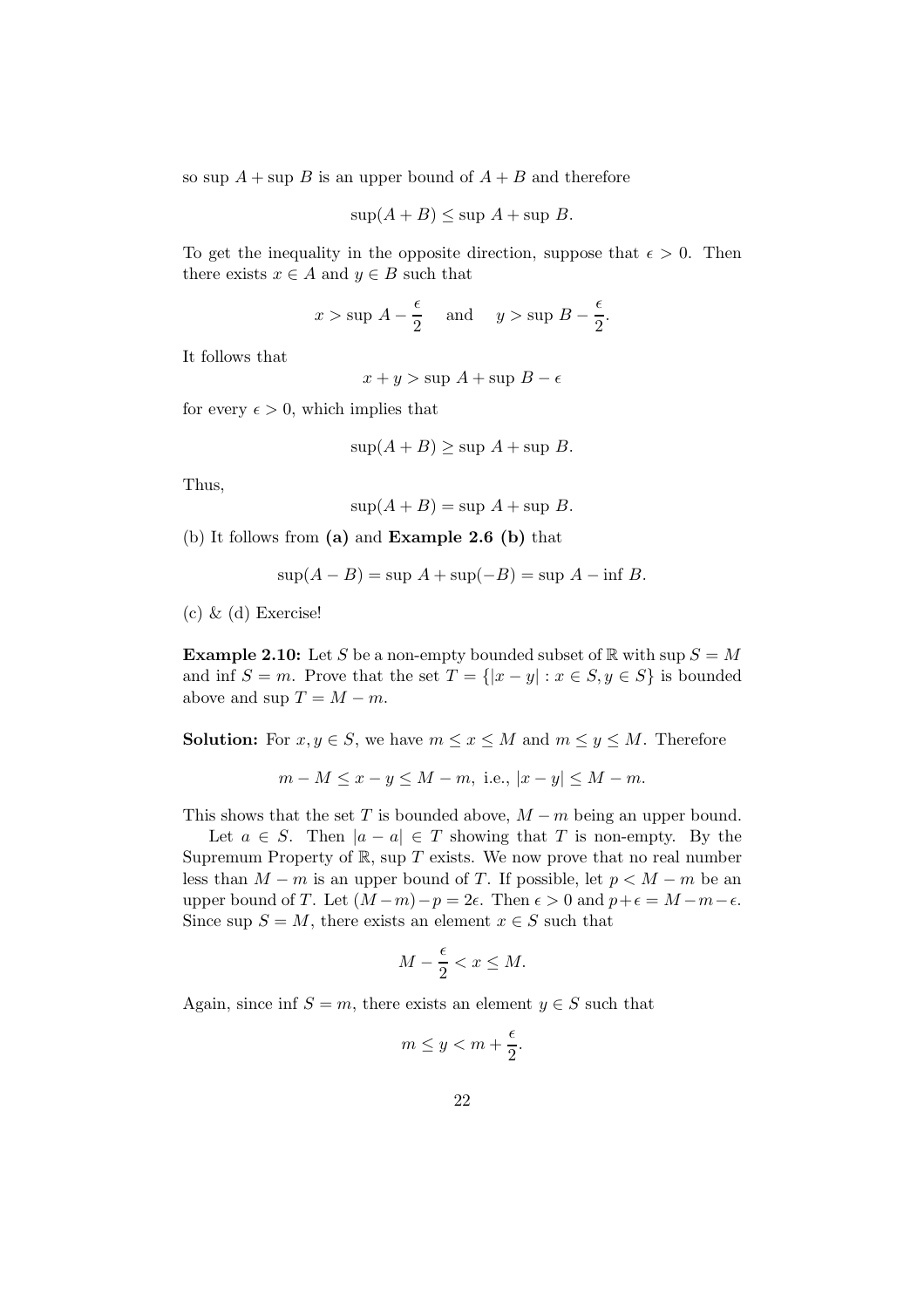so $\sup\, A + \sup\, B$ is an upper bound of $A + B$ and therefore

$$\sup(A + B) \leq \sup\, A + \sup\, B.$$

To get the inequality in the opposite direction, suppose that $\epsilon > 0$. Then there exists $x \in A$ and $y \in B$ such that

$$x > \sup\, A - \frac{\epsilon}{2} \quad \text{and} \quad y > \sup\, B - \frac{\epsilon}{2}.$$

It follows that

$$x + y > \sup\, A + \sup\, B - \epsilon$$

for every $\epsilon > 0$, which implies that

$$\sup(A + B) \geq \sup\, A + \sup\, B.$$

Thus,

$$\sup(A + B) = \sup\, A + \sup\, B.$$

(b) It follows from **(a)** and **Example 2.6 (b)** that

$$\sup(A - B) = \sup\, A + \sup(-B) = \sup\, A - \inf\, B.$$

(c) & (d) Exercise!

**Example 2.10:** Let $S$ be a non-empty bounded subset of $\mathbb{R}$ with $\sup S = M$ and $\inf S = m$. Prove that the set $T = \{|x - y| : x \in S, y \in S\}$ is bounded above and $\sup T = M - m$.

**Solution:** For $x, y \in S$, we have $m \leq x \leq M$ and $m \leq y \leq M$. Therefore

$$m - M \leq x - y \leq M - m, \text{ i.e., } |x - y| \leq M - m.$$

This shows that the set $T$ is bounded above, $M - m$ being an upper bound.

Let $a \in S$. Then $|a - a| \in T$ showing that $T$ is non-empty. By the Supremum Property of $\mathbb{R}$, $\sup\, T$ exists. We now prove that no real number less than $M - m$ is an upper bound of $T$. If possible, let $p < M - m$ be an upper bound of $T$. Let $(M - m) - p = 2\epsilon$. Then $\epsilon > 0$ and $p + \epsilon = M - m - \epsilon$. Since $\sup\, S = M$, there exists an element $x \in S$ such that

$$M - \frac{\epsilon}{2} < x \leq M.$$

Again, since $\inf\, S = m$, there exists an element $y \in S$ such that

$$m \leq y < m + \frac{\epsilon}{2}.$$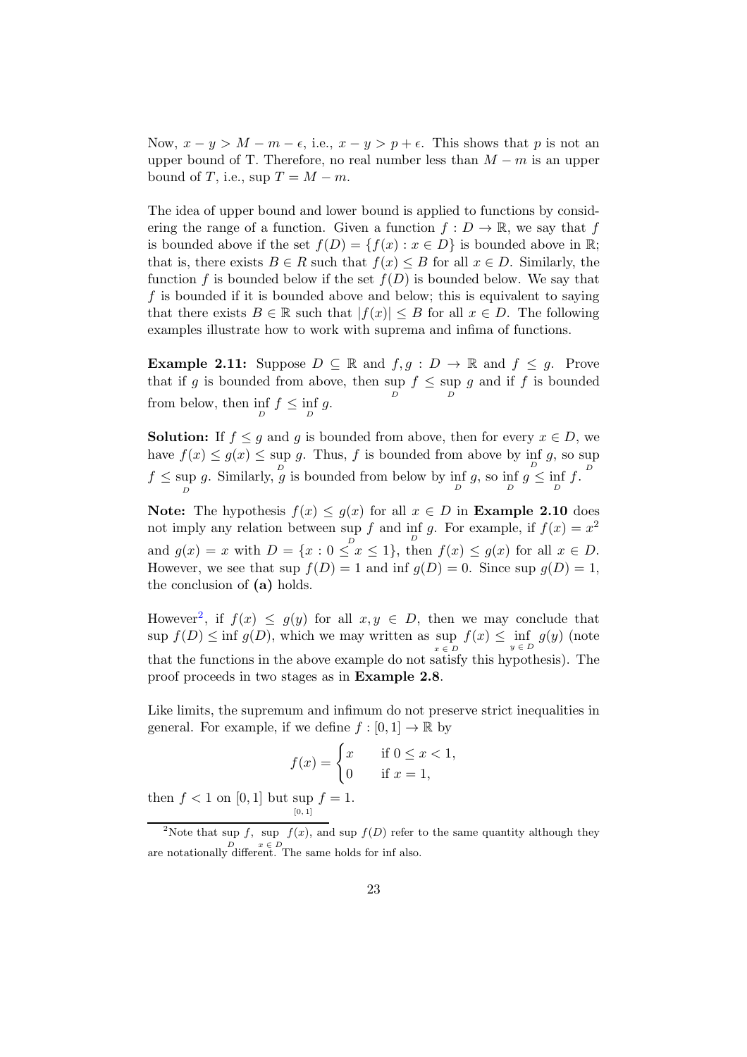Now, $x - y > M - m - \epsilon$, i.e., $x - y > p + \epsilon$. This shows that $p$ is not an upper bound of T. Therefore, no real number less than $M - m$ is an upper bound of $T$, i.e., $\sup T = M - m$.

The idea of upper bound and lower bound is applied to functions by considering the range of a function. Given a function $f : D \to \mathbb{R}$, we say that $f$ is bounded above if the set $f(D) = \{f(x) : x \in D\}$ is bounded above in $\mathbb{R}$; that is, there exists $B \in R$ such that $f(x) \leq B$ for all $x \in D$. Similarly, the function $f$ is bounded below if the set $f(D)$ is bounded below. We say that $f$ is bounded if it is bounded above and below; this is equivalent to saying that there exists $B \in \mathbb{R}$ such that $|f(x)| \leq B$ for all $x \in D$. The following examples illustrate how to work with suprema and infima of functions.

**Example 2.11:** Suppose $D \subseteq \mathbb{R}$ and $f, g : D \to \mathbb{R}$ and $f \leq g$. Prove that if $g$ is bounded from above, then $\sup\limits_D f \leq \sup\limits_D g$ and if $f$ is bounded from below, then $\inf\limits_D f \leq \inf\limits_D g$.

**Solution:** If $f \leq g$ and $g$ is bounded from above, then for every $x \in D$, we have $f(x) \leq g(x) \leq \sup\limits_D g$. Thus, $f$ is bounded from above by $\inf\limits_D g$, so $\sup\limits_D f \leq \sup\limits_D g$. Similarly, $g$ is bounded from below by $\inf\limits_D g$, so $\inf\limits_D g \leq \inf\limits_D f$.

**Note:** The hypothesis $f(x) \leq g(x)$ for all $x \in D$ in **Example 2.10** does not imply any relation between $\sup\limits_D f$ and $\inf\limits_D g$. For example, if $f(x) = x^2$ and $g(x) = x$ with $D = \{x : 0 \leq x \leq 1\}$, then $f(x) \leq g(x)$ for all $x \in D$. However, we see that $\sup f(D) = 1$ and $\inf g(D) = 0$. Since $\sup g(D) = 1$, the conclusion of **(a)** holds.

However[2], if $f(x) \leq g(y)$ for all $x, y \in D$, then we may conclude that $\sup f(D) \leq \inf g(D)$, which we may written as $\sup\limits_{x \in D} f(x) \leq \inf\limits_{y \in D} g(y)$ (note that the functions in the above example do not satisfy this hypothesis). The proof proceeds in two stages as in **Example 2.8**.

Like limits, the supremum and infimum do not preserve strict inequalities in general. For example, if we define $f : [0, 1] \to \mathbb{R}$ by

$$f(x) = \begin{cases} x & \text{if } 0 \leq x < 1, \\ 0 & \text{if } x = 1, \end{cases}$$

then $f < 1$ on $[0, 1]$ but $\sup\limits_{[0,1]} f = 1$.

[2] Note that $\sup\limits_D f$, $\sup\limits_{x \in D} f(x)$, and $\sup f(D)$ refer to the same quantity although they are notationally different. The same holds for inf also.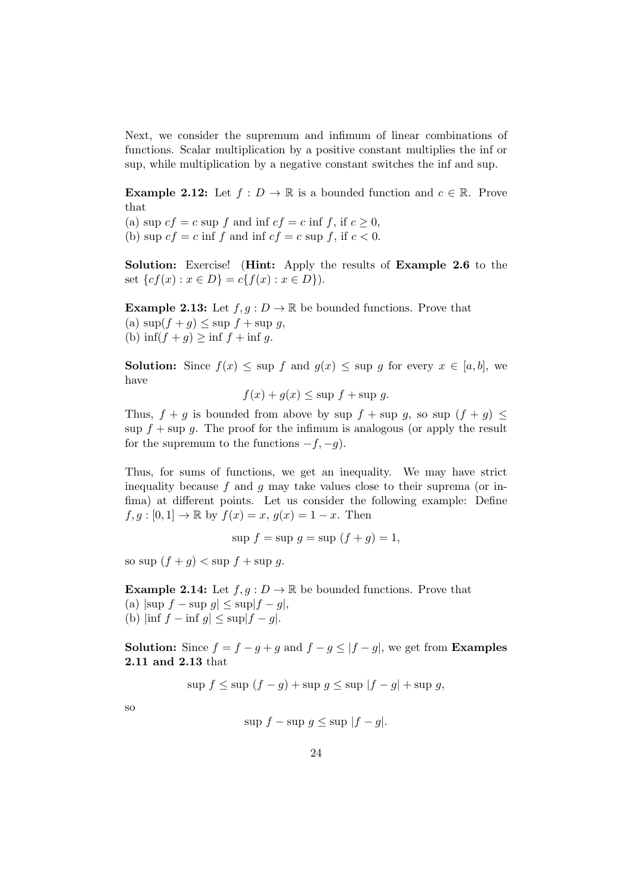Next, we consider the supremum and infimum of linear combinations of functions. Scalar multiplication by a positive constant multiplies the inf or sup, while multiplication by a negative constant switches the inf and sup.

**Example 2.12:** Let $f : D \to \mathbb{R}$ is a bounded function and $c \in \mathbb{R}$. Prove that
(a) $\sup cf = c \sup f$ and $\inf cf = c \inf f$, if $c \geq 0$,
(b) $\sup cf = c \inf f$ and $\inf cf = c \sup f$, if $c < 0$.

**Solution:** Exercise! (**Hint:** Apply the results of **Example 2.6** to the set $\{cf(x) : x \in D\} = c\{f(x) : x \in D\}$).

**Example 2.13:** Let $f, g : D \to \mathbb{R}$ be bounded functions. Prove that
(a) $\sup(f + g) \leq \sup f + \sup g$,
(b) $\inf(f + g) \geq \inf f + \inf g$.

**Solution:** Since $f(x) \leq \sup f$ and $g(x) \leq \sup g$ for every $x \in [a, b]$, we have

$$f(x) + g(x) \leq \sup f + \sup g.$$

Thus, $f + g$ is bounded from above by $\sup f + \sup g$, so $\sup (f + g) \leq \sup f + \sup g$. The proof for the infimum is analogous (or apply the result for the supremum to the functions $-f, -g$).

Thus, for sums of functions, we get an inequality. We may have strict inequality because $f$ and $g$ may take values close to their suprema (or infima) at different points. Let us consider the following example: Define $f, g : [0, 1] \to \mathbb{R}$ by $f(x) = x$, $g(x) = 1 - x$. Then

$$\sup f = \sup g = \sup (f + g) = 1,$$

so $\sup (f + g) < \sup f + \sup g$.

**Example 2.14:** Let $f, g : D \to \mathbb{R}$ be bounded functions. Prove that
(a) $|\sup f - \sup g| \leq \sup|f - g|$,
(b) $|\inf f - \inf g| \leq \sup|f - g|$.

**Solution:** Since $f = f - g + g$ and $f - g \leq |f - g|$, we get from **Examples 2.11 and 2.13** that

$$\sup f \leq \sup (f - g) + \sup g \leq \sup |f - g| + \sup g,$$

so

$$\sup f - \sup g \leq \sup |f - g|.$$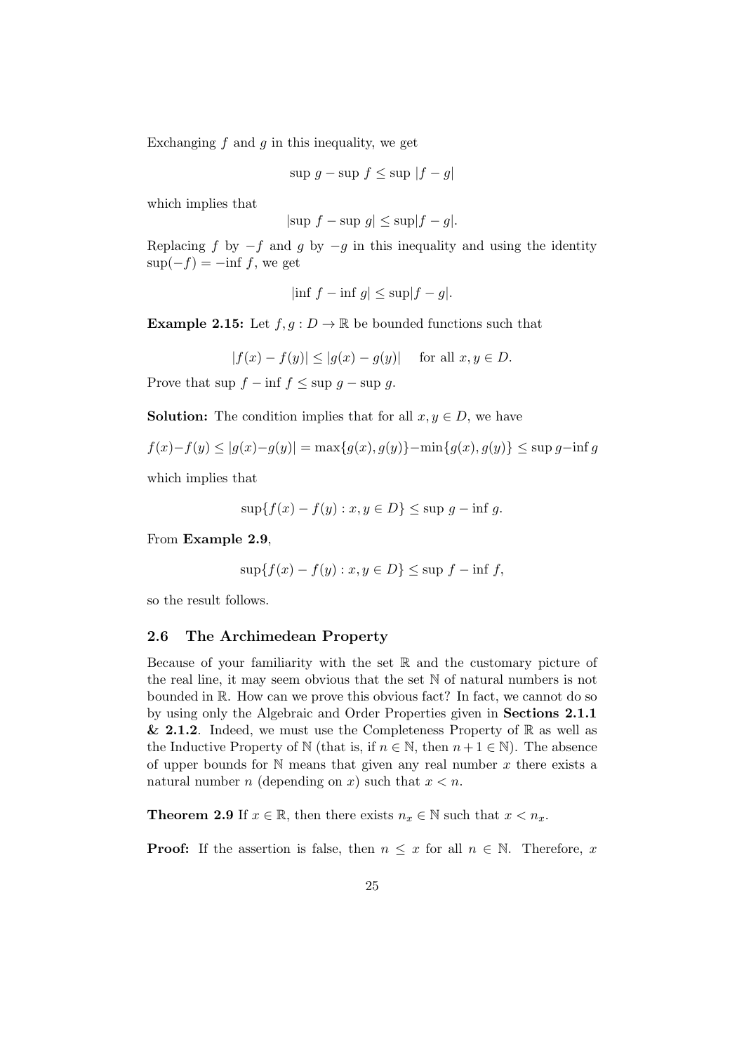Exchanging $f$ and $g$ in this inequality, we get

$$\sup\, g - \sup\, f \leq \sup\, |f - g|$$

which implies that

$$|\sup\, f - \sup\, g| \leq \sup|f - g|.$$

Replacing $f$ by $-f$ and $g$ by $-g$ in this inequality and using the identity $\sup(-f) = -\inf\, f$, we get

$$|\inf\, f - \inf\, g| \leq \sup|f - g|.$$

**Example 2.15:** Let $f, g : D \to \mathbb{R}$ be bounded functions such that

$$|f(x) - f(y)| \leq |g(x) - g(y)| \quad \text{for all } x, y \in D.$$

Prove that $\sup\, f - \inf\, f \leq \sup\, g - \sup\, g$.

**Solution:** The condition implies that for all $x, y \in D$, we have

$$f(x)-f(y) \leq |g(x)-g(y)| = \max\{g(x), g(y)\} - \min\{g(x), g(y)\} \leq \sup g - \inf g$$

which implies that

$$\sup\{f(x) - f(y) : x, y \in D\} \leq \sup\, g - \inf\, g.$$

From **Example 2.9**,

$$\sup\{f(x) - f(y) : x, y \in D\} \leq \sup\, f - \inf\, f,$$

so the result follows.

### 2.6 The Archimedean Property

Because of your familiarity with the set $\mathbb{R}$ and the customary picture of the real line, it may seem obvious that the set $\mathbb{N}$ of natural numbers is not bounded in $\mathbb{R}$. How can we prove this obvious fact? In fact, we cannot do so by using only the Algebraic and Order Properties given in **Sections 2.1.1 & 2.1.2**. Indeed, we must use the Completeness Property of $\mathbb{R}$ as well as the Inductive Property of $\mathbb{N}$ (that is, if $n \in \mathbb{N}$, then $n+1 \in \mathbb{N}$). The absence of upper bounds for $\mathbb{N}$ means that given any real number $x$ there exists a natural number $n$ (depending on $x$) such that $x < n$.

**Theorem 2.9** If $x \in \mathbb{R}$, then there exists $n_x \in \mathbb{N}$ such that $x < n_x$.

**Proof:** If the assertion is false, then $n \leq x$ for all $n \in \mathbb{N}$. Therefore, $x$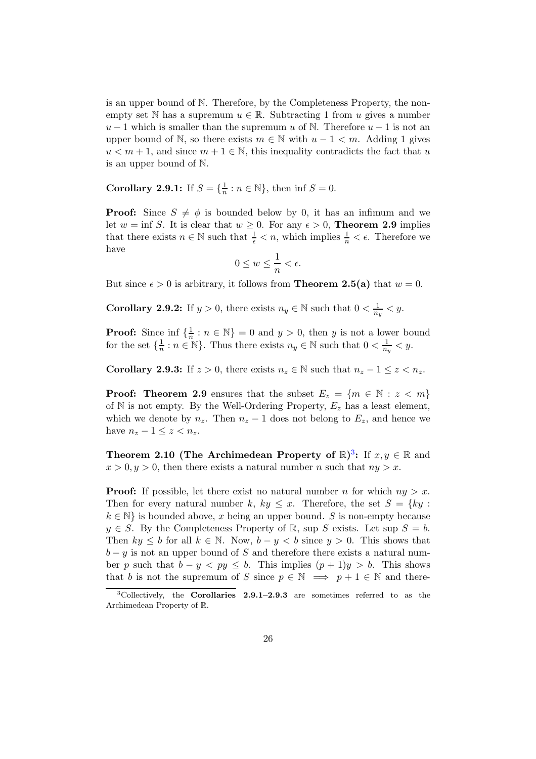is an upper bound of $\mathbb{N}$. Therefore, by the Completeness Property, the nonempty set $\mathbb{N}$ has a supremum $u \in \mathbb{R}$. Subtracting 1 from $u$ gives a number $u - 1$ which is smaller than the supremum $u$ of $\mathbb{N}$. Therefore $u - 1$ is not an upper bound of $\mathbb{N}$, so there exists $m \in \mathbb{N}$ with $u - 1 < m$. Adding 1 gives $u < m + 1$, and since $m + 1 \in \mathbb{N}$, this inequality contradicts the fact that $u$ is an upper bound of $\mathbb{N}$.

**Corollary 2.9.1:** If $S = \{\frac{1}{n} : n \in \mathbb{N}\}$, then $\inf S = 0$.

**Proof:** Since $S \neq \phi$ is bounded below by 0, it has an infimum and we let $w = \inf S$. It is clear that $w \geq 0$. For any $\epsilon > 0$, **Theorem 2.9** implies that there exists $n \in \mathbb{N}$ such that $\frac{1}{\epsilon} < n$, which implies $\frac{1}{n} < \epsilon$. Therefore we have

$$0 \leq w \leq \frac{1}{n} < \epsilon.$$

But since $\epsilon > 0$ is arbitrary, it follows from **Theorem 2.5(a)** that $w = 0$.

**Corollary 2.9.2:** If $y > 0$, there exists $n_y \in \mathbb{N}$ such that $0 < \frac{1}{n_y} < y$.

**Proof:** Since $\inf \{\frac{1}{n} : n \in \mathbb{N}\} = 0$ and $y > 0$, then $y$ is not a lower bound for the set $\{\frac{1}{n} : n \in \mathbb{N}\}$. Thus there exists $n_y \in \mathbb{N}$ such that $0 < \frac{1}{n_y} < y$.

**Corollary 2.9.3:** If $z > 0$, there exists $n_z \in \mathbb{N}$ such that $n_z - 1 \leq z < n_z$.

**Proof: Theorem 2.9** ensures that the subset $E_z = \{m \in \mathbb{N} : z < m\}$ of $\mathbb{N}$ is not empty. By the Well-Ordering Property, $E_z$ has a least element, which we denote by $n_z$. Then $n_z - 1$ does not belong to $E_z$, and hence we have $n_z - 1 \leq z < n_z$.

**Theorem 2.10 (The Archimedean Property of $\mathbb{R}$)[3]:** If $x, y \in \mathbb{R}$ and $x > 0, y > 0$, then there exists a natural number $n$ such that $ny > x$.

**Proof:** If possible, let there exist no natural number $n$ for which $ny > x$. Then for every natural number $k$, $ky \leq x$. Therefore, the set $S = \{ky : k \in \mathbb{N}\}$ is bounded above, $x$ being an upper bound. $S$ is non-empty because $y \in S$. By the Completeness Property of $\mathbb{R}$, $\sup S$ exists. Let $\sup S = b$. Then $ky \leq b$ for all $k \in \mathbb{N}$. Now, $b - y < b$ since $y > 0$. This shows that $b - y$ is not an upper bound of $S$ and therefore there exists a natural number $p$ such that $b - y < py \leq b$. This implies $(p + 1)y > b$. This shows that $b$ is not the supremum of $S$ since $p \in \mathbb{N} \implies p + 1 \in \mathbb{N}$ and there-

[3] Collectively, the **Corollaries 2.9.1–2.9.3** are sometimes referred to as the Archimedean Property of $\mathbb{R}$.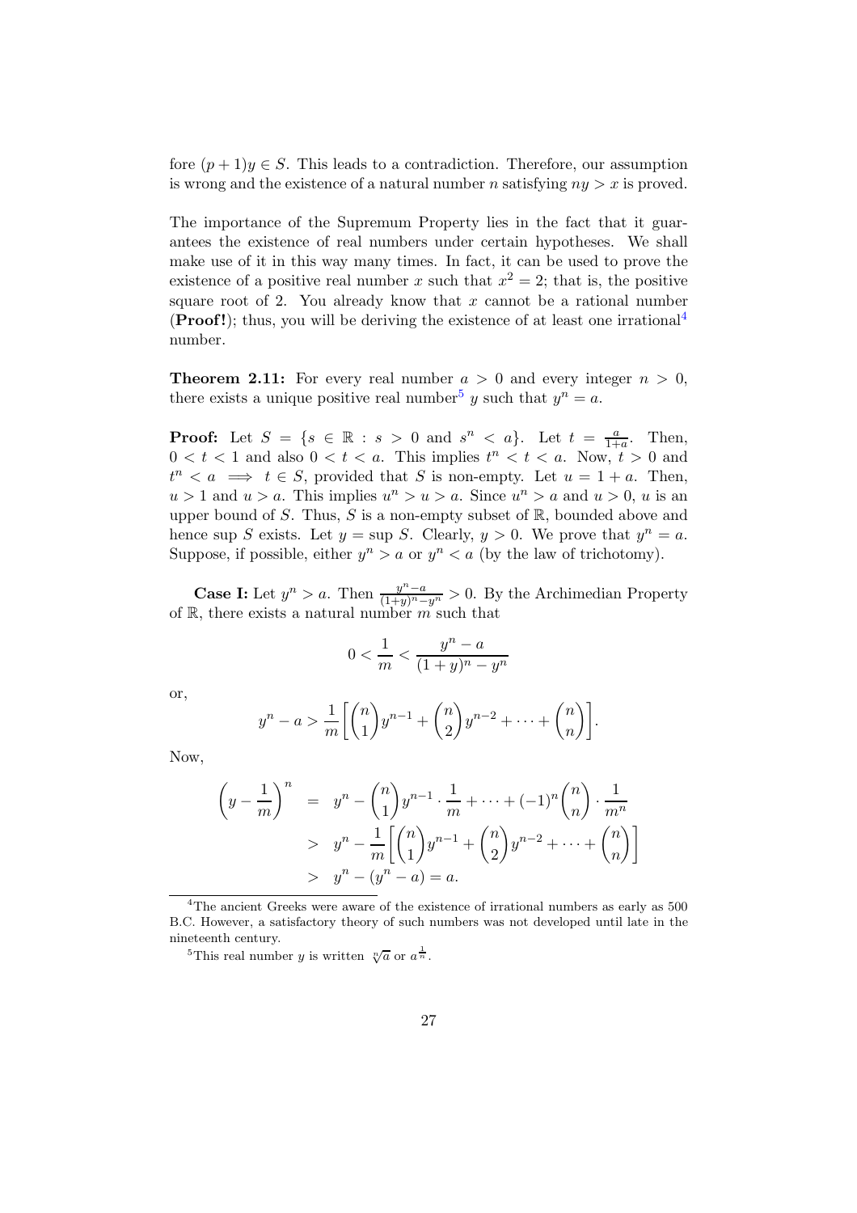fore $(p+1)y \in S$. This leads to a contradiction. Therefore, our assumption is wrong and the existence of a natural number $n$ satisfying $ny > x$ is proved.

The importance of the Supremum Property lies in the fact that it guarantees the existence of real numbers under certain hypotheses. We shall make use of it in this way many times. In fact, it can be used to prove the existence of a positive real number $x$ such that $x^2 = 2$; that is, the positive square root of 2. You already know that $x$ cannot be a rational number (**Proof!**); thus, you will be deriving the existence of at least one irrational[4] number.

**Theorem 2.11:** For every real number $a > 0$ and every integer $n > 0$, there exists a unique positive real number[5] $y$ such that $y^n = a$.

**Proof:** Let $S = \{s \in \mathbb{R} : s > 0 \text{ and } s^n < a\}$. Let $t = \frac{a}{1+a}$. Then, $0 < t < 1$ and also $0 < t < a$. This implies $t^n < t < a$. Now, $t > 0$ and $t^n < a \implies t \in S$, provided that $S$ is non-empty. Let $u = 1 + a$. Then, $u > 1$ and $u > a$. This implies $u^n > u > a$. Since $u^n > a$ and $u > 0$, $u$ is an upper bound of $S$. Thus, $S$ is a non-empty subset of $\mathbb{R}$, bounded above and hence $\sup S$ exists. Let $y = \sup S$. Clearly, $y > 0$. We prove that $y^n = a$. Suppose, if possible, either $y^n > a$ or $y^n < a$ (by the law of trichotomy).

**Case I:** Let $y^n > a$. Then $\frac{y^n - a}{(1+y)^n - y^n} > 0$. By the Archimedian Property of $\mathbb{R}$, there exists a natural number $m$ such that

$$0 < \frac{1}{m} < \frac{y^n - a}{(1+y)^n - y^n}$$

or,

$$y^n - a > \frac{1}{m}\left[\binom{n}{1}y^{n-1} + \binom{n}{2}y^{n-2} + \cdots + \binom{n}{n}\right].$$

Now,

$$\begin{aligned}
\left(y - \frac{1}{m}\right)^n &= y^n - \binom{n}{1}y^{n-1} \cdot \frac{1}{m} + \cdots + (-1)^n \binom{n}{n} \cdot \frac{1}{m^n} \\
&> y^n - \frac{1}{m}\left[\binom{n}{1}y^{n-1} + \binom{n}{2}y^{n-2} + \cdots + \binom{n}{n}\right] \\
&> y^n - (y^n - a) = a.
\end{aligned}$$

[4] The ancient Greeks were aware of the existence of irrational numbers as early as 500 B.C. However, a satisfactory theory of such numbers was not developed until late in the nineteenth century.

[5] This real number $y$ is written $\sqrt[n]{a}$ or $a^{\frac{1}{n}}$.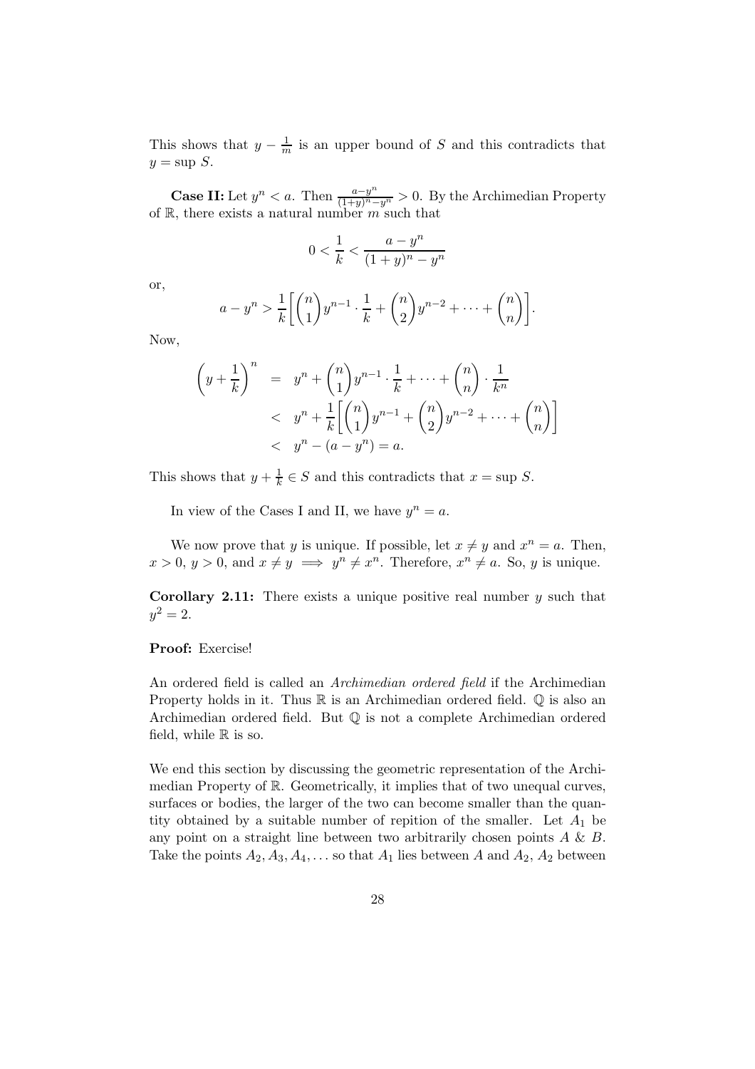This shows that $y - \frac{1}{m}$ is an upper bound of $S$ and this contradicts that $y = \sup S$.

**Case II:** Let $y^n < a$. Then $\frac{a-y^n}{(1+y)^n - y^n} > 0$. By the Archimedian Property of $\mathbb{R}$, there exists a natural number $m$ such that

$$0 < \frac{1}{k} < \frac{a - y^n}{(1+y)^n - y^n}$$

or,

$$a - y^n > \frac{1}{k}\bigg[\binom{n}{1}y^{n-1} \cdot \frac{1}{k} + \binom{n}{2}y^{n-2} + \cdots + \binom{n}{n}\bigg].$$

Now,

$$\begin{aligned}
\left(y + \frac{1}{k}\right)^n &= y^n + \binom{n}{1}y^{n-1} \cdot \frac{1}{k} + \cdots + \binom{n}{n} \cdot \frac{1}{k^n} \\
&< y^n + \frac{1}{k}\bigg[\binom{n}{1}y^{n-1} + \binom{n}{2}y^{n-2} + \cdots + \binom{n}{n}\bigg] \\
&< y^n - (a - y^n) = a.
\end{aligned}$$

This shows that $y + \frac{1}{k} \in S$ and this contradicts that $x = \sup S$.

In view of the Cases I and II, we have $y^n = a$.

We now prove that $y$ is unique. If possible, let $x \neq y$ and $x^n = a$. Then, $x > 0$, $y > 0$, and $x \neq y \implies y^n \neq x^n$. Therefore, $x^n \neq a$. So, $y$ is unique.

**Corollary 2.11:** There exists a unique positive real number $y$ such that $y^2 = 2$.

**Proof:** Exercise!

An ordered field is called an *Archimedian ordered field* if the Archimedian Property holds in it. Thus $\mathbb{R}$ is an Archimedian ordered field. $\mathbb{Q}$ is also an Archimedian ordered field. But $\mathbb{Q}$ is not a complete Archimedian ordered field, while $\mathbb{R}$ is so.

We end this section by discussing the geometric representation of the Archimedian Property of $\mathbb{R}$. Geometrically, it implies that of two unequal curves, surfaces or bodies, the larger of the two can become smaller than the quantity obtained by a suitable number of repition of the smaller. Let $A_1$ be any point on a straight line between two arbitrarily chosen points $A$ & $B$. Take the points $A_2, A_3, A_4, \ldots$ so that $A_1$ lies between $A$ and $A_2$, $A_2$ between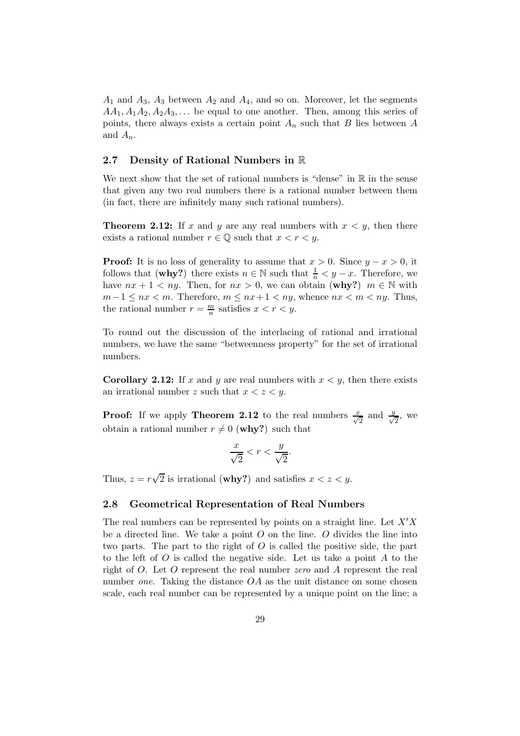$A_1$ and $A_3$, $A_3$ between $A_2$ and $A_4$, and so on. Moreover, let the segments $AA_1, A_1A_2, A_2A_3, \ldots$ be equal to one another. Then, among this series of points, there always exists a certain point $A_n$ such that $B$ lies between $A$ and $A_n$.

## 2.7 Density of Rational Numbers in $\mathbb{R}$

We next show that the set of rational numbers is "dense" in $\mathbb{R}$ in the sense that given any two real numbers there is a rational number between them (in fact, there are infinitely many such rational numbers).

**Theorem 2.12:** If $x$ and $y$ are any real numbers with $x < y$, then there exists a rational number $r \in \mathbb{Q}$ such that $x < r < y$.

**Proof:** It is no loss of generality to assume that $x > 0$. Since $y - x > 0$, it follows that (**why?**) there exists $n \in \mathbb{N}$ such that $\frac{1}{n} < y - x$. Therefore, we have $nx + 1 < ny$. Then, for $nx > 0$, we can obtain (**why?**) $m \in \mathbb{N}$ with $m - 1 \leq nx < m$. Therefore, $m \leq nx + 1 < ny$, whence $nx < m < ny$. Thus, the rational number $r = \frac{m}{n}$ satisfies $x < r < y$.

To round out the discussion of the interlacing of rational and irrational numbers, we have the same "betweenness property" for the set of irrational numbers.

**Corollary 2.12:** If $x$ and $y$ are real numbers with $x < y$, then there exists an irrational number $z$ such that $x < z < y$.

**Proof:** If we apply **Theorem 2.12** to the real numbers $\frac{x}{\sqrt{2}}$ and $\frac{y}{\sqrt{2}}$, we obtain a rational number $r \neq 0$ (**why?**) such that

$$\frac{x}{\sqrt{2}} < r < \frac{y}{\sqrt{2}}.$$

Thus, $z = r\sqrt{2}$ is irrational (**why?**) and satisfies $x < z < y$.

## 2.8 Geometrical Representation of Real Numbers

The real numbers can be represented by points on a straight line. Let $X'X$ be a directed line. We take a point $O$ on the line. $O$ divides the line into two parts. The part to the right of $O$ is called the positive side, the part to the left of $O$ is called the negative side. Let us take a point $A$ to the right of $O$. Let $O$ represent the real number *zero* and $A$ represent the real number *one*. Taking the distance $OA$ as the unit distance on some chosen scale, each real number can be represented by a unique point on the line; a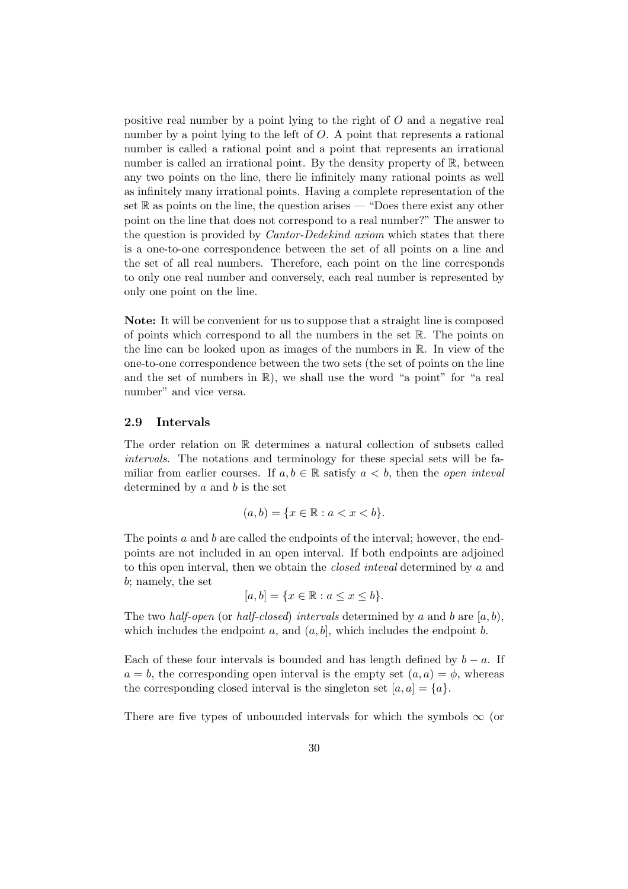positive real number by a point lying to the right of $O$ and a negative real number by a point lying to the left of $O$. A point that represents a rational number is called a rational point and a point that represents an irrational number is called an irrational point. By the density property of $\mathbb{R}$, between any two points on the line, there lie infinitely many rational points as well as infinitely many irrational points. Having a complete representation of the set $\mathbb{R}$ as points on the line, the question arises — "Does there exist any other point on the line that does not correspond to a real number?" The answer to the question is provided by *Cantor-Dedekind axiom* which states that there is a one-to-one correspondence between the set of all points on a line and the set of all real numbers. Therefore, each point on the line corresponds to only one real number and conversely, each real number is represented by only one point on the line.

**Note:** It will be convenient for us to suppose that a straight line is composed of points which correspond to all the numbers in the set $\mathbb{R}$. The points on the line can be looked upon as images of the numbers in $\mathbb{R}$. In view of the one-to-one correspondence between the two sets (the set of points on the line and the set of numbers in $\mathbb{R}$), we shall use the word "a point" for "a real number" and vice versa.

## 2.9 Intervals

The order relation on $\mathbb{R}$ determines a natural collection of subsets called *intervals*. The notations and terminology for these special sets will be familiar from earlier courses. If $a, b \in \mathbb{R}$ satisfy $a < b$, then the *open inteval* determined by $a$ and $b$ is the set

$$(a, b) = \{x \in \mathbb{R} : a < x < b\}.$$

The points $a$ and $b$ are called the endpoints of the interval; however, the endpoints are not included in an open interval. If both endpoints are adjoined to this open interval, then we obtain the *closed inteval* determined by $a$ and $b$; namely, the set

$$[a, b] = \{x \in \mathbb{R} : a \leq x \leq b\}.$$

The two *half-open* (or *half-closed*) *intervals* determined by $a$ and $b$ are $[a, b)$, which includes the endpoint $a$, and $(a, b]$, which includes the endpoint $b$.

Each of these four intervals is bounded and has length defined by $b - a$. If $a = b$, the corresponding open interval is the empty set $(a, a) = \phi$, whereas the corresponding closed interval is the singleton set $[a, a] = \{a\}$.

There are five types of unbounded intervals for which the symbols $\infty$ (or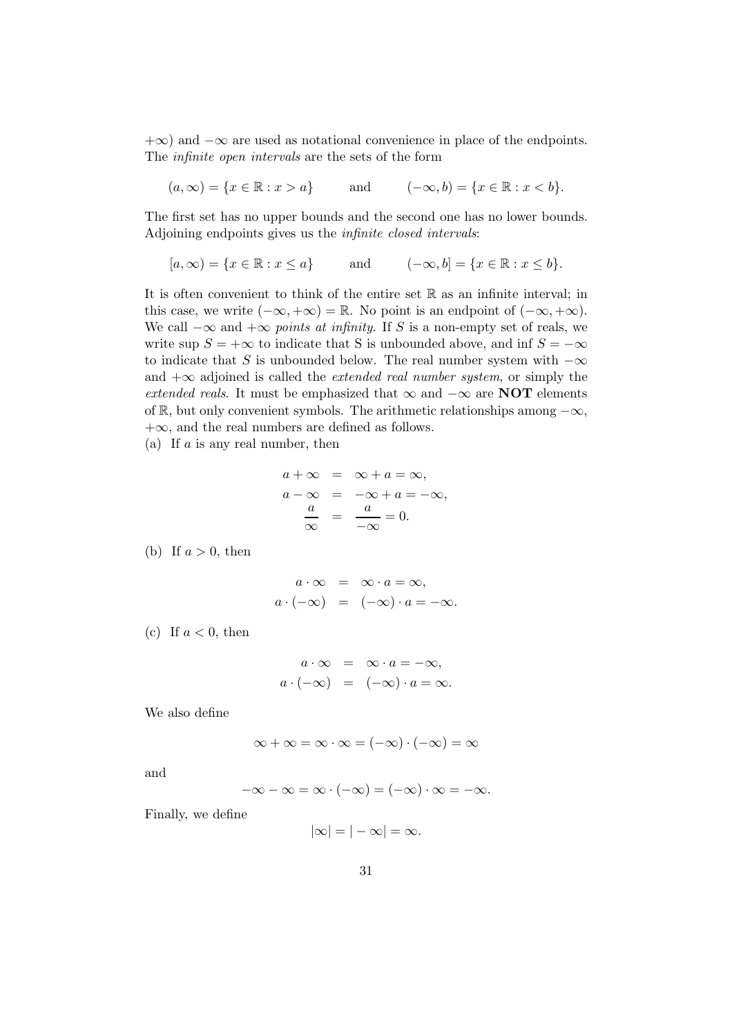$+\infty$) and $-\infty$ are used as notational convenience in place of the endpoints. The *infinite open intervals* are the sets of the form

$$(a, \infty) = \{x \in \mathbb{R} : x > a\} \qquad \text{and} \qquad (-\infty, b) = \{x \in \mathbb{R} : x < b\}.$$

The first set has no upper bounds and the second one has no lower bounds. Adjoining endpoints gives us the *infinite closed intervals*:

$$[a, \infty) = \{x \in \mathbb{R} : x \leq a\} \qquad \text{and} \qquad (-\infty, b] = \{x \in \mathbb{R} : x \leq b\}.$$

It is often convenient to think of the entire set $\mathbb{R}$ as an infinite interval; in this case, we write $(-\infty, +\infty) = \mathbb{R}$. No point is an endpoint of $(-\infty, +\infty)$. We call $-\infty$ and $+\infty$ *points at infinity*. If $S$ is a non-empty set of reals, we write $\sup S = +\infty$ to indicate that S is unbounded above, and $\inf S = -\infty$ to indicate that $S$ is unbounded below. The real number system with $-\infty$ and $+\infty$ adjoined is called the *extended real number system*, or simply the *extended reals*. It must be emphasized that $\infty$ and $-\infty$ are **NOT** elements of $\mathbb{R}$, but only convenient symbols. The arithmetic relationships among $-\infty$, $+\infty$, and the real numbers are defined as follows.

(a) If $a$ is any real number, then

$$\begin{aligned} a + \infty &= \infty + a = \infty, \\ a - \infty &= -\infty + a = -\infty, \\ \frac{a}{\infty} &= \frac{a}{-\infty} = 0. \end{aligned}$$

(b) If $a > 0$, then

$$\begin{aligned} a \cdot \infty &= \infty \cdot a = \infty, \\ a \cdot (-\infty) &= (-\infty) \cdot a = -\infty. \end{aligned}$$

(c) If $a < 0$, then

$$\begin{aligned} a \cdot \infty &= \infty \cdot a = -\infty, \\ a \cdot (-\infty) &= (-\infty) \cdot a = \infty. \end{aligned}$$

We also define

$$\infty + \infty = \infty \cdot \infty = (-\infty) \cdot (-\infty) = \infty$$

and

$$-\infty - \infty = \infty \cdot (-\infty) = (-\infty) \cdot \infty = -\infty.$$

Finally, we define

$$|\infty| = |-\infty| = \infty.$$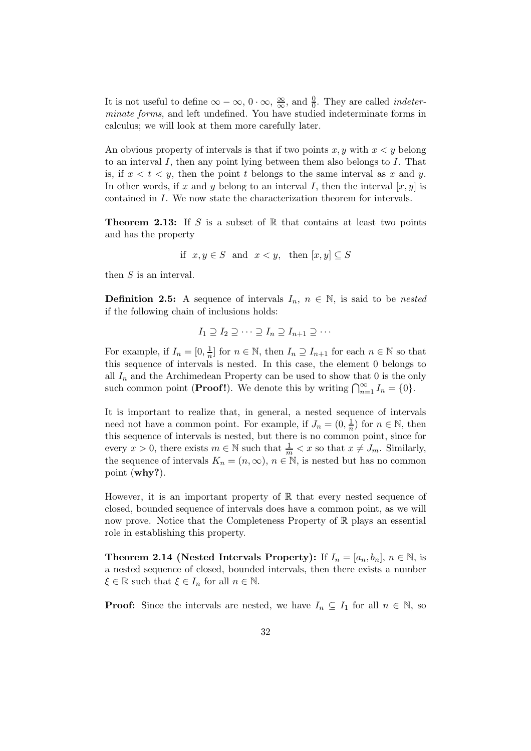It is not useful to define $\infty - \infty$, $0 \cdot \infty$, $\frac{\infty}{\infty}$, and $\frac{0}{0}$. They are called *indeterminate forms*, and left undefined. You have studied indeterminate forms in calculus; we will look at them more carefully later.

An obvious property of intervals is that if two points $x, y$ with $x < y$ belong to an interval $I$, then any point lying between them also belongs to $I$. That is, if $x < t < y$, then the point $t$ belongs to the same interval as $x$ and $y$. In other words, if $x$ and $y$ belong to an interval $I$, then the interval $[x, y]$ is contained in $I$. We now state the characterization theorem for intervals.

**Theorem 2.13:** If $S$ is a subset of $\mathbb{R}$ that contains at least two points and has the property

$$\text{if } \; x, y \in S \; \text{ and } \; x < y, \; \text{ then } [x, y] \subseteq S$$

then $S$ is an interval.

**Definition 2.5:** A sequence of intervals $I_n$, $n \in \mathbb{N}$, is said to be *nested* if the following chain of inclusions holds:

$$I_1 \supseteq I_2 \supseteq \cdots \supseteq I_n \supseteq I_{n+1} \supseteq \cdots$$

For example, if $I_n = [0, \frac{1}{n}]$ for $n \in \mathbb{N}$, then $I_n \supseteq I_{n+1}$ for each $n \in \mathbb{N}$ so that this sequence of intervals is nested. In this case, the element 0 belongs to all $I_n$ and the Archimedean Property can be used to show that 0 is the only such common point (**Proof!**). We denote this by writing $\bigcap_{n=1}^{\infty} I_n = \{0\}$.

It is important to realize that, in general, a nested sequence of intervals need not have a common point. For example, if $J_n = (0, \frac{1}{n})$ for $n \in \mathbb{N}$, then this sequence of intervals is nested, but there is no common point, since for every $x > 0$, there exists $m \in \mathbb{N}$ such that $\frac{1}{m} < x$ so that $x \neq J_m$. Similarly, the sequence of intervals $K_n = (n, \infty)$, $n \in \mathbb{N}$, is nested but has no common point (**why?**).

However, it is an important property of $\mathbb{R}$ that every nested sequence of closed, bounded sequence of intervals does have a common point, as we will now prove. Notice that the Completeness Property of $\mathbb{R}$ plays an essential role in establishing this property.

**Theorem 2.14 (Nested Intervals Property):** If $I_n = [a_n, b_n]$, $n \in \mathbb{N}$, is a nested sequence of closed, bounded intervals, then there exists a number $\xi \in \mathbb{R}$ such that $\xi \in I_n$ for all $n \in \mathbb{N}$.

**Proof:** Since the intervals are nested, we have $I_n \subseteq I_1$ for all $n \in \mathbb{N}$, so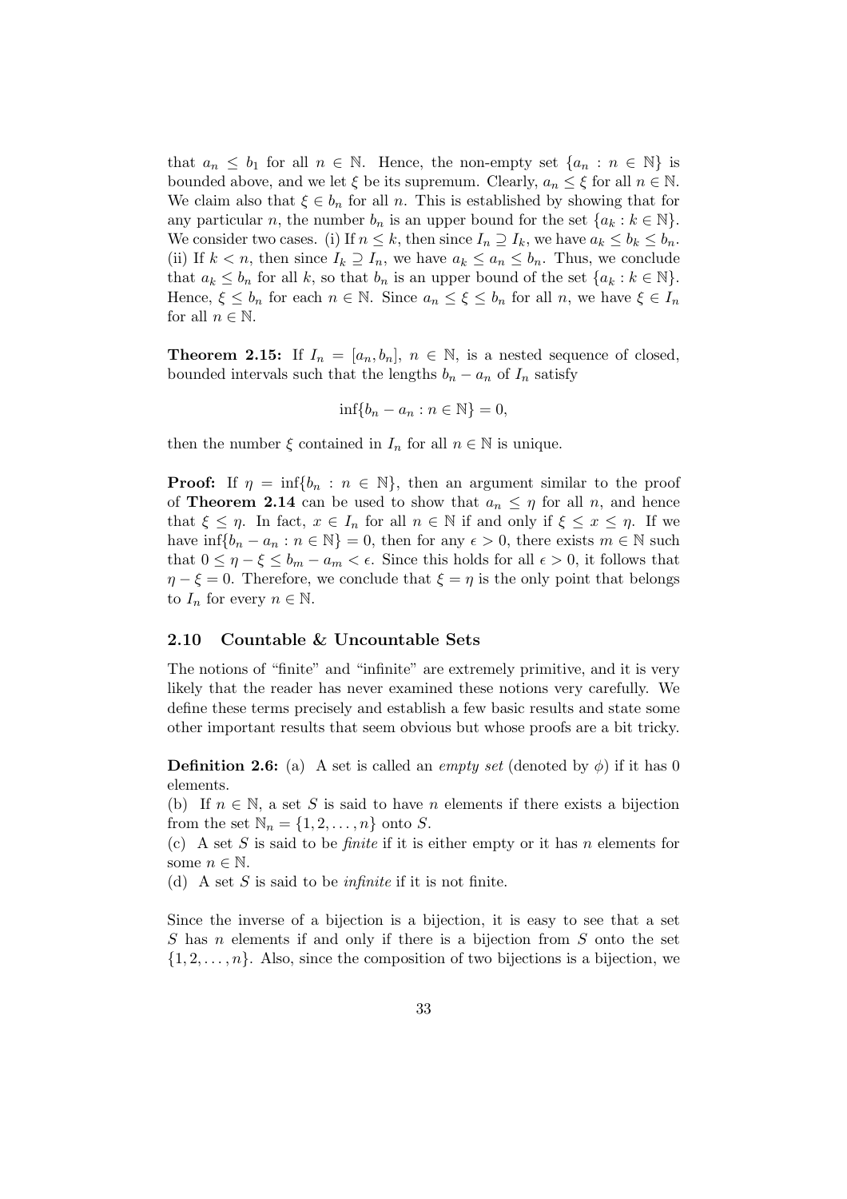that $a_n \leq b_1$ for all $n \in \mathbb{N}$. Hence, the non-empty set $\{a_n : n \in \mathbb{N}\}$ is bounded above, and we let $\xi$ be its supremum. Clearly, $a_n \leq \xi$ for all $n \in \mathbb{N}$. We claim also that $\xi \in b_n$ for all $n$. This is established by showing that for any particular $n$, the number $b_n$ is an upper bound for the set $\{a_k : k \in \mathbb{N}\}$. We consider two cases. (i) If $n \leq k$, then since $I_n \supseteq I_k$, we have $a_k \leq b_k \leq b_n$. (ii) If $k < n$, then since $I_k \supseteq I_n$, we have $a_k \leq a_n \leq b_n$. Thus, we conclude that $a_k \leq b_n$ for all $k$, so that $b_n$ is an upper bound of the set $\{a_k : k \in \mathbb{N}\}$. Hence, $\xi \leq b_n$ for each $n \in \mathbb{N}$. Since $a_n \leq \xi \leq b_n$ for all $n$, we have $\xi \in I_n$ for all $n \in \mathbb{N}$.

**Theorem 2.15:** If $I_n = [a_n, b_n]$, $n \in \mathbb{N}$, is a nested sequence of closed, bounded intervals such that the lengths $b_n - a_n$ of $I_n$ satisfy

$$\inf\{b_n - a_n : n \in \mathbb{N}\} = 0,$$

then the number $\xi$ contained in $I_n$ for all $n \in \mathbb{N}$ is unique.

**Proof:** If $\eta = \inf\{b_n : n \in \mathbb{N}\}$, then an argument similar to the proof of **Theorem 2.14** can be used to show that $a_n \leq \eta$ for all $n$, and hence that $\xi \leq \eta$. In fact, $x \in I_n$ for all $n \in \mathbb{N}$ if and only if $\xi \leq x \leq \eta$. If we have $\inf\{b_n - a_n : n \in \mathbb{N}\} = 0$, then for any $\epsilon > 0$, there exists $m \in \mathbb{N}$ such that $0 \leq \eta - \xi \leq b_m - a_m < \epsilon$. Since this holds for all $\epsilon > 0$, it follows that $\eta - \xi = 0$. Therefore, we conclude that $\xi = \eta$ is the only point that belongs to $I_n$ for every $n \in \mathbb{N}$.

### 2.10 Countable & Uncountable Sets

The notions of "finite" and "infinite" are extremely primitive, and it is very likely that the reader has never examined these notions very carefully. We define these terms precisely and establish a few basic results and state some other important results that seem obvious but whose proofs are a bit tricky.

**Definition 2.6:** (a) A set is called an *empty set* (denoted by $\phi$) if it has 0 elements.
(b) If $n \in \mathbb{N}$, a set $S$ is said to have $n$ elements if there exists a bijection from the set $\mathbb{N}_n = \{1, 2, \ldots, n\}$ onto $S$.
(c) A set $S$ is said to be *finite* if it is either empty or it has $n$ elements for some $n \in \mathbb{N}$.
(d) A set $S$ is said to be *infinite* if it is not finite.

Since the inverse of a bijection is a bijection, it is easy to see that a set $S$ has $n$ elements if and only if there is a bijection from $S$ onto the set $\{1, 2, \ldots, n\}$. Also, since the composition of two bijections is a bijection, we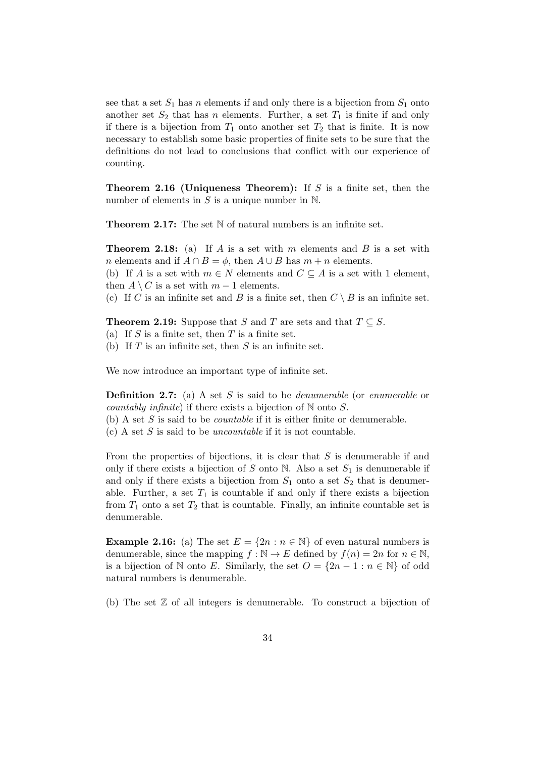see that a set $S_1$ has $n$ elements if and only there is a bijection from $S_1$ onto another set $S_2$ that has $n$ elements. Further, a set $T_1$ is finite if and only if there is a bijection from $T_1$ onto another set $T_2$ that is finite. It is now necessary to establish some basic properties of finite sets to be sure that the definitions do not lead to conclusions that conflict with our experience of counting.

**Theorem 2.16 (Uniqueness Theorem):** If $S$ is a finite set, then the number of elements in $S$ is a unique number in $\mathbb{N}$.

**Theorem 2.17:** The set $\mathbb{N}$ of natural numbers is an infinite set.

**Theorem 2.18:** (a) If $A$ is a set with $m$ elements and $B$ is a set with $n$ elements and if $A \cap B = \phi$, then $A \cup B$ has $m + n$ elements.
(b) If $A$ is a set with $m \in N$ elements and $C \subseteq A$ is a set with 1 element, then $A \setminus C$ is a set with $m - 1$ elements.
(c) If $C$ is an infinite set and $B$ is a finite set, then $C \setminus B$ is an infinite set.

**Theorem 2.19:** Suppose that $S$ and $T$ are sets and that $T \subseteq S$.
(a) If $S$ is a finite set, then $T$ is a finite set.
(b) If $T$ is an infinite set, then $S$ is an infinite set.

We now introduce an important type of infinite set.

**Definition 2.7:** (a) A set $S$ is said to be *denumerable* (or *enumerable* or *countably infinite*) if there exists a bijection of $\mathbb{N}$ onto $S$.
(b) A set $S$ is said to be *countable* if it is either finite or denumerable.
(c) A set $S$ is said to be *uncountable* if it is not countable.

From the properties of bijections, it is clear that $S$ is denumerable if and only if there exists a bijection of $S$ onto $\mathbb{N}$. Also a set $S_1$ is denumerable if and only if there exists a bijection from $S_1$ onto a set $S_2$ that is denumerable. Further, a set $T_1$ is countable if and only if there exists a bijection from $T_1$ onto a set $T_2$ that is countable. Finally, an infinite countable set is denumerable.

**Example 2.16:** (a) The set $E = \{2n : n \in \mathbb{N}\}$ of even natural numbers is denumerable, since the mapping $f : \mathbb{N} \to E$ defined by $f(n) = 2n$ for $n \in \mathbb{N}$, is a bijection of $\mathbb{N}$ onto $E$. Similarly, the set $O = \{2n - 1 : n \in \mathbb{N}\}$ of odd natural numbers is denumerable.

(b) The set $\mathbb{Z}$ of all integers is denumerable. To construct a bijection of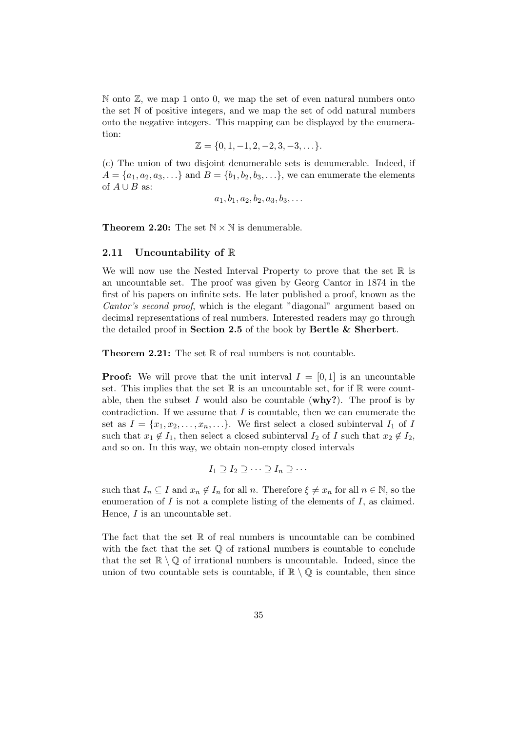$\mathbb{N}$ onto $\mathbb{Z}$, we map 1 onto 0, we map the set of even natural numbers onto the set $\mathbb{N}$ of positive integers, and we map the set of odd natural numbers onto the negative integers. This mapping can be displayed by the enumeration:

$$\mathbb{Z} = \{0, 1, -1, 2, -2, 3, -3, \ldots\}.$$

(c) The union of two disjoint denumerable sets is denumerable. Indeed, if $A = \{a_1, a_2, a_3, \ldots\}$ and $B = \{b_1, b_2, b_3, \ldots\}$, we can enumerate the elements of $A \cup B$ as:

$$a_1, b_1, a_2, b_2, a_3, b_3, \ldots$$

**Theorem 2.20:** The set $\mathbb{N} \times \mathbb{N}$ is denumerable.

### 2.11 Uncountability of $\mathbb{R}$

We will now use the Nested Interval Property to prove that the set $\mathbb{R}$ is an uncountable set. The proof was given by Georg Cantor in 1874 in the first of his papers on infinite sets. He later published a proof, known as the *Cantor's second proof*, which is the elegant "diagonal" argument based on decimal representations of real numbers. Interested readers may go through the detailed proof in **Section 2.5** of the book by **Bertle & Sherbert**.

**Theorem 2.21:** The set $\mathbb{R}$ of real numbers is not countable.

**Proof:** We will prove that the unit interval $I = [0, 1]$ is an uncountable set. This implies that the set $\mathbb{R}$ is an uncountable set, for if $\mathbb{R}$ were countable, then the subset $I$ would also be countable (**why?**). The proof is by contradiction. If we assume that $I$ is countable, then we can enumerate the set as $I = \{x_1, x_2, \ldots, x_n, \ldots\}$. We first select a closed subinterval $I_1$ of $I$ such that $x_1 \notin I_1$, then select a closed subinterval $I_2$ of $I$ such that $x_2 \notin I_2$, and so on. In this way, we obtain non-empty closed intervals

$$I_1 \supseteq I_2 \supseteq \cdots \supseteq I_n \supseteq \cdots$$

such that $I_n \subseteq I$ and $x_n \notin I_n$ for all $n$. Therefore $\xi \neq x_n$ for all $n \in \mathbb{N}$, so the enumeration of $I$ is not a complete listing of the elements of $I$, as claimed. Hence, $I$ is an uncountable set.

The fact that the set $\mathbb{R}$ of real numbers is uncountable can be combined with the fact that the set $\mathbb{Q}$ of rational numbers is countable to conclude that the set $\mathbb{R} \setminus \mathbb{Q}$ of irrational numbers is uncountable. Indeed, since the union of two countable sets is countable, if $\mathbb{R} \setminus \mathbb{Q}$ is countable, then since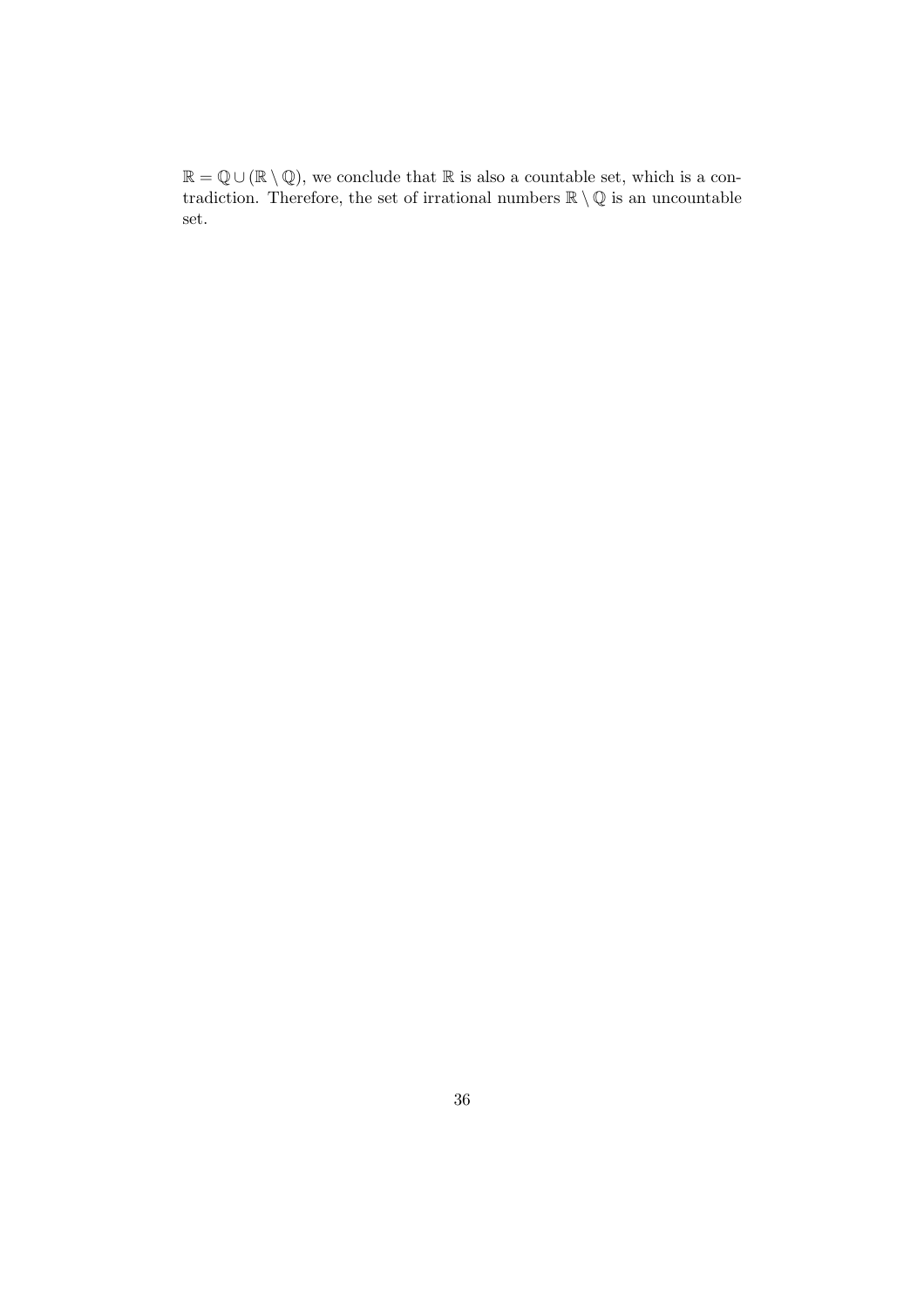$\mathbb{R} = \mathbb{Q} \cup (\mathbb{R} \setminus \mathbb{Q})$, we conclude that $\mathbb{R}$ is also a countable set, which is a contradiction. Therefore, the set of irrational numbers $\mathbb{R} \setminus \mathbb{Q}$ is an uncountable set.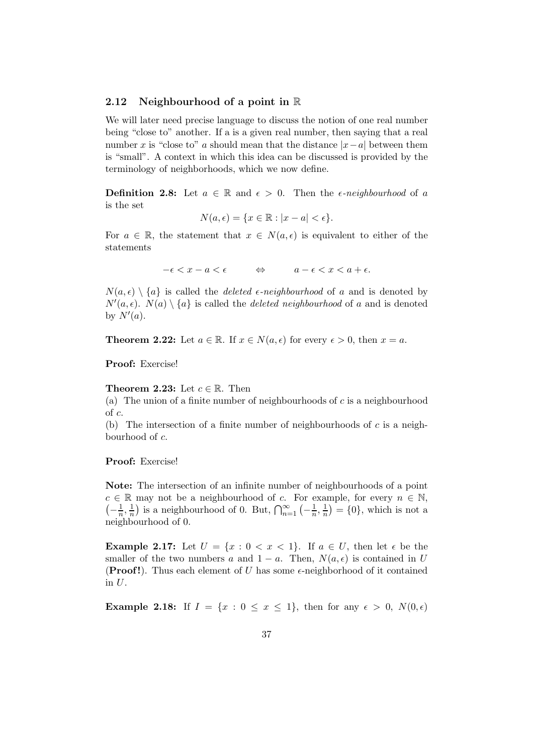### 2.12 Neighbourhood of a point in $\mathbb{R}$

We will later need precise language to discuss the notion of one real number being "close to" another. If a is a given real number, then saying that a real number $x$ is "close to" $a$ should mean that the distance $|x-a|$ between them is "small". A context in which this idea can be discussed is provided by the terminology of neighborhoods, which we now define.

**Definition 2.8:** Let $a \in \mathbb{R}$ and $\epsilon > 0$. Then the *$\epsilon$-neighbourhood* of $a$ is the set

$$N(a, \epsilon) = \{x \in \mathbb{R} : |x - a| < \epsilon\}.$$

For $a \in \mathbb{R}$, the statement that $x \in N(a, \epsilon)$ is equivalent to either of the statements

$$-\epsilon < x - a < \epsilon \qquad \Leftrightarrow \qquad a - \epsilon < x < a + \epsilon.$$

$N(a, \epsilon) \setminus \{a\}$ is called the *deleted $\epsilon$-neighbourhood* of $a$ and is denoted by $N'(a, \epsilon)$. $N(a) \setminus \{a\}$ is called the *deleted neighbourhood* of $a$ and is denoted by $N'(a)$.

**Theorem 2.22:** Let $a \in \mathbb{R}$. If $x \in N(a, \epsilon)$ for every $\epsilon > 0$, then $x = a$.

**Proof:** Exercise!

**Theorem 2.23:** Let $c \in \mathbb{R}$. Then
(a) The union of a finite number of neighbourhoods of $c$ is a neighbourhood of $c$.
(b) The intersection of a finite number of neighbourhoods of $c$ is a neighbourhood of $c$.

**Proof:** Exercise!

**Note:** The intersection of an infinite number of neighbourhoods of a point $c \in \mathbb{R}$ may not be a neighbourhood of $c$. For example, for every $n \in \mathbb{N}$, $\left(-\frac{1}{n}, \frac{1}{n}\right)$ is a neighbourhood of 0. But, $\bigcap_{n=1}^{\infty}\left(-\frac{1}{n}, \frac{1}{n}\right) = \{0\}$, which is not a neighbourhood of 0.

**Example 2.17:** Let $U = \{x : 0 < x < 1\}$. If $a \in U$, then let $\epsilon$ be the smaller of the two numbers $a$ and $1 - a$. Then, $N(a, \epsilon)$ is contained in $U$ (**Proof!**). Thus each element of $U$ has some $\epsilon$-neighborhood of it contained in $U$.

**Example 2.18:** If $I = \{x : 0 \leq x \leq 1\}$, then for any $\epsilon > 0$, $N(0, \epsilon)$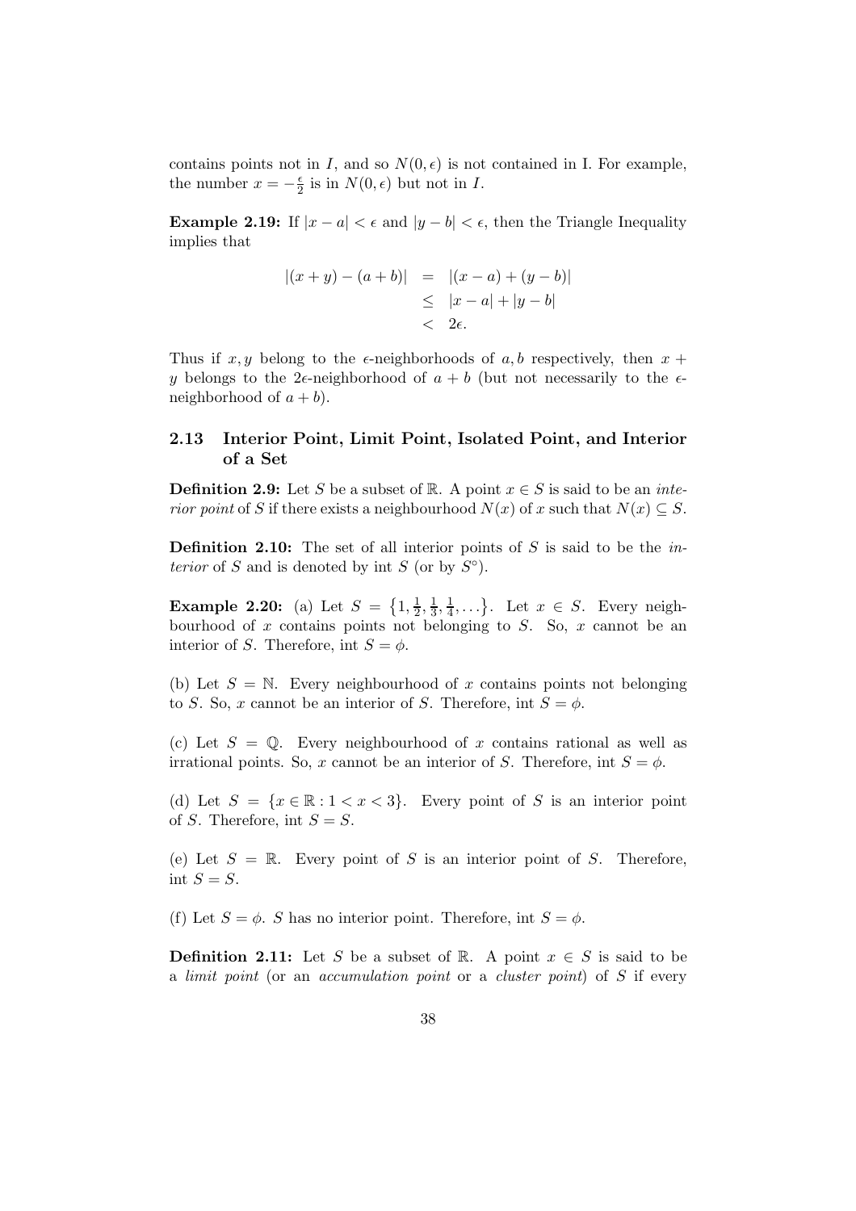contains points not in $I$, and so $N(0, \epsilon)$ is not contained in I. For example, the number $x = -\frac{\epsilon}{2}$ is in $N(0, \epsilon)$ but not in $I$.

**Example 2.19:** If $|x - a| < \epsilon$ and $|y - b| < \epsilon$, then the Triangle Inequality implies that

$$\begin{aligned} |(x + y) - (a + b)| &= |(x - a) + (y - b)| \\ &\leq |x - a| + |y - b| \\ &< 2\epsilon. \end{aligned}$$

Thus if $x, y$ belong to the $\epsilon$-neighborhoods of $a, b$ respectively, then $x + y$ belongs to the $2\epsilon$-neighborhood of $a + b$ (but not necessarily to the $\epsilon$-neighborhood of $a + b$).

## 2.13 Interior Point, Limit Point, Isolated Point, and Interior of a Set

**Definition 2.9:** Let $S$ be a subset of $\mathbb{R}$. A point $x \in S$ is said to be an *interior point* of $S$ if there exists a neighbourhood $N(x)$ of $x$ such that $N(x) \subseteq S$.

**Definition 2.10:** The set of all interior points of $S$ is said to be the *interior* of $S$ and is denoted by int $S$ (or by $S^{\circ}$).

**Example 2.20:** (a) Let $S = \left\{1, \frac{1}{2}, \frac{1}{3}, \frac{1}{4}, \ldots\right\}$. Let $x \in S$. Every neighbourhood of $x$ contains points not belonging to $S$. So, $x$ cannot be an interior of $S$. Therefore, int $S = \phi$.

(b) Let $S = \mathbb{N}$. Every neighbourhood of $x$ contains points not belonging to $S$. So, $x$ cannot be an interior of $S$. Therefore, int $S = \phi$.

(c) Let $S = \mathbb{Q}$. Every neighbourhood of $x$ contains rational as well as irrational points. So, $x$ cannot be an interior of $S$. Therefore, int $S = \phi$.

(d) Let $S = \{x \in \mathbb{R} : 1 < x < 3\}$. Every point of $S$ is an interior point of $S$. Therefore, int $S = S$.

(e) Let $S = \mathbb{R}$. Every point of $S$ is an interior point of $S$. Therefore, int $S = S$.

(f) Let $S = \phi$. $S$ has no interior point. Therefore, int $S = \phi$.

**Definition 2.11:** Let $S$ be a subset of $\mathbb{R}$. A point $x \in S$ is said to be a *limit point* (or an *accumulation point* or a *cluster point*) of $S$ if every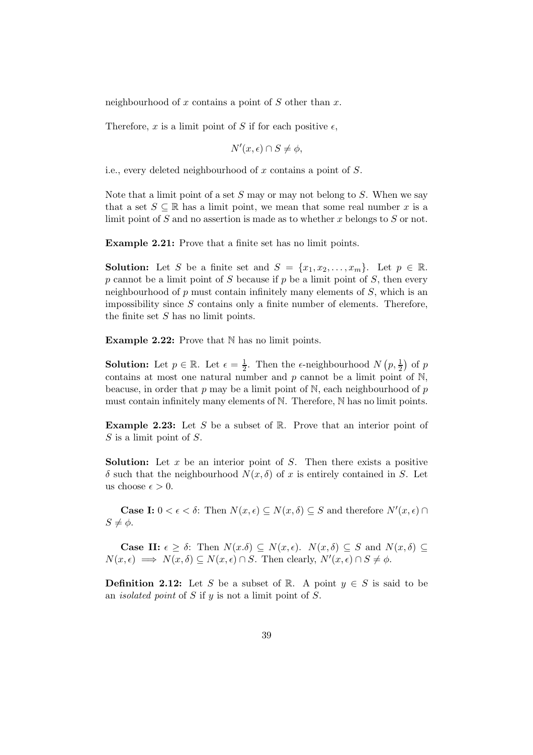neighbourhood of $x$ contains a point of $S$ other than $x$.

Therefore, $x$ is a limit point of $S$ if for each positive $\epsilon$,

$$N'(x, \epsilon) \cap S \neq \phi,$$

i.e., every deleted neighbourhood of $x$ contains a point of $S$.

Note that a limit point of a set $S$ may or may not belong to $S$. When we say that a set $S \subseteq \mathbb{R}$ has a limit point, we mean that some real number $x$ is a limit point of $S$ and no assertion is made as to whether $x$ belongs to $S$ or not.

**Example 2.21:** Prove that a finite set has no limit points.

**Solution:** Let $S$ be a finite set and $S = \{x_1, x_2, \ldots, x_m\}$. Let $p \in \mathbb{R}$. $p$ cannot be a limit point of $S$ because if $p$ be a limit point of $S$, then every neighbourhood of $p$ must contain infinitely many elements of $S$, which is an impossibility since $S$ contains only a finite number of elements. Therefore, the finite set $S$ has no limit points.

**Example 2.22:** Prove that $\mathbb{N}$ has no limit points.

**Solution:** Let $p \in \mathbb{R}$. Let $\epsilon = \frac{1}{2}$. Then the $\epsilon$-neighbourhood $N\left(p, \frac{1}{2}\right)$ of $p$ contains at most one natural number and $p$ cannot be a limit point of $\mathbb{N}$, beacuse, in order that $p$ may be a limit point of $\mathbb{N}$, each neighbourhood of $p$ must contain infinitely many elements of $\mathbb{N}$. Therefore, $\mathbb{N}$ has no limit points.

**Example 2.23:** Let $S$ be a subset of $\mathbb{R}$. Prove that an interior point of $S$ is a limit point of $S$.

**Solution:** Let $x$ be an interior point of $S$. Then there exists a positive $\delta$ such that the neighbourhood $N(x, \delta)$ of $x$ is entirely contained in $S$. Let us choose $\epsilon > 0$.

**Case I:** $0 < \epsilon < \delta$: Then $N(x, \epsilon) \subseteq N(x, \delta) \subseteq S$ and therefore $N'(x, \epsilon) \cap S \neq \phi$.

**Case II:** $\epsilon \geq \delta$: Then $N(x.\delta) \subseteq N(x, \epsilon)$. $N(x, \delta) \subseteq S$ and $N(x, \delta) \subseteq N(x, \epsilon) \implies N(x, \delta) \subseteq N(x, \epsilon) \cap S$. Then clearly, $N'(x, \epsilon) \cap S \neq \phi$.

**Definition 2.12:** Let $S$ be a subset of $\mathbb{R}$. A point $y \in S$ is said to be an *isolated point* of $S$ if $y$ is not a limit point of $S$.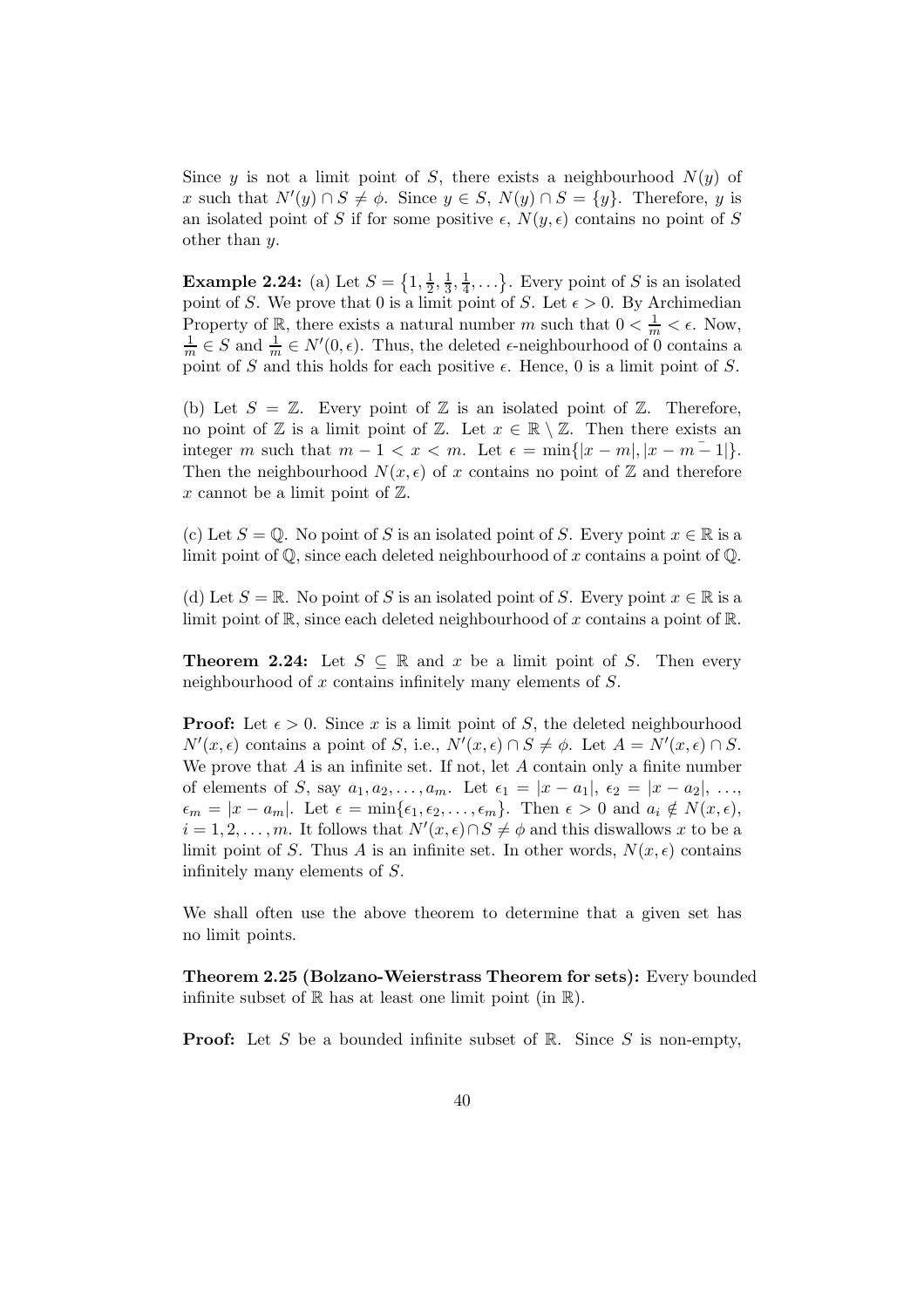Since $y$ is not a limit point of $S$, there exists a neighbourhood $N(y)$ of $x$ such that $N'(y) \cap S \neq \phi$. Since $y \in S$, $N(y) \cap S = \{y\}$. Therefore, $y$ is an isolated point of $S$ if for some positive $\epsilon$, $N(y, \epsilon)$ contains no point of $S$ other than $y$.

**Example 2.24:** (a) Let $S = \{1, \frac{1}{2}, \frac{1}{3}, \frac{1}{4}, \ldots\}$. Every point of $S$ is an isolated point of $S$. We prove that 0 is a limit point of $S$. Let $\epsilon > 0$. By Archimedian Property of $\mathbb{R}$, there exists a natural number $m$ such that $0 < \frac{1}{m} < \epsilon$. Now, $\frac{1}{m} \in S$ and $\frac{1}{m} \in N'(0, \epsilon)$. Thus, the deleted $\epsilon$-neighbourhood of 0 contains a point of $S$ and this holds for each positive $\epsilon$. Hence, 0 is a limit point of $S$.

(b) Let $S = \mathbb{Z}$. Every point of $\mathbb{Z}$ is an isolated point of $\mathbb{Z}$. Therefore, no point of $\mathbb{Z}$ is a limit point of $\mathbb{Z}$. Let $x \in \mathbb{R} \setminus \mathbb{Z}$. Then there exists an integer $m$ such that $m - 1 < x < m$. Let $\epsilon = \min\{|x - m|, |x - m - 1|\}$. Then the neighbourhood $N(x, \epsilon)$ of $x$ contains no point of $\mathbb{Z}$ and therefore $x$ cannot be a limit point of $\mathbb{Z}$.

(c) Let $S = \mathbb{Q}$. No point of $S$ is an isolated point of $S$. Every point $x \in \mathbb{R}$ is a limit point of $\mathbb{Q}$, since each deleted neighbourhood of $x$ contains a point of $\mathbb{Q}$.

(d) Let $S = \mathbb{R}$. No point of $S$ is an isolated point of $S$. Every point $x \in \mathbb{R}$ is a limit point of $\mathbb{R}$, since each deleted neighbourhood of $x$ contains a point of $\mathbb{R}$.

**Theorem 2.24:** Let $S \subseteq \mathbb{R}$ and $x$ be a limit point of $S$. Then every neighbourhood of $x$ contains infinitely many elements of $S$.

**Proof:** Let $\epsilon > 0$. Since $x$ is a limit point of $S$, the deleted neighbourhood $N'(x, \epsilon)$ contains a point of $S$, i.e., $N'(x, \epsilon) \cap S \neq \phi$. Let $A = N'(x, \epsilon) \cap S$. We prove that $A$ is an infinite set. If not, let $A$ contain only a finite number of elements of $S$, say $a_1, a_2, \ldots, a_m$. Let $\epsilon_1 = |x - a_1|$, $\epsilon_2 = |x - a_2|$, $\ldots$, $\epsilon_m = |x - a_m|$. Let $\epsilon = \min\{\epsilon_1, \epsilon_2, \ldots, \epsilon_m\}$. Then $\epsilon > 0$ and $a_i \notin N(x, \epsilon)$, $i = 1, 2, \ldots, m$. It follows that $N'(x, \epsilon) \cap S \neq \phi$ and this diswallows $x$ to be a limit point of $S$. Thus $A$ is an infinite set. In other words, $N(x, \epsilon)$ contains infinitely many elements of $S$.

We shall often use the above theorem to determine that a given set has no limit points.

**Theorem 2.25 (Bolzano-Weierstrass Theorem for sets):** Every bounded infinite subset of $\mathbb{R}$ has at least one limit point (in $\mathbb{R}$).

**Proof:** Let $S$ be a bounded infinite subset of $\mathbb{R}$. Since $S$ is non-empty,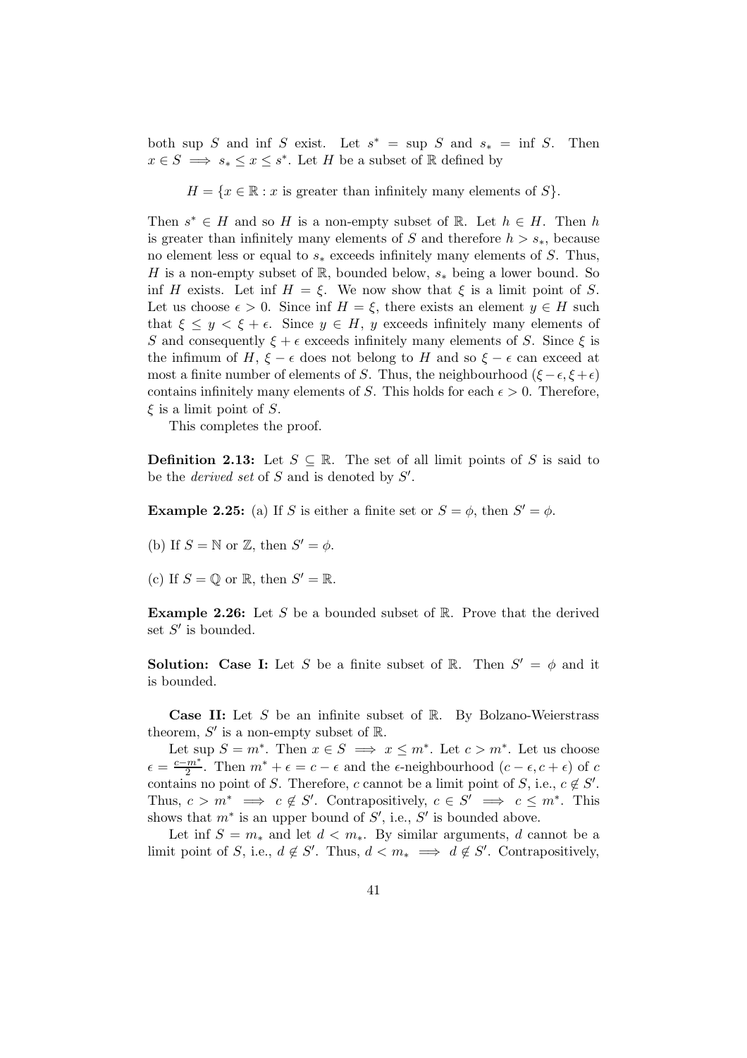both sup $S$ and inf $S$ exist. Let $s^* = \sup S$ and $s_* = \inf S$. Then $x \in S \implies s_* \leq x \leq s^*$. Let $H$ be a subset of $\mathbb{R}$ defined by

$$H = \{x \in \mathbb{R} : x \text{ is greater than infinitely many elements of } S\}.$$

Then $s^* \in H$ and so $H$ is a non-empty subset of $\mathbb{R}$. Let $h \in H$. Then $h$ is greater than infinitely many elements of $S$ and therefore $h > s_*$, because no element less or equal to $s_*$ exceeds infinitely many elements of $S$. Thus, $H$ is a non-empty subset of $\mathbb{R}$, bounded below, $s_*$ being a lower bound. So inf $H$ exists. Let inf $H = \xi$. We now show that $\xi$ is a limit point of $S$. Let us choose $\epsilon > 0$. Since inf $H = \xi$, there exists an element $y \in H$ such that $\xi \leq y < \xi + \epsilon$. Since $y \in H$, $y$ exceeds infinitely many elements of $S$ and consequently $\xi + \epsilon$ exceeds infinitely many elements of $S$. Since $\xi$ is the infimum of $H$, $\xi - \epsilon$ does not belong to $H$ and so $\xi - \epsilon$ can exceed at most a finite number of elements of $S$. Thus, the neighbourhood $(\xi - \epsilon, \xi + \epsilon)$ contains infinitely many elements of $S$. This holds for each $\epsilon > 0$. Therefore, $\xi$ is a limit point of $S$.

This completes the proof.

**Definition 2.13:** Let $S \subseteq \mathbb{R}$. The set of all limit points of $S$ is said to be the *derived set* of $S$ and is denoted by $S'$.

**Example 2.25:** (a) If $S$ is either a finite set or $S = \phi$, then $S' = \phi$.

(b) If $S = \mathbb{N}$ or $\mathbb{Z}$, then $S' = \phi$.

(c) If $S = \mathbb{Q}$ or $\mathbb{R}$, then $S' = \mathbb{R}$.

**Example 2.26:** Let $S$ be a bounded subset of $\mathbb{R}$. Prove that the derived set $S'$ is bounded.

**Solution: Case I:** Let $S$ be a finite subset of $\mathbb{R}$. Then $S' = \phi$ and it is bounded.

**Case II:** Let $S$ be an infinite subset of $\mathbb{R}$. By Bolzano-Weierstrass theorem, $S'$ is a non-empty subset of $\mathbb{R}$.

Let sup $S = m^*$. Then $x \in S \implies x \leq m^*$. Let $c > m^*$. Let us choose $\epsilon = \frac{c - m^*}{2}$. Then $m^* + \epsilon = c - \epsilon$ and the $\epsilon$-neighbourhood $(c - \epsilon, c + \epsilon)$ of $c$ contains no point of $S$. Therefore, $c$ cannot be a limit point of $S$, i.e., $c \notin S'$. Thus, $c > m^* \implies c \notin S'$. Contrapositively, $c \in S' \implies c \leq m^*$. This shows that $m^*$ is an upper bound of $S'$, i.e., $S'$ is bounded above.

Let inf $S = m_*$ and let $d < m_*$. By similar arguments, $d$ cannot be a limit point of $S$, i.e., $d \notin S'$. Thus, $d < m_* \implies d \notin S'$. Contrapositively,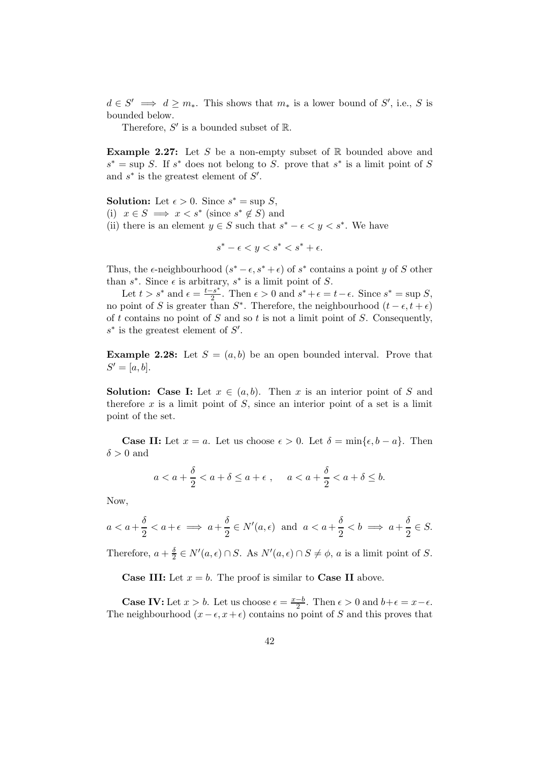$d \in S' \implies d \geq m_*$. This shows that $m_*$ is a lower bound of $S'$, i.e., $S$ is bounded below.

Therefore, $S'$ is a bounded subset of $\mathbb{R}$.

**Example 2.27:** Let $S$ be a non-empty subset of $\mathbb{R}$ bounded above and $s^* = \sup S$. If $s^*$ does not belong to $S$. prove that $s^*$ is a limit point of $S$ and $s^*$ is the greatest element of $S'$.

**Solution:** Let $\epsilon > 0$. Since $s^* = \sup S$,
(i) $x \in S \implies x < s^*$ (since $s^* \notin S$) and
(ii) there is an element $y \in S$ such that $s^* - \epsilon < y < s^*$. We have

$$s^* - \epsilon < y < s^* < s^* + \epsilon.$$

Thus, the $\epsilon$-neighbourhood $(s^* - \epsilon, s^* + \epsilon)$ of $s^*$ contains a point $y$ of $S$ other than $s^*$. Since $\epsilon$ is arbitrary, $s^*$ is a limit point of $S$.

Let $t > s^*$ and $\epsilon = \frac{t - s^*}{2}$. Then $\epsilon > 0$ and $s^* + \epsilon = t - \epsilon$. Since $s^* = \sup S$, no point of $S$ is greater than $S^*$. Therefore, the neighbourhood $(t - \epsilon, t + \epsilon)$ of $t$ contains no point of $S$ and so $t$ is not a limit point of $S$. Consequently, $s^*$ is the greatest element of $S'$.

**Example 2.28:** Let $S = (a, b)$ be an open bounded interval. Prove that $S' = [a, b]$.

**Solution: Case I:** Let $x \in (a, b)$. Then $x$ is an interior point of $S$ and therefore $x$ is a limit point of $S$, since an interior point of a set is a limit point of the set.

**Case II:** Let $x = a$. Let us choose $\epsilon > 0$. Let $\delta = \min\{\epsilon, b - a\}$. Then $\delta > 0$ and

$$a < a + \frac{\delta}{2} < a + \delta \leq a + \epsilon \ , \quad a < a + \frac{\delta}{2} < a + \delta \leq b.$$

Now,

$$a < a + \frac{\delta}{2} < a + \epsilon \implies a + \frac{\delta}{2} \in N'(a, \epsilon) \text{ and } a < a + \frac{\delta}{2} < b \implies a + \frac{\delta}{2} \in S.$$

Therefore, $a + \frac{\delta}{2} \in N'(a, \epsilon) \cap S$. As $N'(a, \epsilon) \cap S \neq \phi$, $a$ is a limit point of $S$.

**Case III:** Let $x = b$. The proof is similar to **Case II** above.

**Case IV:** Let $x > b$. Let us choose $\epsilon = \frac{x - b}{2}$. Then $\epsilon > 0$ and $b + \epsilon = x - \epsilon$. The neighbourhood $(x - \epsilon, x + \epsilon)$ contains no point of $S$ and this proves that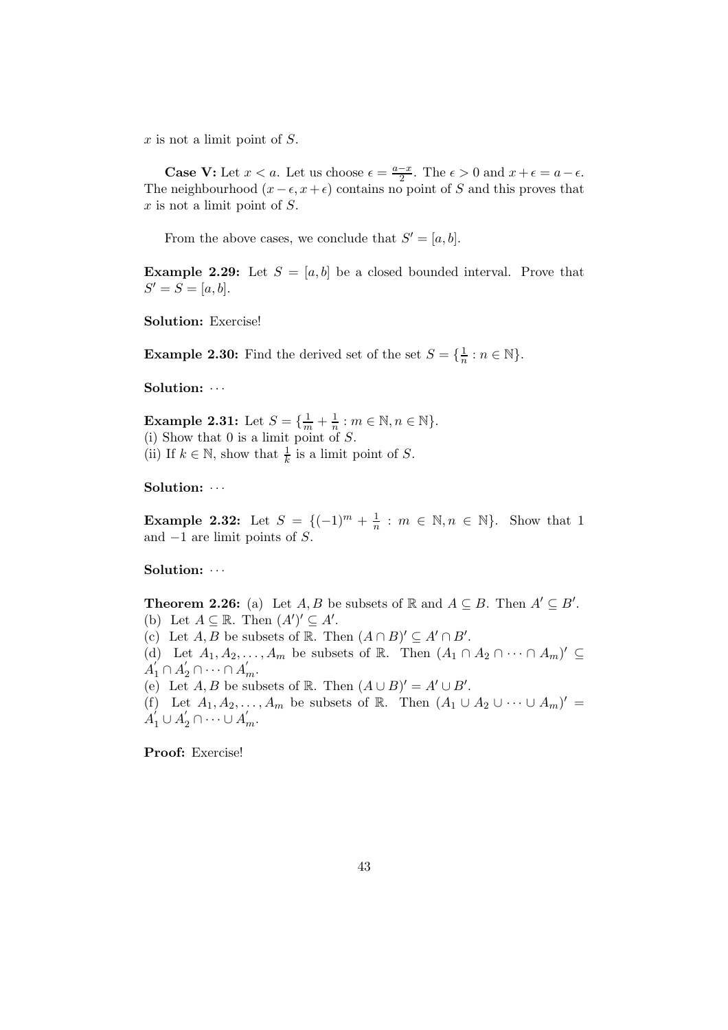$x$ is not a limit point of $S$.

**Case V:** Let $x < a$. Let us choose $\epsilon = \frac{a-x}{2}$. The $\epsilon > 0$ and $x + \epsilon = a - \epsilon$. The neighbourhood $(x - \epsilon, x + \epsilon)$ contains no point of $S$ and this proves that $x$ is not a limit point of $S$.

From the above cases, we conclude that $S' = [a, b]$.

**Example 2.29:** Let $S = [a, b]$ be a closed bounded interval. Prove that $S' = S = [a, b]$.

**Solution:** Exercise!

**Example 2.30:** Find the derived set of the set $S = \{\frac{1}{n} : n \in \mathbb{N}\}$.

**Solution:** $\cdots$

**Example 2.31:** Let $S = \{\frac{1}{m} + \frac{1}{n} : m \in \mathbb{N}, n \in \mathbb{N}\}$.
(i) Show that 0 is a limit point of $S$.
(ii) If $k \in \mathbb{N}$, show that $\frac{1}{k}$ is a limit point of $S$.

**Solution:** $\cdots$

**Example 2.32:** Let $S = \{(-1)^m + \frac{1}{n} : m \in \mathbb{N}, n \in \mathbb{N}\}$. Show that 1 and $-1$ are limit points of $S$.

**Solution:** $\cdots$

**Theorem 2.26:** (a) Let $A, B$ be subsets of $\mathbb{R}$ and $A \subseteq B$. Then $A' \subseteq B'$.
(b) Let $A \subseteq \mathbb{R}$. Then $(A')' \subseteq A'$.
(c) Let $A, B$ be subsets of $\mathbb{R}$. Then $(A \cap B)' \subseteq A' \cap B'$.
(d) Let $A_1, A_2, \ldots, A_m$ be subsets of $\mathbb{R}$. Then $(A_1 \cap A_2 \cap \cdots \cap A_m)' \subseteq A_1' \cap A_2' \cap \cdots \cap A_m'$.
(e) Let $A, B$ be subsets of $\mathbb{R}$. Then $(A \cup B)' = A' \cup B'$.
(f) Let $A_1, A_2, \ldots, A_m$ be subsets of $\mathbb{R}$. Then $(A_1 \cup A_2 \cup \cdots \cup A_m)' = A_1' \cup A_2' \cap \cdots \cup A_m'$.

**Proof:** Exercise!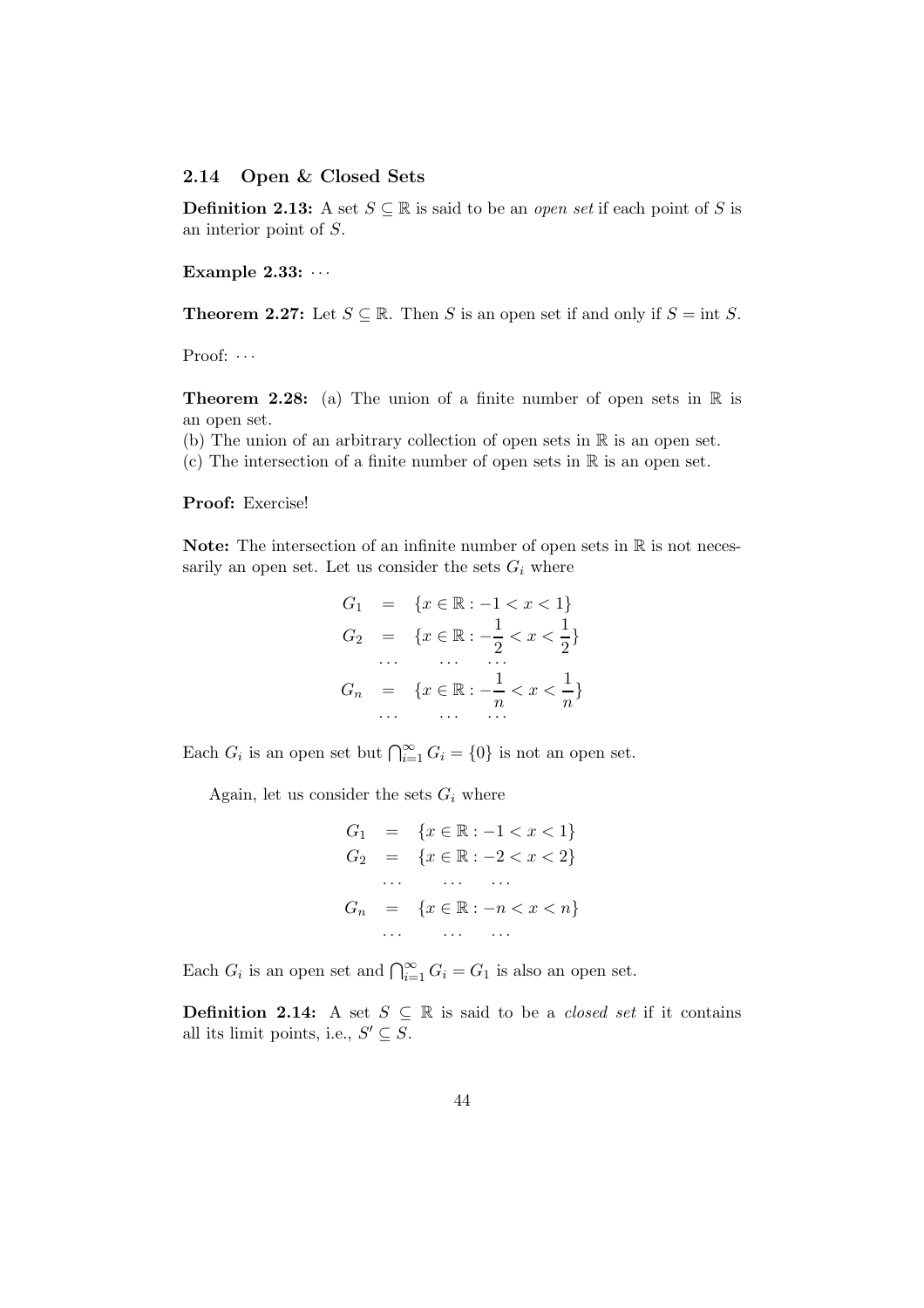### 2.14 Open & Closed Sets

**Definition 2.13:** A set $S \subseteq \mathbb{R}$ is said to be an *open set* if each point of $S$ is an interior point of $S$.

**Example 2.33:** $\cdots$

**Theorem 2.27:** Let $S \subseteq \mathbb{R}$. Then $S$ is an open set if and only if $S = \text{int } S$.

Proof: $\cdots$

**Theorem 2.28:** (a) The union of a finite number of open sets in $\mathbb{R}$ is an open set.
(b) The union of an arbitrary collection of open sets in $\mathbb{R}$ is an open set.
(c) The intersection of a finite number of open sets in $\mathbb{R}$ is an open set.

**Proof:** Exercise!

**Note:** The intersection of an infinite number of open sets in $\mathbb{R}$ is not necessarily an open set. Let us consider the sets $G_i$ where

$$
\begin{aligned}
G_1 &= \{x \in \mathbb{R} : -1 < x < 1\} \\
G_2 &= \{x \in \mathbb{R} : -\frac{1}{2} < x < \frac{1}{2}\} \\
\cdots & \quad \cdots \quad \cdots \\
G_n &= \{x \in \mathbb{R} : -\frac{1}{n} < x < \frac{1}{n}\} \\
\cdots & \quad \cdots \quad \cdots
\end{aligned}
$$

Each $G_i$ is an open set but $\bigcap_{i=1}^{\infty} G_i = \{0\}$ is not an open set.

Again, let us consider the sets $G_i$ where

$$
\begin{aligned}
G_1 &= \{x \in \mathbb{R} : -1 < x < 1\} \\
G_2 &= \{x \in \mathbb{R} : -2 < x < 2\} \\
\cdots & \quad \cdots \quad \cdots \\
G_n &= \{x \in \mathbb{R} : -n < x < n\} \\
\cdots & \quad \cdots \quad \cdots
\end{aligned}
$$

Each $G_i$ is an open set and $\bigcap_{i=1}^{\infty} G_i = G_1$ is also an open set.

**Definition 2.14:** A set $S \subseteq \mathbb{R}$ is said to be a *closed set* if it contains all its limit points, i.e., $S' \subseteq S$.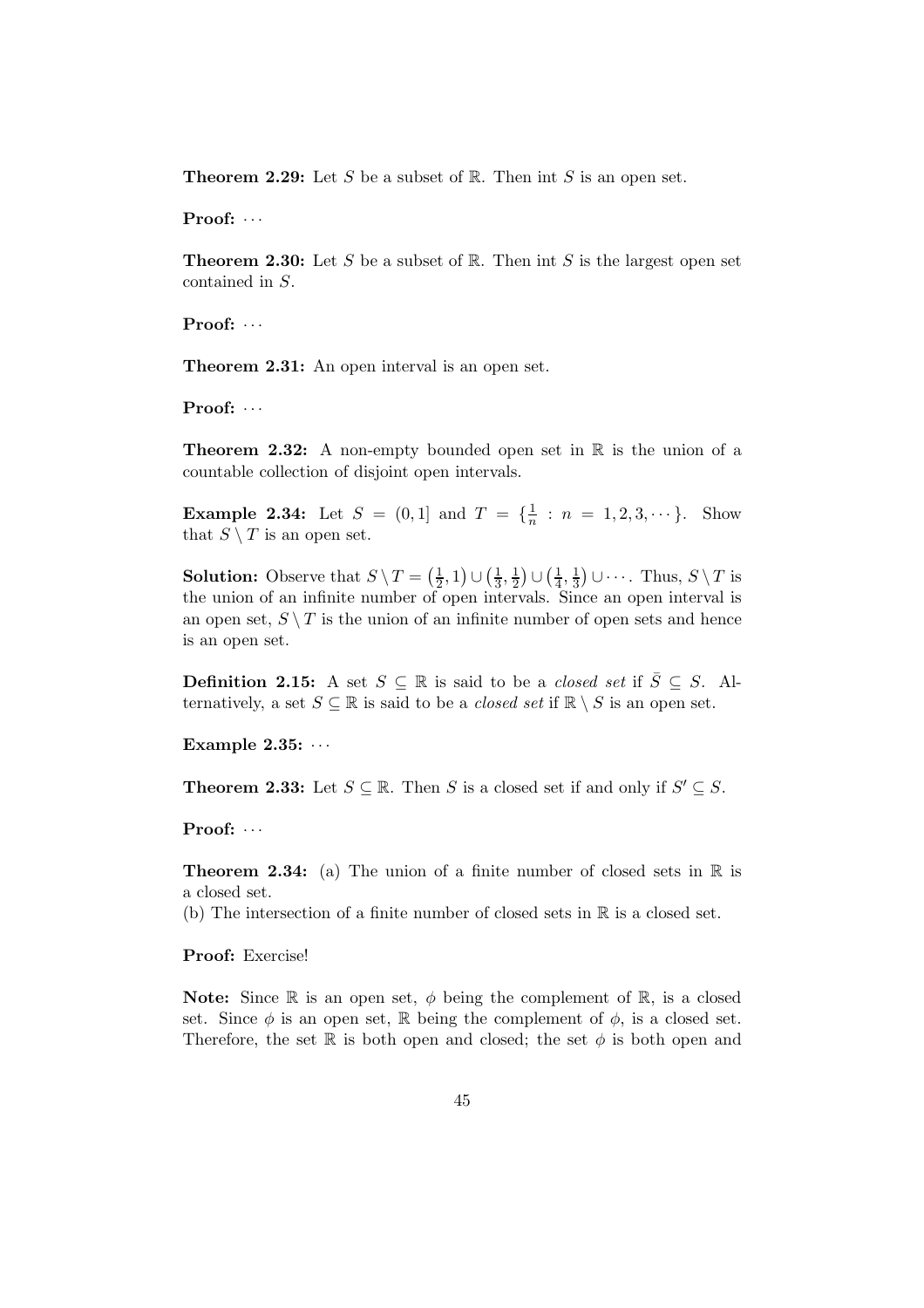**Theorem 2.29:** Let $S$ be a subset of $\mathbb{R}$. Then int $S$ is an open set.

**Proof:** $\cdots$

**Theorem 2.30:** Let $S$ be a subset of $\mathbb{R}$. Then int $S$ is the largest open set contained in $S$.

**Proof:** $\cdots$

**Theorem 2.31:** An open interval is an open set.

**Proof:** $\cdots$

**Theorem 2.32:** A non-empty bounded open set in $\mathbb{R}$ is the union of a countable collection of disjoint open intervals.

**Example 2.34:** Let $S = (0, 1]$ and $T = \{\frac{1}{n} : n = 1, 2, 3, \cdots\}$. Show that $S \setminus T$ is an open set.

**Solution:** Observe that $S \setminus T = \left(\frac{1}{2}, 1\right) \cup \left(\frac{1}{3}, \frac{1}{2}\right) \cup \left(\frac{1}{4}, \frac{1}{3}\right) \cup \cdots$. Thus, $S \setminus T$ is the union of an infinite number of open intervals. Since an open interval is an open set, $S \setminus T$ is the union of an infinite number of open sets and hence is an open set.

**Definition 2.15:** A set $S \subseteq \mathbb{R}$ is said to be a *closed set* if $\bar{S} \subseteq S$. Alternatively, a set $S \subseteq \mathbb{R}$ is said to be a *closed set* if $\mathbb{R} \setminus S$ is an open set.

**Example 2.35:** $\cdots$

**Theorem 2.33:** Let $S \subseteq \mathbb{R}$. Then $S$ is a closed set if and only if $S' \subseteq S$.

**Proof:** $\cdots$

**Theorem 2.34:** (a) The union of a finite number of closed sets in $\mathbb{R}$ is a closed set.
(b) The intersection of a finite number of closed sets in $\mathbb{R}$ is a closed set.

**Proof:** Exercise!

**Note:** Since $\mathbb{R}$ is an open set, $\phi$ being the complement of $\mathbb{R}$, is a closed set. Since $\phi$ is an open set, $\mathbb{R}$ being the complement of $\phi$, is a closed set. Therefore, the set $\mathbb{R}$ is both open and closed; the set $\phi$ is both open and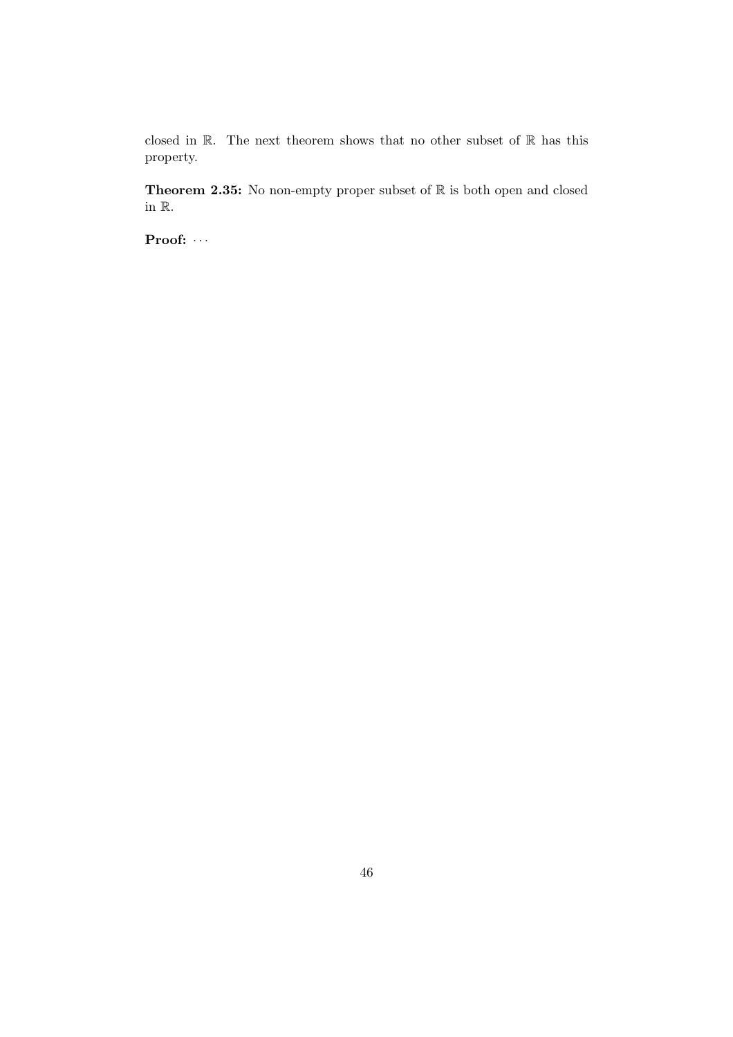closed in $\mathbb{R}$. The next theorem shows that no other subset of $\mathbb{R}$ has this property.

**Theorem 2.35:** No non-empty proper subset of $\mathbb{R}$ is both open and closed in $\mathbb{R}$.

**Proof:** $\cdots$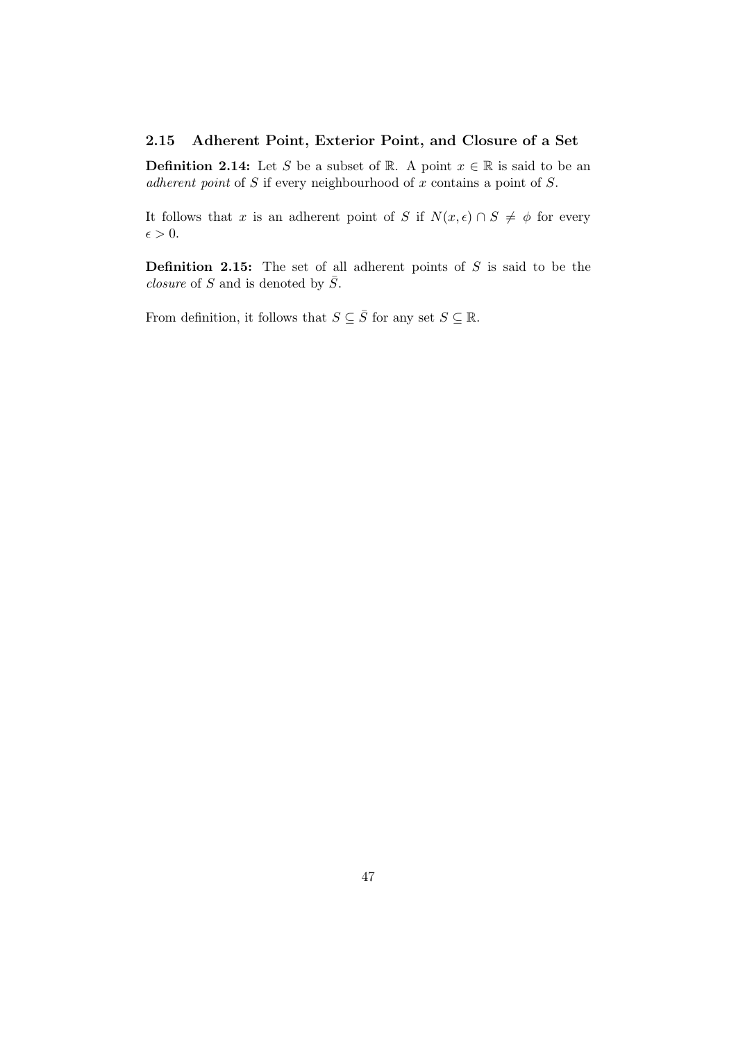## 2.15 Adherent Point, Exterior Point, and Closure of a Set

**Definition 2.14:** Let $S$ be a subset of $\mathbb{R}$. A point $x \in \mathbb{R}$ is said to be an *adherent point* of $S$ if every neighbourhood of $x$ contains a point of $S$.

It follows that $x$ is an adherent point of $S$ if $N(x, \epsilon) \cap S \neq \phi$ for every $\epsilon > 0$.

**Definition 2.15:** The set of all adherent points of $S$ is said to be the *closure* of $S$ and is denoted by $\bar{S}$.

From definition, it follows that $S \subseteq \bar{S}$ for any set $S \subseteq \mathbb{R}$.